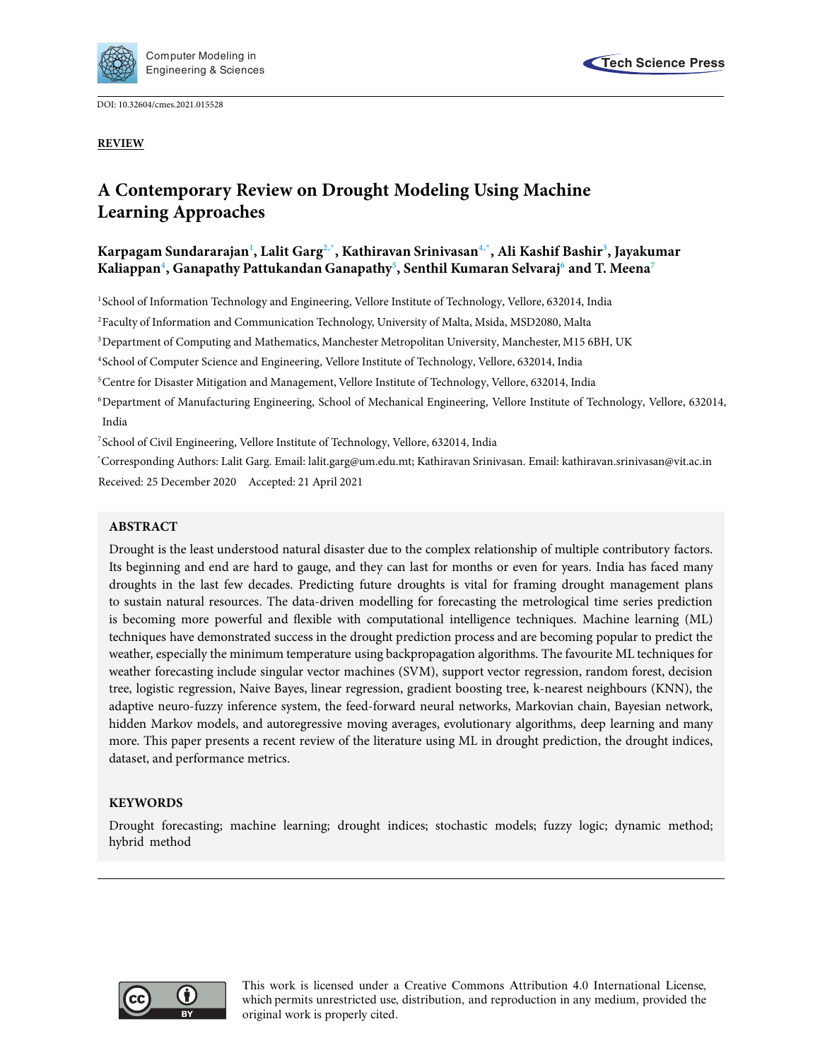DOI: 10.32604/cmes.2021.015528

**REVIEW**

# A Contemporary Review on Drought Modeling Using Machine Learning Approaches

**Karpagam Sundararajan[1], Lalit Garg[2,*], Kathiravan Srinivasan[4,*], Ali Kashif Bashir[3], Jayakumar Kaliappan[4], Ganapathy Pattukandan Ganapathy[5], Senthil Kumaran Selvaraj[6] and T. Meena[7]**

[1]School of Information Technology and Engineering, Vellore Institute of Technology, Vellore, 632014, India

[2]Faculty of Information and Communication Technology, University of Malta, Msida, MSD2080, Malta

[3]Department of Computing and Mathematics, Manchester Metropolitan University, Manchester, M15 6BH, UK

[4]School of Computer Science and Engineering, Vellore Institute of Technology, Vellore, 632014, India

[5]Centre for Disaster Mitigation and Management, Vellore Institute of Technology, Vellore, 632014, India

[6]Department of Manufacturing Engineering, School of Mechanical Engineering, Vellore Institute of Technology, Vellore, 632014, India

[7]School of Civil Engineering, Vellore Institute of Technology, Vellore, 632014, India

*Corresponding Authors: Lalit Garg. Email: lalit.garg@um.edu.mt; Kathiravan Srinivasan. Email: kathiravan.srinivasan@vit.ac.in

Received: 25 December 2020 Accepted: 21 April 2021

## ABSTRACT

Drought is the least understood natural disaster due to the complex relationship of multiple contributory factors. Its beginning and end are hard to gauge, and they can last for months or even for years. India has faced many droughts in the last few decades. Predicting future droughts is vital for framing drought management plans to sustain natural resources. The data-driven modelling for forecasting the metrological time series prediction is becoming more powerful and flexible with computational intelligence techniques. Machine learning (ML) techniques have demonstrated success in the drought prediction process and are becoming popular to predict the weather, especially the minimum temperature using backpropagation algorithms. The favourite ML techniques for weather forecasting include singular vector machines (SVM), support vector regression, random forest, decision tree, logistic regression, Naive Bayes, linear regression, gradient boosting tree, k-nearest neighbours (KNN), the adaptive neuro-fuzzy inference system, the feed-forward neural networks, Markovian chain, Bayesian network, hidden Markov models, and autoregressive moving averages, evolutionary algorithms, deep learning and many more. This paper presents a recent review of the literature using ML in drought prediction, the drought indices, dataset, and performance metrics.

## KEYWORDS

Drought forecasting; machine learning; drought indices; stochastic models; fuzzy logic; dynamic method; hybrid method

This work is licensed under a Creative Commons Attribution 4.0 International License, which permits unrestricted use, distribution, and reproduction in any medium, provided the original work is properly cited.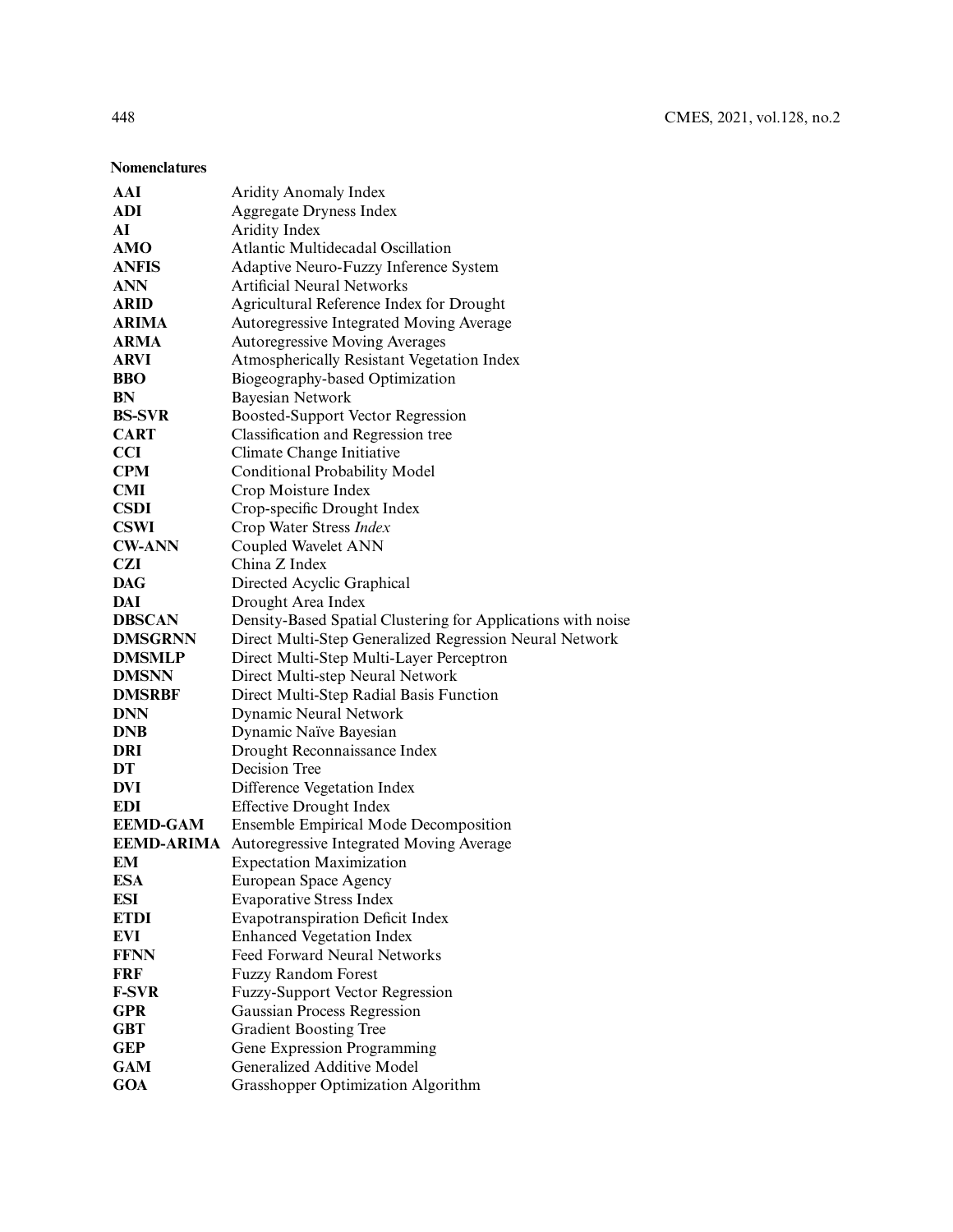**Nomenclatures**

| | |
|---|---|
| **AAI** | Aridity Anomaly Index |
| **ADI** | Aggregate Dryness Index |
| **AI** | Aridity Index |
| **AMO** | Atlantic Multidecadal Oscillation |
| **ANFIS** | Adaptive Neuro-Fuzzy Inference System |
| **ANN** | Artificial Neural Networks |
| **ARID** | Agricultural Reference Index for Drought |
| **ARIMA** | Autoregressive Integrated Moving Average |
| **ARMA** | Autoregressive Moving Averages |
| **ARVI** | Atmospherically Resistant Vegetation Index |
| **BBO** | Biogeography-based Optimization |
| **BN** | Bayesian Network |
| **BS-SVR** | Boosted-Support Vector Regression |
| **CART** | Classification and Regression tree |
| **CCI** | Climate Change Initiative |
| **CPM** | Conditional Probability Model |
| **CMI** | Crop Moisture Index |
| **CSDI** | Crop-specific Drought Index |
| **CSWI** | Crop Water Stress *Index* |
| **CW-ANN** | Coupled Wavelet ANN |
| **CZI** | China Z Index |
| **DAG** | Directed Acyclic Graphical |
| **DAI** | Drought Area Index |
| **DBSCAN** | Density-Based Spatial Clustering for Applications with noise |
| **DMSGRNN** | Direct Multi-Step Generalized Regression Neural Network |
| **DMSMLP** | Direct Multi-Step Multi-Layer Perceptron |
| **DMSNN** | Direct Multi-step Neural Network |
| **DMSRBF** | Direct Multi-Step Radial Basis Function |
| **DNN** | Dynamic Neural Network |
| **DNB** | Dynamic Naïve Bayesian |
| **DRI** | Drought Reconnaissance Index |
| **DT** | Decision Tree |
| **DVI** | Difference Vegetation Index |
| **EDI** | Effective Drought Index |
| **EEMD-GAM** | Ensemble Empirical Mode Decomposition |
| **EEMD-ARIMA** | Autoregressive Integrated Moving Average |
| **EM** | Expectation Maximization |
| **ESA** | European Space Agency |
| **ESI** | Evaporative Stress Index |
| **ETDI** | Evapotranspiration Deficit Index |
| **EVI** | Enhanced Vegetation Index |
| **FFNN** | Feed Forward Neural Networks |
| **FRF** | Fuzzy Random Forest |
| **F-SVR** | Fuzzy-Support Vector Regression |
| **GPR** | Gaussian Process Regression |
| **GBT** | Gradient Boosting Tree |
| **GEP** | Gene Expression Programming |
| **GAM** | Generalized Additive Model |
| **GOA** | Grasshopper Optimization Algorithm |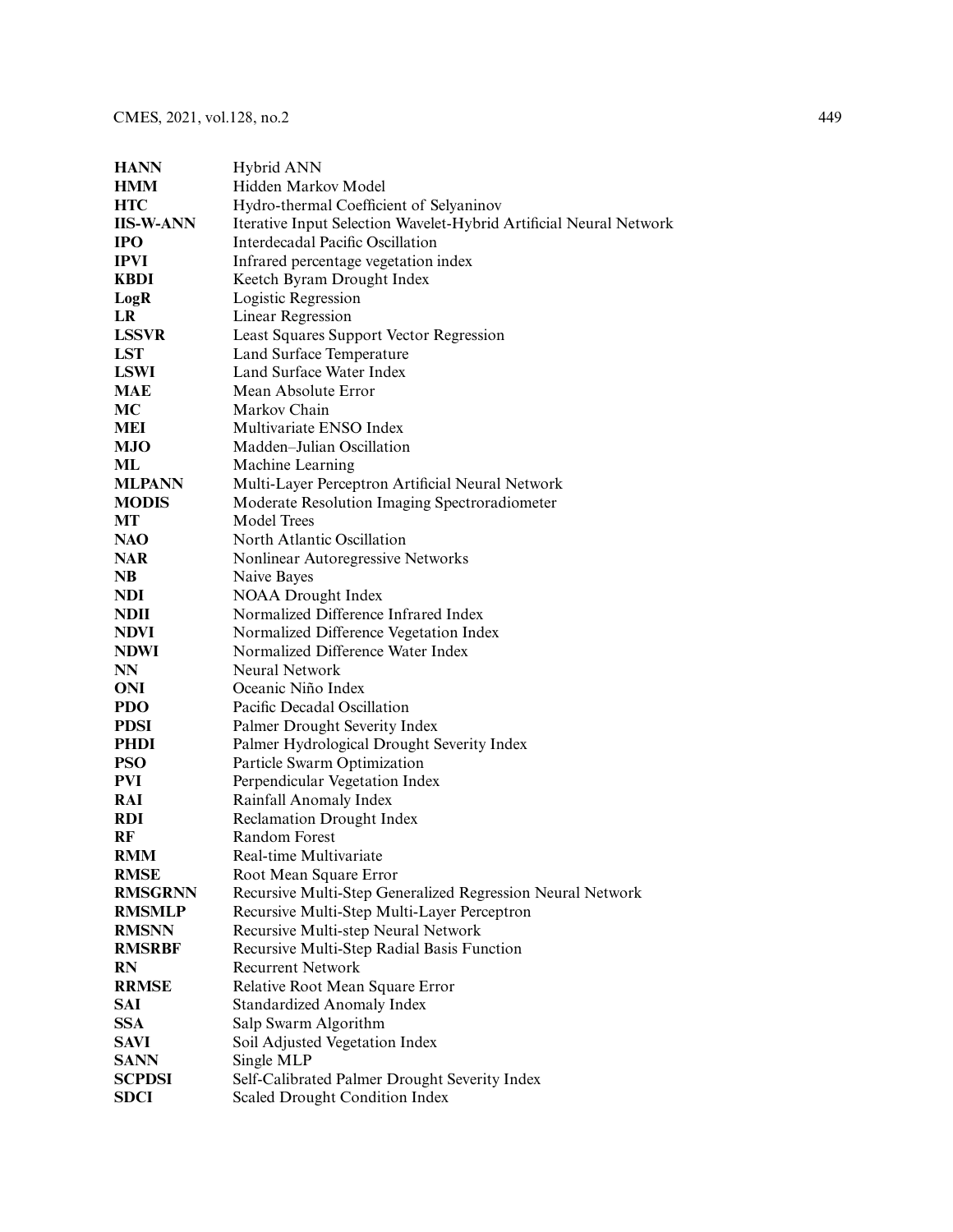| | |
|---|---|
| **HANN** | Hybrid ANN |
| **HMM** | Hidden Markov Model |
| **HTC** | Hydro-thermal Coefficient of Selyaninov |
| **IIS-W-ANN** | Iterative Input Selection Wavelet-Hybrid Artificial Neural Network |
| **IPO** | Interdecadal Pacific Oscillation |
| **IPVI** | Infrared percentage vegetation index |
| **KBDI** | Keetch Byram Drought Index |
| **LogR** | Logistic Regression |
| **LR** | Linear Regression |
| **LSSVR** | Least Squares Support Vector Regression |
| **LST** | Land Surface Temperature |
| **LSWI** | Land Surface Water Index |
| **MAE** | Mean Absolute Error |
| **MC** | Markov Chain |
| **MEI** | Multivariate ENSO Index |
| **MJO** | Madden–Julian Oscillation |
| **ML** | Machine Learning |
| **MLPANN** | Multi-Layer Perceptron Artificial Neural Network |
| **MODIS** | Moderate Resolution Imaging Spectroradiometer |
| **MT** | Model Trees |
| **NAO** | North Atlantic Oscillation |
| **NAR** | Nonlinear Autoregressive Networks |
| **NB** | Naive Bayes |
| **NDI** | NOAA Drought Index |
| **NDII** | Normalized Difference Infrared Index |
| **NDVI** | Normalized Difference Vegetation Index |
| **NDWI** | Normalized Difference Water Index |
| **NN** | Neural Network |
| **ONI** | Oceanic Niño Index |
| **PDO** | Pacific Decadal Oscillation |
| **PDSI** | Palmer Drought Severity Index |
| **PHDI** | Palmer Hydrological Drought Severity Index |
| **PSO** | Particle Swarm Optimization |
| **PVI** | Perpendicular Vegetation Index |
| **RAI** | Rainfall Anomaly Index |
| **RDI** | Reclamation Drought Index |
| **RF** | Random Forest |
| **RMM** | Real-time Multivariate |
| **RMSE** | Root Mean Square Error |
| **RMSGRNN** | Recursive Multi-Step Generalized Regression Neural Network |
| **RMSMLP** | Recursive Multi-Step Multi-Layer Perceptron |
| **RMSNN** | Recursive Multi-step Neural Network |
| **RMSRBF** | Recursive Multi-Step Radial Basis Function |
| **RN** | Recurrent Network |
| **RRMSE** | Relative Root Mean Square Error |
| **SAI** | Standardized Anomaly Index |
| **SSA** | Salp Swarm Algorithm |
| **SAVI** | Soil Adjusted Vegetation Index |
| **SANN** | Single MLP |
| **SCPDSI** | Self-Calibrated Palmer Drought Severity Index |
| **SDCI** | Scaled Drought Condition Index |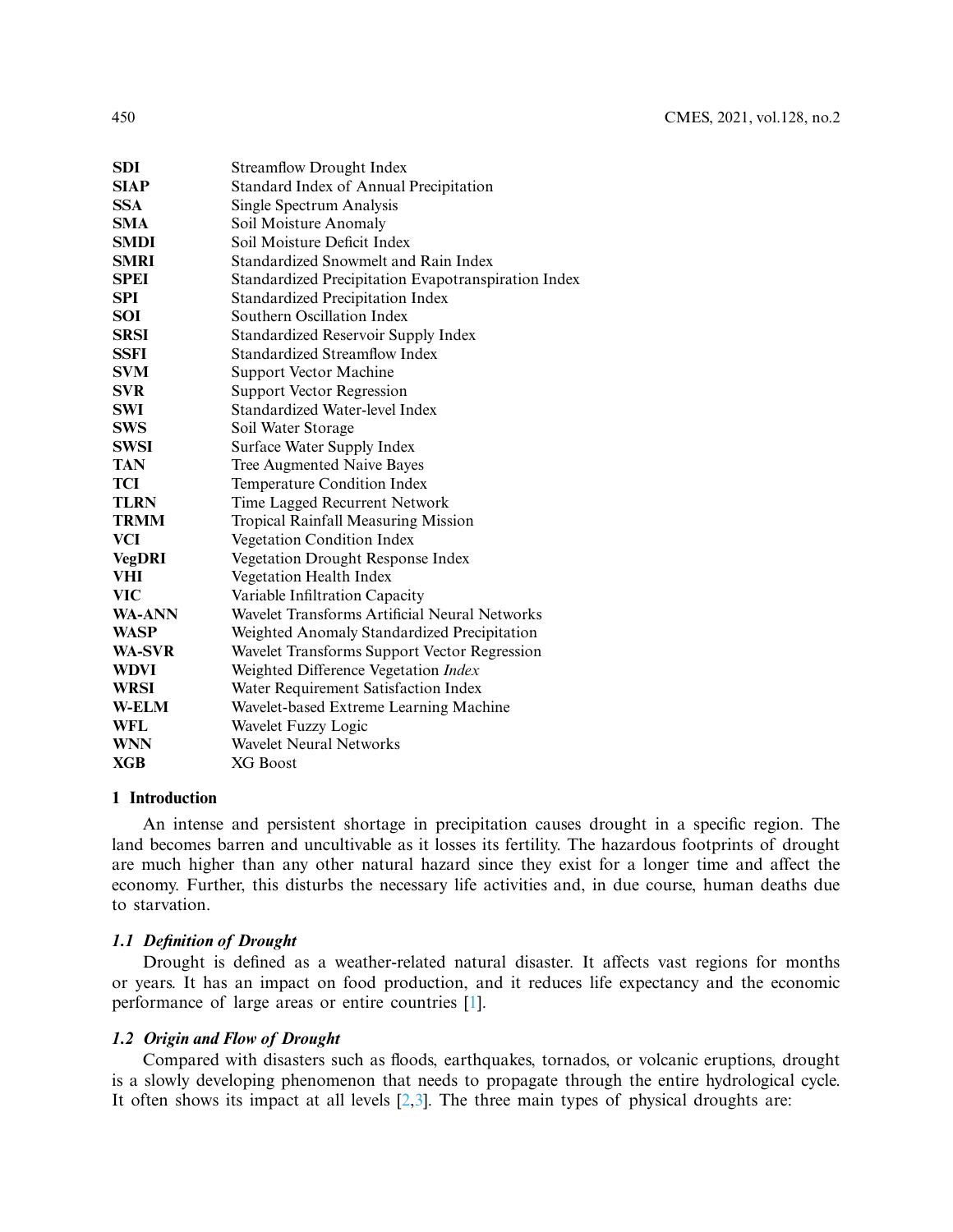| | |
|---|---|
| **SDI** | Streamflow Drought Index |
| **SIAP** | Standard Index of Annual Precipitation |
| **SSA** | Single Spectrum Analysis |
| **SMA** | Soil Moisture Anomaly |
| **SMDI** | Soil Moisture Deficit Index |
| **SMRI** | Standardized Snowmelt and Rain Index |
| **SPEI** | Standardized Precipitation Evapotranspiration Index |
| **SPI** | Standardized Precipitation Index |
| **SOI** | Southern Oscillation Index |
| **SRSI** | Standardized Reservoir Supply Index |
| **SSFI** | Standardized Streamflow Index |
| **SVM** | Support Vector Machine |
| **SVR** | Support Vector Regression |
| **SWI** | Standardized Water-level Index |
| **SWS** | Soil Water Storage |
| **SWSI** | Surface Water Supply Index |
| **TAN** | Tree Augmented Naive Bayes |
| **TCI** | Temperature Condition Index |
| **TLRN** | Time Lagged Recurrent Network |
| **TRMM** | Tropical Rainfall Measuring Mission |
| **VCI** | Vegetation Condition Index |
| **VegDRI** | Vegetation Drought Response Index |
| **VHI** | Vegetation Health Index |
| **VIC** | Variable Infiltration Capacity |
| **WA-ANN** | Wavelet Transforms Artificial Neural Networks |
| **WASP** | Weighted Anomaly Standardized Precipitation |
| **WA-SVR** | Wavelet Transforms Support Vector Regression |
| **WDVI** | Weighted Difference Vegetation *Index* |
| **WRSI** | Water Requirement Satisfaction Index |
| **W-ELM** | Wavelet-based Extreme Learning Machine |
| **WFL** | Wavelet Fuzzy Logic |
| **WNN** | Wavelet Neural Networks |
| **XGB** | XG Boost |

## 1 Introduction

An intense and persistent shortage in precipitation causes drought in a specific region. The land becomes barren and uncultivable as it losses its fertility. The hazardous footprints of drought are much higher than any other natural hazard since they exist for a longer time and affect the economy. Further, this disturbs the necessary life activities and, in due course, human deaths due to starvation.

### *1.1 Definition of Drought*

Drought is defined as a weather-related natural disaster. It affects vast regions for months or years. It has an impact on food production, and it reduces life expectancy and the economic performance of large areas or entire countries [1].

### *1.2 Origin and Flow of Drought*

Compared with disasters such as floods, earthquakes, tornados, or volcanic eruptions, drought is a slowly developing phenomenon that needs to propagate through the entire hydrological cycle. It often shows its impact at all levels [2,3]. The three main types of physical droughts are: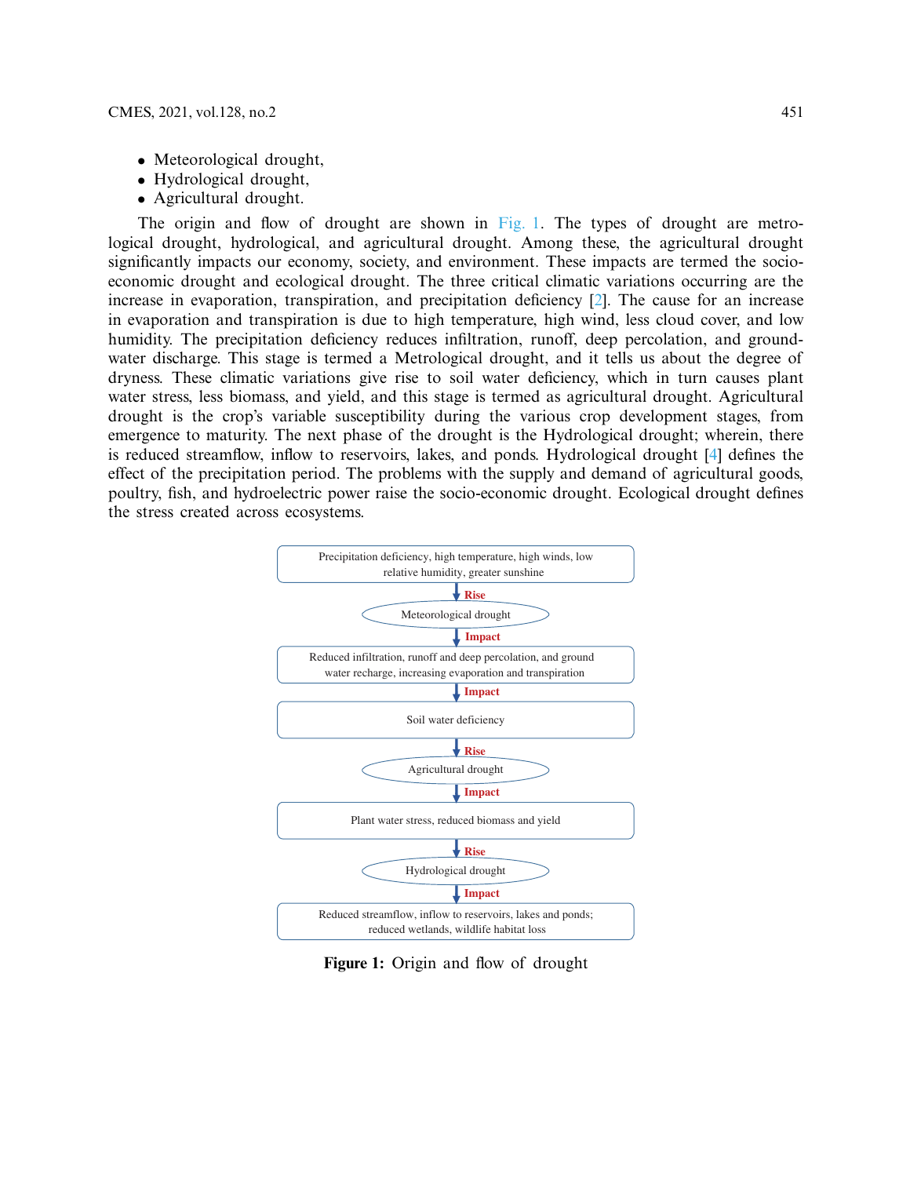- Meteorological drought,
- Hydrological drought,
- Agricultural drought.

The origin and flow of drought are shown in Fig. 1. The types of drought are metrological drought, hydrological, and agricultural drought. Among these, the agricultural drought significantly impacts our economy, society, and environment. These impacts are termed the socio-economic drought and ecological drought. The three critical climatic variations occurring are the increase in evaporation, transpiration, and precipitation deficiency [2]. The cause for an increase in evaporation and transpiration is due to high temperature, high wind, less cloud cover, and low humidity. The precipitation deficiency reduces infiltration, runoff, deep percolation, and groundwater discharge. This stage is termed a Metrological drought, and it tells us about the degree of dryness. These climatic variations give rise to soil water deficiency, which in turn causes plant water stress, less biomass, and yield, and this stage is termed as agricultural drought. Agricultural drought is the crop's variable susceptibility during the various crop development stages, from emergence to maturity. The next phase of the drought is the Hydrological drought; wherein, there is reduced streamflow, inflow to reservoirs, lakes, and ponds. Hydrological drought [4] defines the effect of the precipitation period. The problems with the supply and demand of agricultural goods, poultry, fish, and hydroelectric power raise the socio-economic drought. Ecological drought defines the stress created across ecosystems.

Precipitation deficiency, high temperature, high winds, low relative humidity, greater sunshine

↓ **Rise**

Meteorological drought

↓ **Impact**

Reduced infiltration, runoff and deep percolation, and ground water recharge, increasing evaporation and transpiration

↓ **Impact**

Soil water deficiency

↓ **Rise**

Agricultural drought

↓ **Impact**

Plant water stress, reduced biomass and yield

↓ **Rise**

Hydrological drought

↓ **Impact**

Reduced streamflow, inflow to reservoirs, lakes and ponds; reduced wetlands, wildlife habitat loss

**Figure 1:** Origin and flow of drought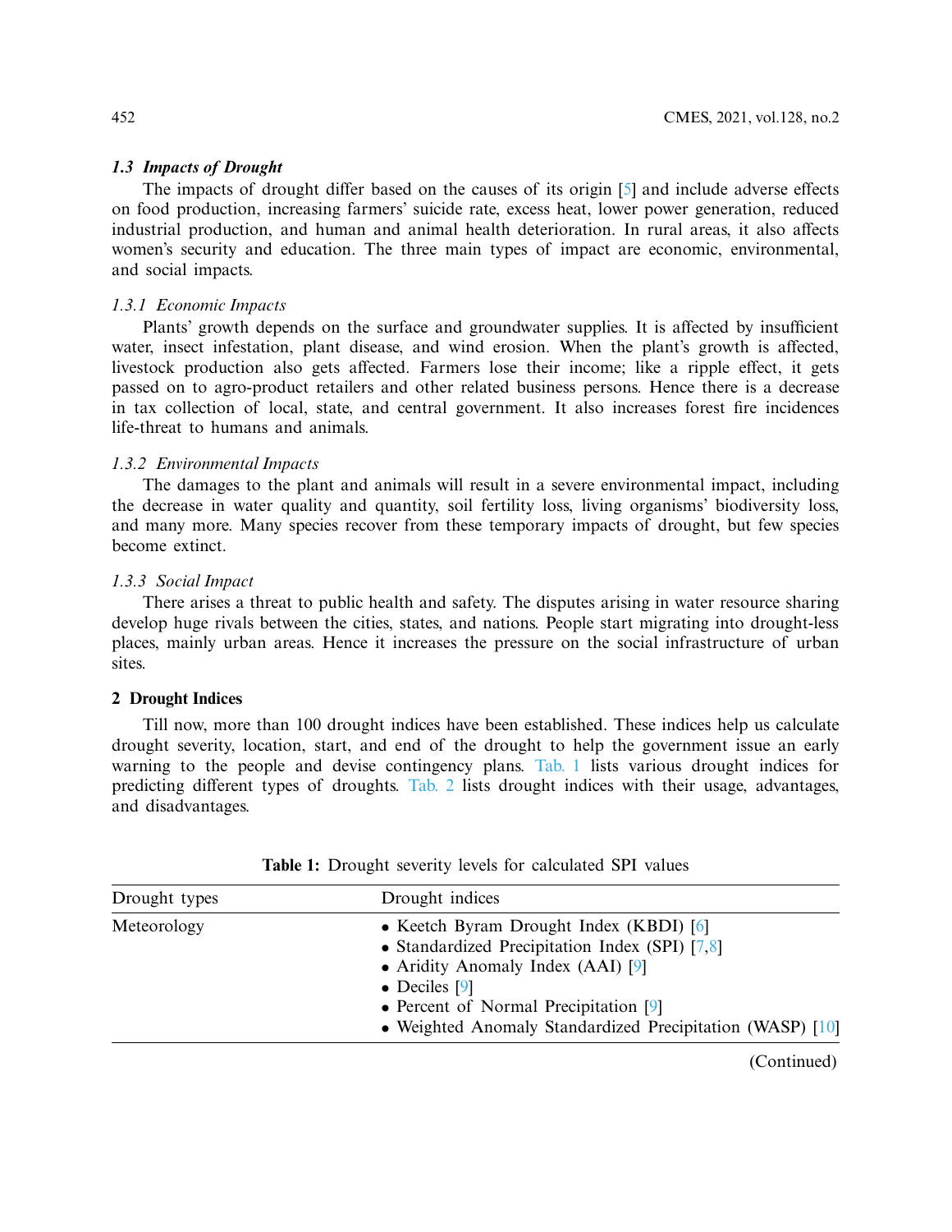### 1.3 Impacts of Drought

The impacts of drought differ based on the causes of its origin [5] and include adverse effects on food production, increasing farmers' suicide rate, excess heat, lower power generation, reduced industrial production, and human and animal health deterioration. In rural areas, it also affects women's security and education. The three main types of impact are economic, environmental, and social impacts.

#### 1.3.1 Economic Impacts

Plants' growth depends on the surface and groundwater supplies. It is affected by insufficient water, insect infestation, plant disease, and wind erosion. When the plant's growth is affected, livestock production also gets affected. Farmers lose their income; like a ripple effect, it gets passed on to agro-product retailers and other related business persons. Hence there is a decrease in tax collection of local, state, and central government. It also increases forest fire incidences life-threat to humans and animals.

#### 1.3.2 Environmental Impacts

The damages to the plant and animals will result in a severe environmental impact, including the decrease in water quality and quantity, soil fertility loss, living organisms' biodiversity loss, and many more. Many species recover from these temporary impacts of drought, but few species become extinct.

#### 1.3.3 Social Impact

There arises a threat to public health and safety. The disputes arising in water resource sharing develop huge rivals between the cities, states, and nations. People start migrating into drought-less places, mainly urban areas. Hence it increases the pressure on the social infrastructure of urban sites.

## 2 Drought Indices

Till now, more than 100 drought indices have been established. These indices help us calculate drought severity, location, start, and end of the drought to help the government issue an early warning to the people and devise contingency plans. Tab. 1 lists various drought indices for predicting different types of droughts. Tab. 2 lists drought indices with their usage, advantages, and disadvantages.

**Table 1:** Drought severity levels for calculated SPI values

| Drought types | Drought indices |
|---|---|
| Meteorology | • Keetch Byram Drought Index (KBDI) [6]<br>• Standardized Precipitation Index (SPI) [7,8]<br>• Aridity Anomaly Index (AAI) [9]<br>• Deciles [9]<br>• Percent of Normal Precipitation [9]<br>• Weighted Anomaly Standardized Precipitation (WASP) [10] |

(Continued)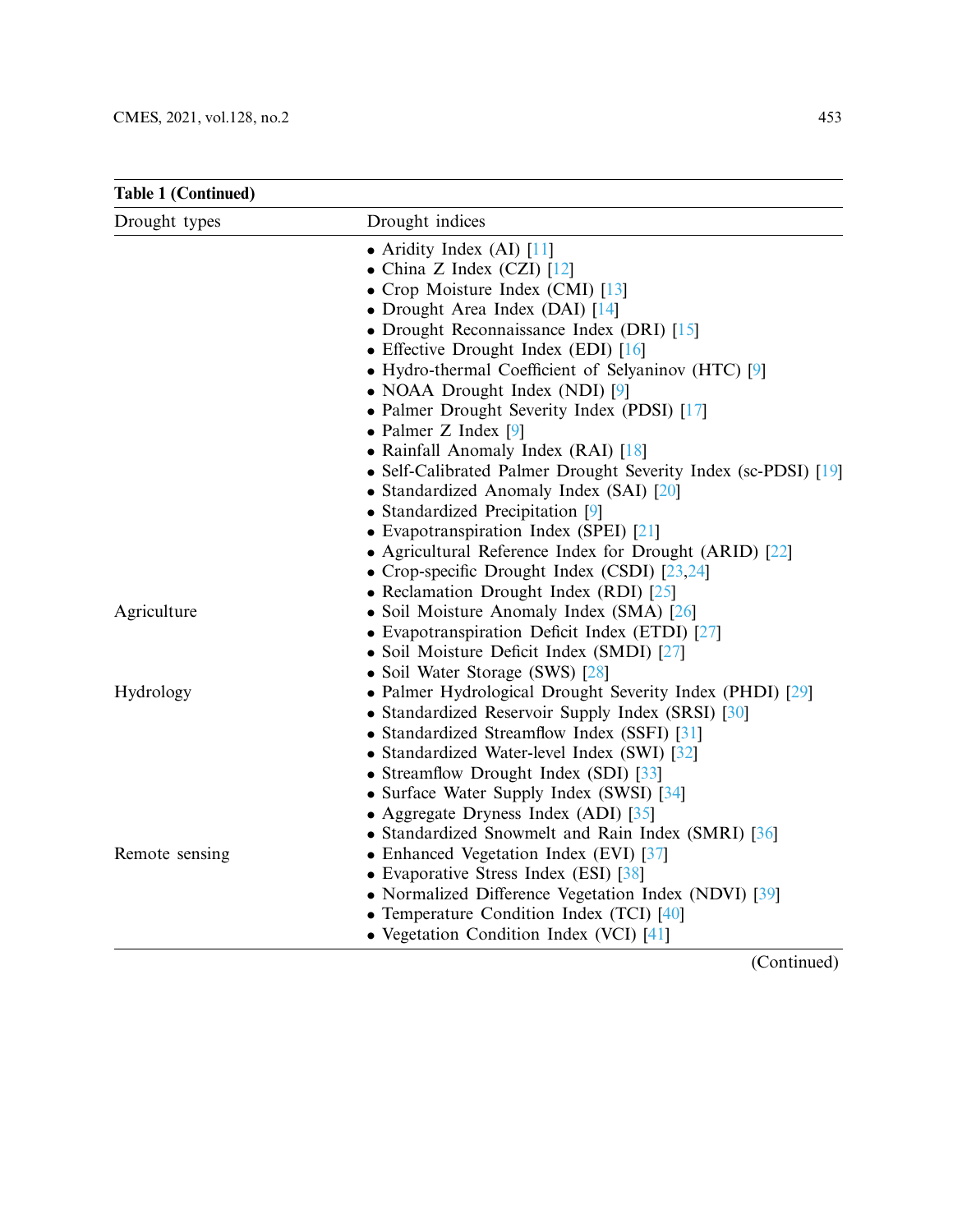**Table 1 (Continued)**

| Drought types | Drought indices |
|---|---|
| | • Aridity Index (AI) [11] |
| | • China Z Index (CZI) [12] |
| | • Crop Moisture Index (CMI) [13] |
| | • Drought Area Index (DAI) [14] |
| | • Drought Reconnaissance Index (DRI) [15] |
| | • Effective Drought Index (EDI) [16] |
| | • Hydro-thermal Coefficient of Selyaninov (HTC) [9] |
| | • NOAA Drought Index (NDI) [9] |
| | • Palmer Drought Severity Index (PDSI) [17] |
| | • Palmer Z Index [9] |
| | • Rainfall Anomaly Index (RAI) [18] |
| | • Self-Calibrated Palmer Drought Severity Index (sc-PDSI) [19] |
| | • Standardized Anomaly Index (SAI) [20] |
| | • Standardized Precipitation [9] |
| | • Evapotranspiration Index (SPEI) [21] |
| | • Agricultural Reference Index for Drought (ARID) [22] |
| | • Crop-specific Drought Index (CSDI) [23,24] |
| | • Reclamation Drought Index (RDI) [25] |
| Agriculture | • Soil Moisture Anomaly Index (SMA) [26] |
| | • Evapotranspiration Deficit Index (ETDI) [27] |
| | • Soil Moisture Deficit Index (SMDI) [27] |
| | • Soil Water Storage (SWS) [28] |
| Hydrology | • Palmer Hydrological Drought Severity Index (PHDI) [29] |
| | • Standardized Reservoir Supply Index (SRSI) [30] |
| | • Standardized Streamflow Index (SSFI) [31] |
| | • Standardized Water-level Index (SWI) [32] |
| | • Streamflow Drought Index (SDI) [33] |
| | • Surface Water Supply Index (SWSI) [34] |
| | • Aggregate Dryness Index (ADI) [35] |
| | • Standardized Snowmelt and Rain Index (SMRI) [36] |
| Remote sensing | • Enhanced Vegetation Index (EVI) [37] |
| | • Evaporative Stress Index (ESI) [38] |
| | • Normalized Difference Vegetation Index (NDVI) [39] |
| | • Temperature Condition Index (TCI) [40] |
| | • Vegetation Condition Index (VCI) [41] |

(Continued)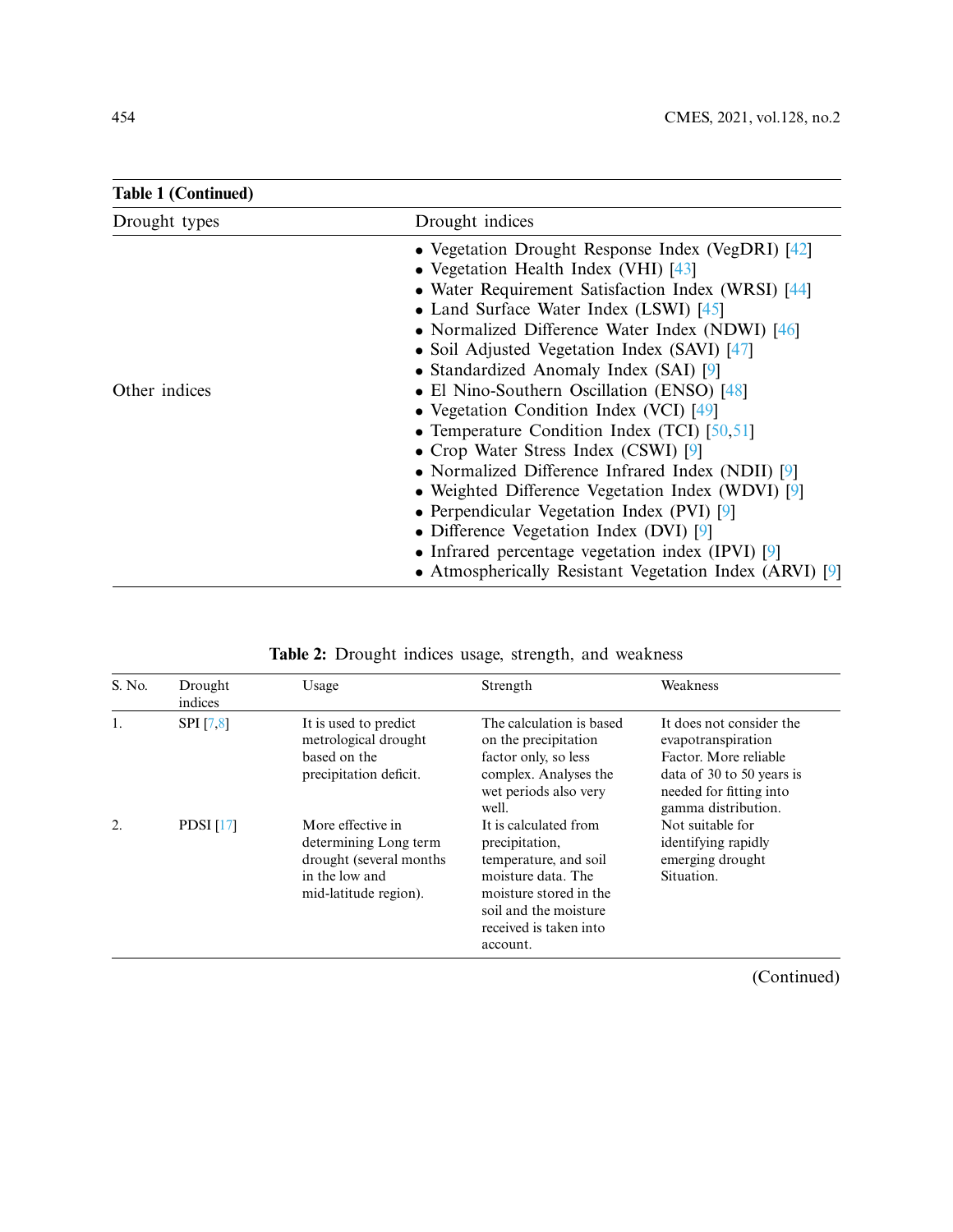**Table 1 (Continued)**

| Drought types | Drought indices |
|---|---|
| Other indices | • Vegetation Drought Response Index (VegDRI) [42]<br>• Vegetation Health Index (VHI) [43]<br>• Water Requirement Satisfaction Index (WRSI) [44]<br>• Land Surface Water Index (LSWI) [45]<br>• Normalized Difference Water Index (NDWI) [46]<br>• Soil Adjusted Vegetation Index (SAVI) [47]<br>• Standardized Anomaly Index (SAI) [9]<br>• El Nino-Southern Oscillation (ENSO) [48]<br>• Vegetation Condition Index (VCI) [49]<br>• Temperature Condition Index (TCI) [50,51]<br>• Crop Water Stress Index (CSWI) [9]<br>• Normalized Difference Infrared Index (NDII) [9]<br>• Weighted Difference Vegetation Index (WDVI) [9]<br>• Perpendicular Vegetation Index (PVI) [9]<br>• Difference Vegetation Index (DVI) [9]<br>• Infrared percentage vegetation index (IPVI) [9]<br>• Atmospherically Resistant Vegetation Index (ARVI) [9] |

**Table 2:** Drought indices usage, strength, and weakness

| S. No. | Drought indices | Usage | Strength | Weakness |
|---|---|---|---|---|
| 1. | SPI [7,8] | It is used to predict metrological drought based on the precipitation deficit. | The calculation is based on the precipitation factor only, so less complex. Analyses the wet periods also very well. | It does not consider the evapotranspiration Factor. More reliable data of 30 to 50 years is needed for fitting into gamma distribution. |
| 2. | PDSI [17] | More effective in determining Long term drought (several months in the low and mid-latitude region). | It is calculated from precipitation, temperature, and soil moisture data. The moisture stored in the soil and the moisture received is taken into account. | Not suitable for identifying rapidly emerging drought Situation. |

(Continued)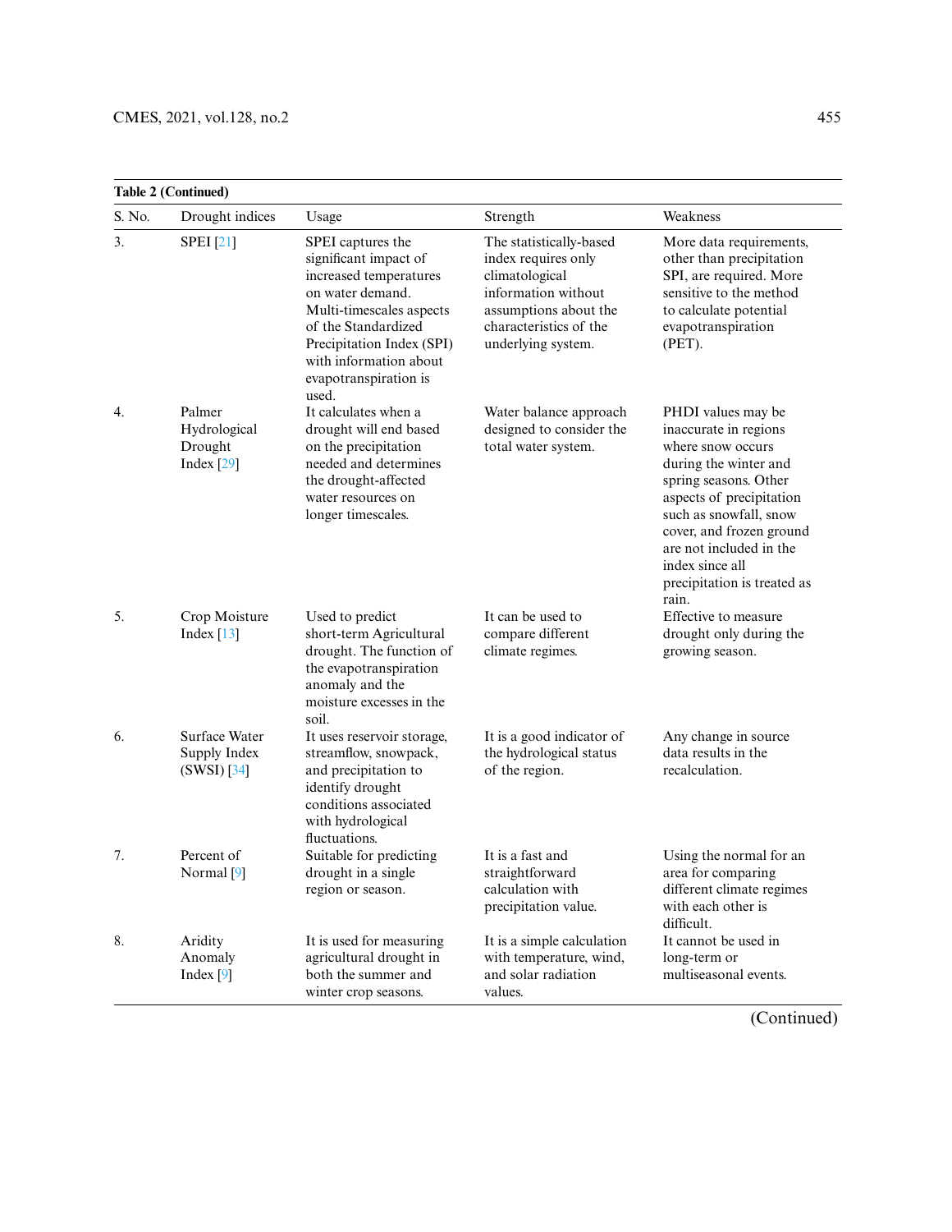**Table 2 (Continued)**

| S. No. | Drought indices | Usage | Strength | Weakness |
|---|---|---|---|---|
| 3. | SPEI [21] | SPEI captures the significant impact of increased temperatures on water demand. Multi-timescales aspects of the Standardized Precipitation Index (SPI) with information about evapotranspiration is used. | The statistically-based index requires only climatological information without assumptions about the characteristics of the underlying system. | More data requirements, other than precipitation SPI, are required. More sensitive to the method to calculate potential evapotranspiration (PET). |
| 4. | Palmer Hydrological Drought Index [29] | It calculates when a drought will end based on the precipitation needed and determines the drought-affected water resources on longer timescales. | Water balance approach designed to consider the total water system. | PHDI values may be inaccurate in regions where snow occurs during the winter and spring seasons. Other aspects of precipitation such as snowfall, snow cover, and frozen ground are not included in the index since all precipitation is treated as rain. |
| 5. | Crop Moisture Index [13] | Used to predict short-term Agricultural drought. The function of the evapotranspiration anomaly and the moisture excesses in the soil. | It can be used to compare different climate regimes. | Effective to measure drought only during the growing season. |
| 6. | Surface Water Supply Index (SWSI) [34] | It uses reservoir storage, streamflow, snowpack, and precipitation to identify drought conditions associated with hydrological fluctuations. | It is a good indicator of the hydrological status of the region. | Any change in source data results in the recalculation. |
| 7. | Percent of Normal [9] | Suitable for predicting drought in a single region or season. | It is a fast and straightforward calculation with precipitation value. | Using the normal for an area for comparing different climate regimes with each other is difficult. |
| 8. | Aridity Anomaly Index [9] | It is used for measuring agricultural drought in both the summer and winter crop seasons. | It is a simple calculation with temperature, wind, and solar radiation values. | It cannot be used in long-term or multiseasonal events. |

(Continued)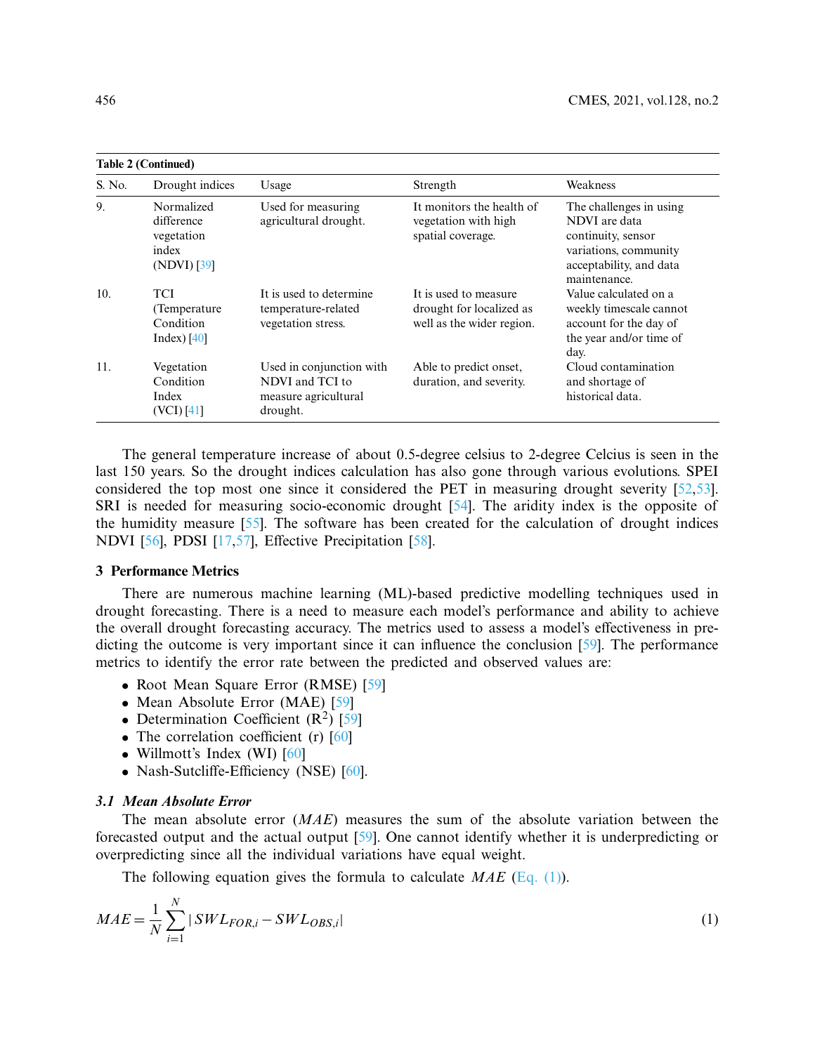**Table 2 (Continued)**

| S. No. | Drought indices | Usage | Strength | Weakness |
|---|---|---|---|---|
| 9. | Normalized difference vegetation index (NDVI) [39] | Used for measuring agricultural drought. | It monitors the health of vegetation with high spatial coverage. | The challenges in using NDVI are data continuity, sensor variations, community acceptability, and data maintenance. |
| 10. | TCI (Temperature Condition Index) [40] | It is used to determine temperature-related vegetation stress. | It is used to measure drought for localized as well as the wider region. | Value calculated on a weekly timescale cannot account for the day of the year and/or time of day. |
| 11. | Vegetation Condition Index (VCI) [41] | Used in conjunction with NDVI and TCI to measure agricultural drought. | Able to predict onset, duration, and severity. | Cloud contamination and shortage of historical data. |

The general temperature increase of about 0.5-degree celsius to 2-degree Celcius is seen in the last 150 years. So the drought indices calculation has also gone through various evolutions. SPEI considered the top most one since it considered the PET in measuring drought severity [52,53]. SRI is needed for measuring socio-economic drought [54]. The aridity index is the opposite of the humidity measure [55]. The software has been created for the calculation of drought indices NDVI [56], PDSI [17,57], Effective Precipitation [58].

## 3 Performance Metrics

There are numerous machine learning (ML)-based predictive modelling techniques used in drought forecasting. There is a need to measure each model's performance and ability to achieve the overall drought forecasting accuracy. The metrics used to assess a model's effectiveness in predicting the outcome is very important since it can influence the conclusion [59]. The performance metrics to identify the error rate between the predicted and observed values are:

- Root Mean Square Error (RMSE) [59]
- Mean Absolute Error (MAE) [59]
- Determination Coefficient ($R^2$) [59]
- The correlation coefficient (r) [60]
- Willmott's Index (WI) [60]
- Nash-Sutcliffe-Efficiency (NSE) [60].

### 3.1 Mean Absolute Error

The mean absolute error ($MAE$) measures the sum of the absolute variation between the forecasted output and the actual output [59]. One cannot identify whether it is underpredicting or overpredicting since all the individual variations have equal weight.

The following equation gives the formula to calculate $MAE$ (Eq. (1)).

$$MAE = \frac{1}{N}\sum_{i=1}^{N} |SWL_{FOR,i} - SWL_{OBS,i}| \tag{1}$$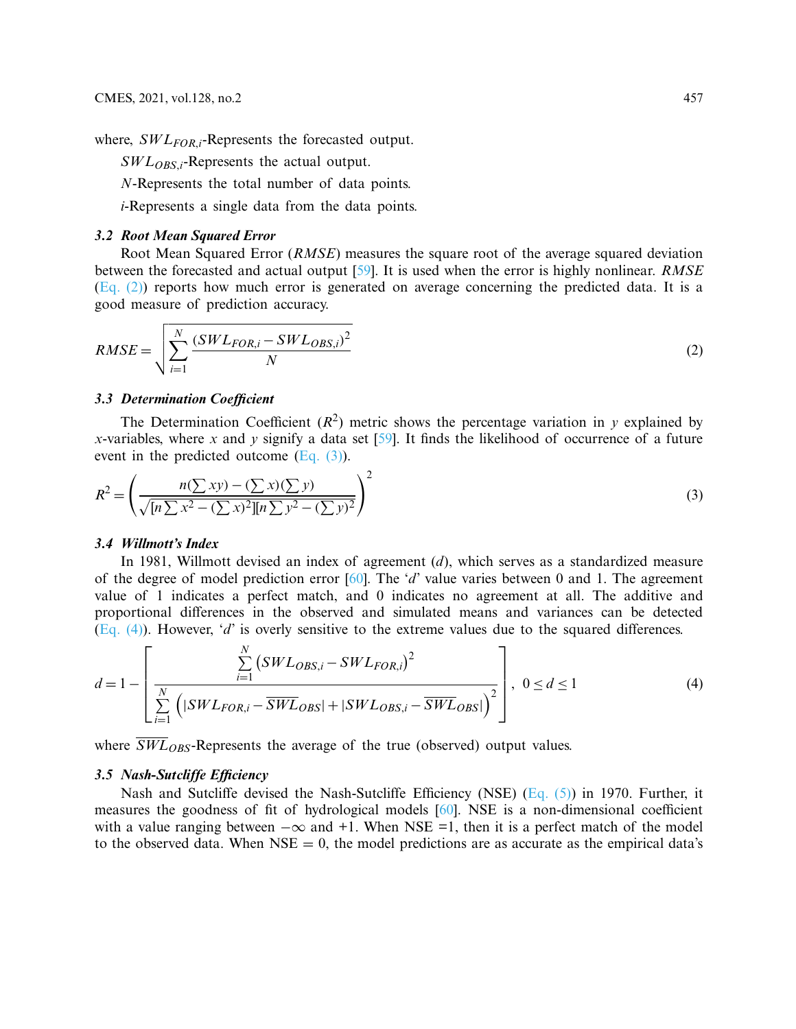where, $SWL_{FOR,i}$-Represents the forecasted output.

$SWL_{OBS,i}$-Represents the actual output.

$N$-Represents the total number of data points.

$i$-Represents a single data from the data points.

### 3.2 Root Mean Squared Error

Root Mean Squared Error ($RMSE$) measures the square root of the average squared deviation between the forecasted and actual output [59]. It is used when the error is highly nonlinear. $RMSE$ (Eq. (2)) reports how much error is generated on average concerning the predicted data. It is a good measure of prediction accuracy.

$$RMSE = \sqrt{\sum_{i=1}^{N} \frac{(SWL_{FOR,i} - SWL_{OBS,i})^2}{N}} \tag{2}$$

### 3.3 Determination Coefficient

The Determination Coefficient ($R^2$) metric shows the percentage variation in $y$ explained by $x$-variables, where $x$ and $y$ signify a data set [59]. It finds the likelihood of occurrence of a future event in the predicted outcome (Eq. (3)).

$$R^2 = \left( \frac{n(\sum xy) - (\sum x)(\sum y)}{\sqrt{[n\sum x^2 - (\sum x)^2][n\sum y^2 - (\sum y)^2]}} \right)^2 \tag{3}$$

### 3.4 Willmott's Index

In 1981, Willmott devised an index of agreement ($d$), which serves as a standardized measure of the degree of model prediction error [60]. The '$d$' value varies between 0 and 1. The agreement value of 1 indicates a perfect match, and 0 indicates no agreement at all. The additive and proportional differences in the observed and simulated means and variances can be detected (Eq. (4)). However, '$d$' is overly sensitive to the extreme values due to the squared differences.

$$d = 1 - \left[ \frac{\sum_{i=1}^{N} (SWL_{OBS,i} - SWL_{FOR,i})^2}{\sum_{i=1}^{N} \left( |SWL_{FOR,i} - \overline{SWL}_{OBS}| + |SWL_{OBS,i} - \overline{SWL}_{OBS}| \right)^2} \right], \quad 0 \le d \le 1 \tag{4}$$

where $\overline{SWL}_{OBS}$-Represents the average of the true (observed) output values.

### 3.5 Nash-Sutcliffe Efficiency

Nash and Sutcliffe devised the Nash-Sutcliffe Efficiency (NSE) (Eq. (5)) in 1970. Further, it measures the goodness of fit of hydrological models [60]. NSE is a non-dimensional coefficient with a value ranging between $-\infty$ and +1. When NSE =1, then it is a perfect match of the model to the observed data. When NSE = 0, the model predictions are as accurate as the empirical data's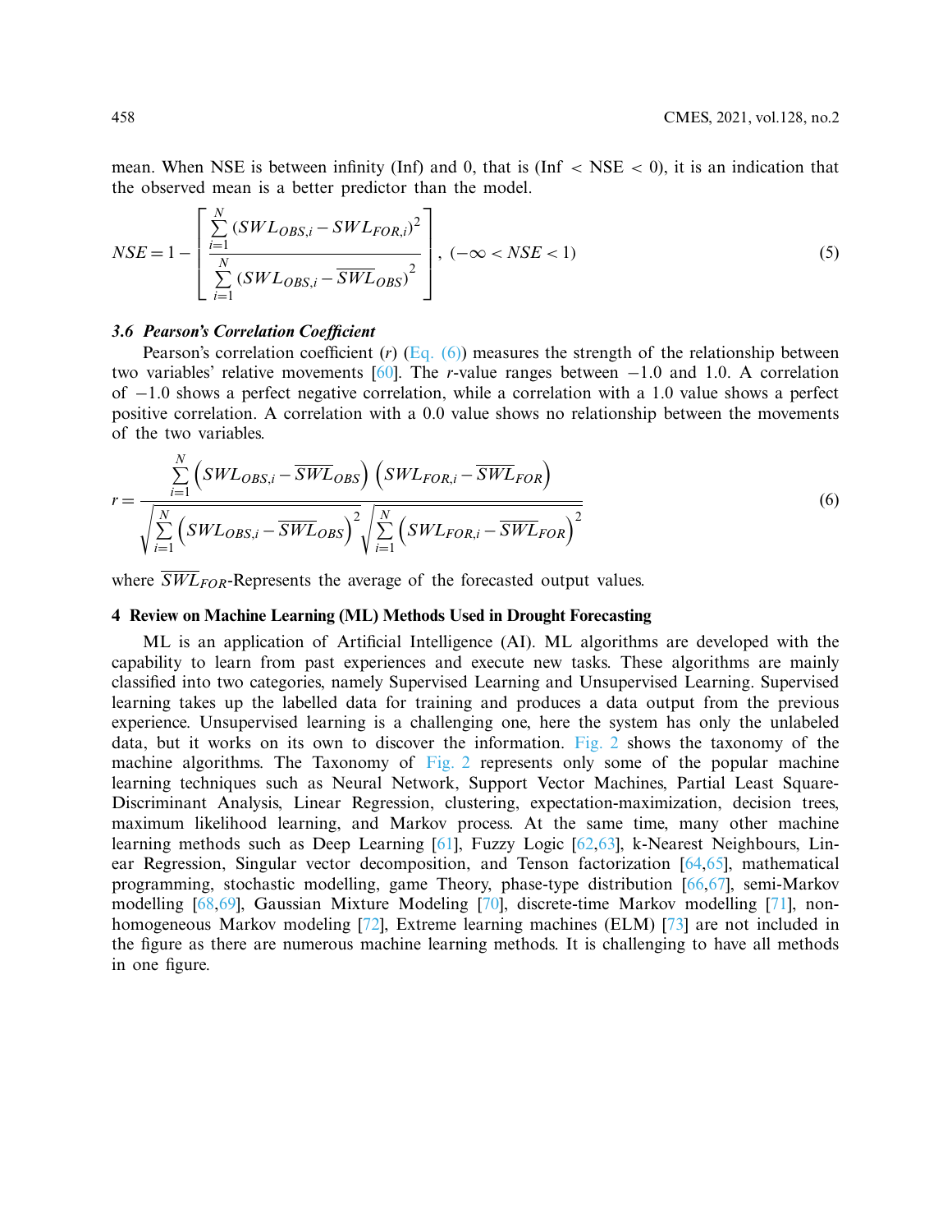mean. When NSE is between infinity (Inf) and 0, that is (Inf < NSE < 0), it is an indication that the observed mean is a better predictor than the model.

$$NSE = 1 - \left[ \frac{\sum_{i=1}^{N} (SWL_{OBS,i} - SWL_{FOR,i})^2}{\sum_{i=1}^{N} (SWL_{OBS,i} - \overline{SWL}_{OBS})^2} \right], \ (-\infty < NSE < 1) \tag{5}$$

### 3.6 Pearson's Correlation Coefficient

Pearson's correlation coefficient ($r$) (Eq. (6)) measures the strength of the relationship between two variables' relative movements [60]. The $r$-value ranges between −1.0 and 1.0. A correlation of −1.0 shows a perfect negative correlation, while a correlation with a 1.0 value shows a perfect positive correlation. A correlation with a 0.0 value shows no relationship between the movements of the two variables.

$$r = \frac{\sum_{i=1}^{N} \left( SWL_{OBS,i} - \overline{SWL}_{OBS} \right) \left( SWL_{FOR,i} - \overline{SWL}_{FOR} \right)}{\sqrt{\sum_{i=1}^{N} \left( SWL_{OBS,i} - \overline{SWL}_{OBS} \right)^2} \sqrt{\sum_{i=1}^{N} \left( SWL_{FOR,i} - \overline{SWL}_{FOR} \right)^2}} \tag{6}$$

where $\overline{SWL}_{FOR}$-Represents the average of the forecasted output values.

## 4 Review on Machine Learning (ML) Methods Used in Drought Forecasting

ML is an application of Artificial Intelligence (AI). ML algorithms are developed with the capability to learn from past experiences and execute new tasks. These algorithms are mainly classified into two categories, namely Supervised Learning and Unsupervised Learning. Supervised learning takes up the labelled data for training and produces a data output from the previous experience. Unsupervised learning is a challenging one, here the system has only the unlabeled data, but it works on its own to discover the information. Fig. 2 shows the taxonomy of the machine algorithms. The Taxonomy of Fig. 2 represents only some of the popular machine learning techniques such as Neural Network, Support Vector Machines, Partial Least Square-Discriminant Analysis, Linear Regression, clustering, expectation-maximization, decision trees, maximum likelihood learning, and Markov process. At the same time, many other machine learning methods such as Deep Learning [61], Fuzzy Logic [62,63], k-Nearest Neighbours, Linear Regression, Singular vector decomposition, and Tenson factorization [64,65], mathematical programming, stochastic modelling, game Theory, phase-type distribution [66,67], semi-Markov modelling [68,69], Gaussian Mixture Modeling [70], discrete-time Markov modelling [71], non-homogeneous Markov modeling [72], Extreme learning machines (ELM) [73] are not included in the figure as there are numerous machine learning methods. It is challenging to have all methods in one figure.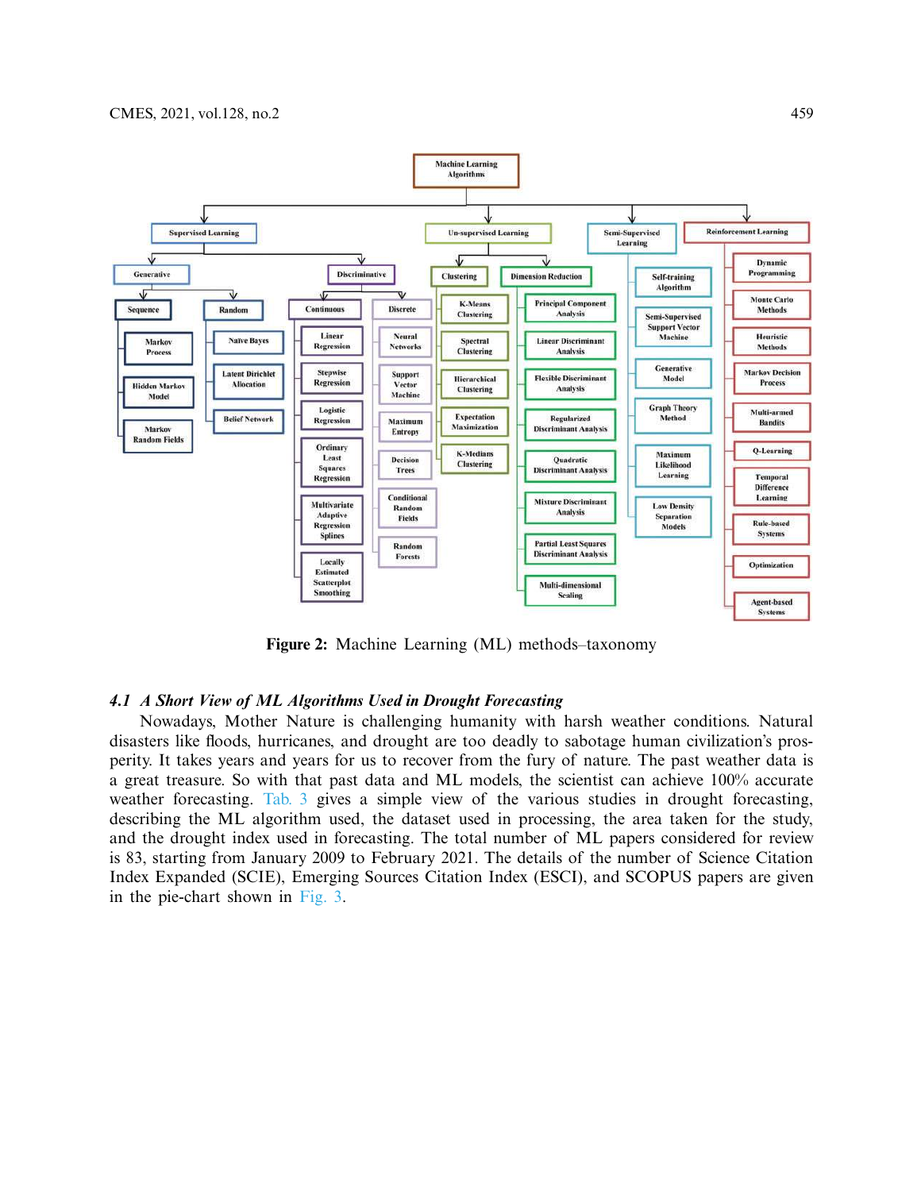**Figure 2:** Machine Learning (ML) methods–taxonomy

### 4.1 *A Short View of ML Algorithms Used in Drought Forecasting*

Nowadays, Mother Nature is challenging humanity with harsh weather conditions. Natural disasters like floods, hurricanes, and drought are too deadly to sabotage human civilization's prosperity. It takes years and years for us to recover from the fury of nature. The past weather data is a great treasure. So with that past data and ML models, the scientist can achieve 100% accurate weather forecasting. Tab. 3 gives a simple view of the various studies in drought forecasting, describing the ML algorithm used, the dataset used in processing, the area taken for the study, and the drought index used in forecasting. The total number of ML papers considered for review is 83, starting from January 2009 to February 2021. The details of the number of Science Citation Index Expanded (SCIE), Emerging Sources Citation Index (ESCI), and SCOPUS papers are given in the pie-chart shown in Fig. 3.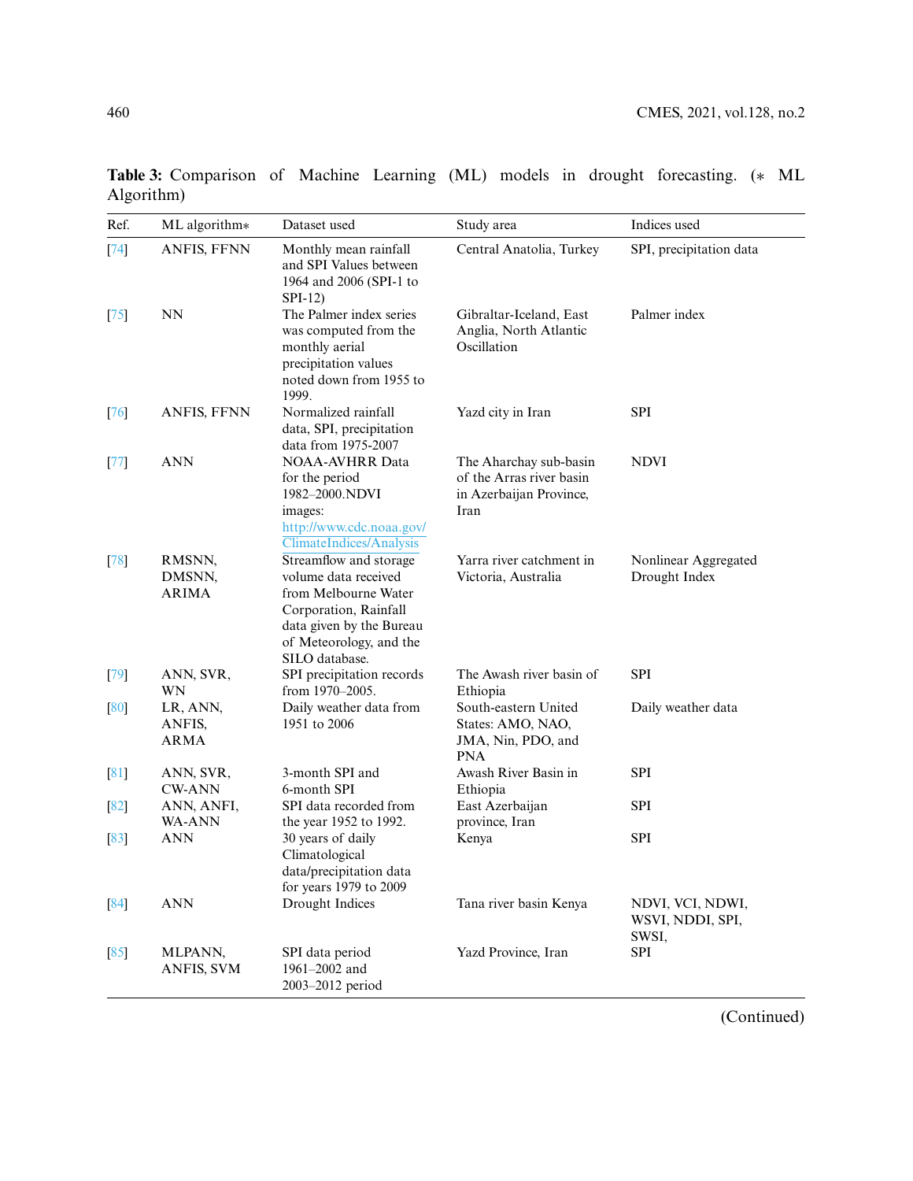**Table 3:** Comparison of Machine Learning (ML) models in drought forecasting. (* ML Algorithm)

| Ref. | ML algorithm* | Dataset used | Study area | Indices used |
|---|---|---|---|---|
| [74] | ANFIS, FFNN | Monthly mean rainfall and SPI Values between 1964 and 2006 (SPI-1 to SPI-12) | Central Anatolia, Turkey | SPI, precipitation data |
| [75] | NN | The Palmer index series was computed from the monthly aerial precipitation values noted down from 1955 to 1999. | Gibraltar-Iceland, East Anglia, North Atlantic Oscillation | Palmer index |
| [76] | ANFIS, FFNN | Normalized rainfall data, SPI, precipitation data from 1975-2007 | Yazd city in Iran | SPI |
| [77] | ANN | NOAA-AVHRR Data for the period 1982–2000.NDVI images: http://www.cdc.noaa.gov/ClimateIndices/Analysis | The Aharchay sub-basin of the Arras river basin in Azerbaijan Province, Iran | NDVI |
| [78] | RMSNN, DMSNN, ARIMA | Streamflow and storage volume data received from Melbourne Water Corporation, Rainfall data given by the Bureau of Meteorology, and the SILO database. | Yarra river catchment in Victoria, Australia | Nonlinear Aggregated Drought Index |
| [79] | ANN, SVR, WN | SPI precipitation records from 1970–2005. | The Awash river basin of Ethiopia | SPI |
| [80] | LR, ANN, ANFIS, ARMA | Daily weather data from 1951 to 2006 | South-eastern United States: AMO, NAO, JMA, Nin, PDO, and PNA | Daily weather data |
| [81] | ANN, SVR, CW-ANN | 3-month SPI and 6-month SPI | Awash River Basin in Ethiopia | SPI |
| [82] | ANN, ANFI, WA-ANN | SPI data recorded from the year 1952 to 1992. | East Azerbaijan province, Iran | SPI |
| [83] | ANN | 30 years of daily Climatological data/precipitation data for years 1979 to 2009 | Kenya | SPI |
| [84] | ANN | Drought Indices | Tana river basin Kenya | NDVI, VCI, NDWI, WSVI, NDDI, SPI, SWSI, |
| [85] | MLPANN, ANFIS, SVM | SPI data period 1961–2002 and 2003–2012 period | Yazd Province, Iran | SPI |

(Continued)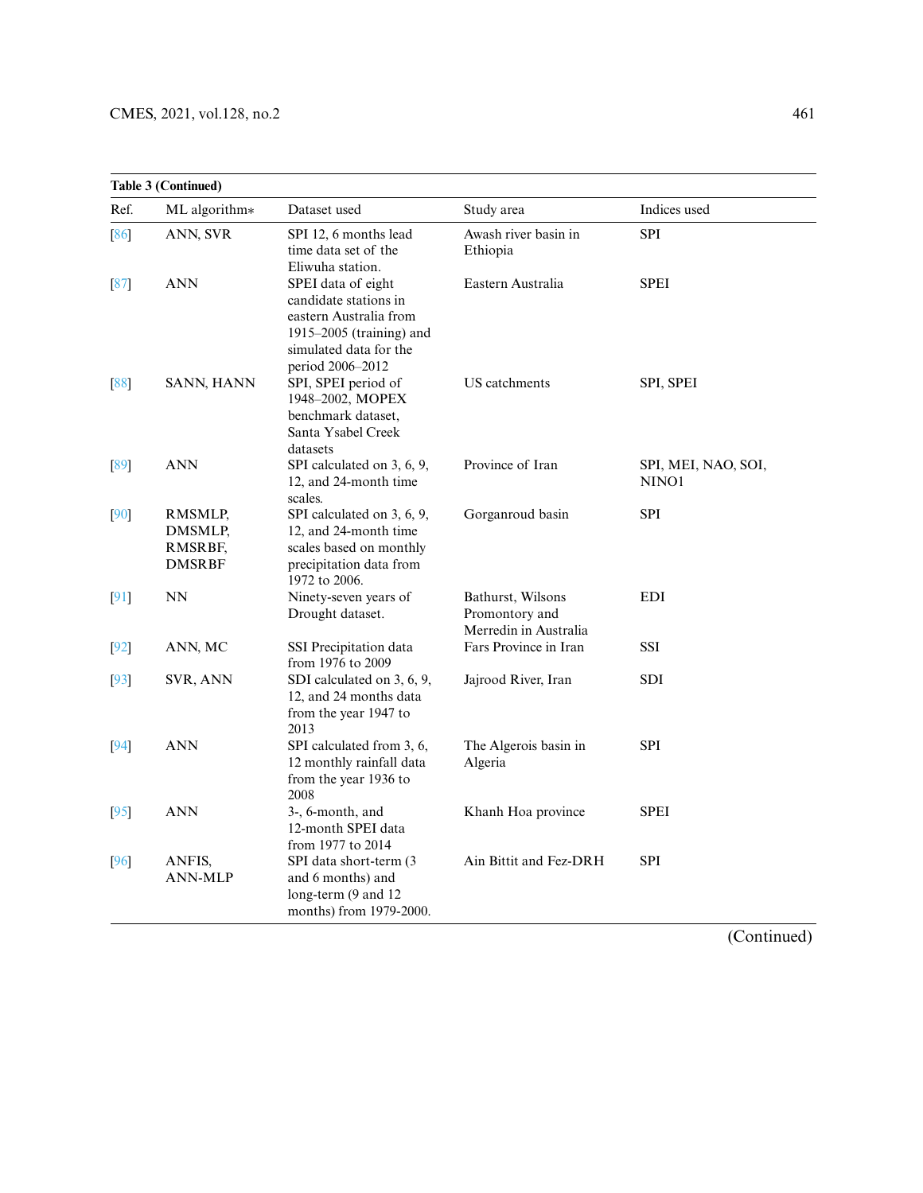**Table 3 (Continued)**

| Ref. | ML algorithm* | Dataset used | Study area | Indices used |
|---|---|---|---|---|
| [86] | ANN, SVR | SPI 12, 6 months lead time data set of the Eliwuha station. | Awash river basin in Ethiopia | SPI |
| [87] | ANN | SPEI data of eight candidate stations in eastern Australia from 1915–2005 (training) and simulated data for the period 2006–2012 | Eastern Australia | SPEI |
| [88] | SANN, HANN | SPI, SPEI period of 1948–2002, MOPEX benchmark dataset, Santa Ysabel Creek datasets | US catchments | SPI, SPEI |
| [89] | ANN | SPI calculated on 3, 6, 9, 12, and 24-month time scales. | Province of Iran | SPI, MEI, NAO, SOI, NINO1 |
| [90] | RMSMLP, DMSMLP, RMSRBF, DMSRBF | SPI calculated on 3, 6, 9, 12, and 24-month time scales based on monthly precipitation data from 1972 to 2006. | Gorganroud basin | SPI |
| [91] | NN | Ninety-seven years of Drought dataset. | Bathurst, Wilsons Promontory and Merredin in Australia | EDI |
| [92] | ANN, MC | SSI Precipitation data from 1976 to 2009 | Fars Province in Iran | SSI |
| [93] | SVR, ANN | SDI calculated on 3, 6, 9, 12, and 24 months data from the year 1947 to 2013 | Jajrood River, Iran | SDI |
| [94] | ANN | SPI calculated from 3, 6, 12 monthly rainfall data from the year 1936 to 2008 | The Algerois basin in Algeria | SPI |
| [95] | ANN | 3-, 6-month, and 12-month SPEI data from 1977 to 2014 | Khanh Hoa province | SPEI |
| [96] | ANFIS, ANN-MLP | SPI data short-term (3 and 6 months) and long-term (9 and 12 months) from 1979-2000. | Ain Bittit and Fez-DRH | SPI |

(Continued)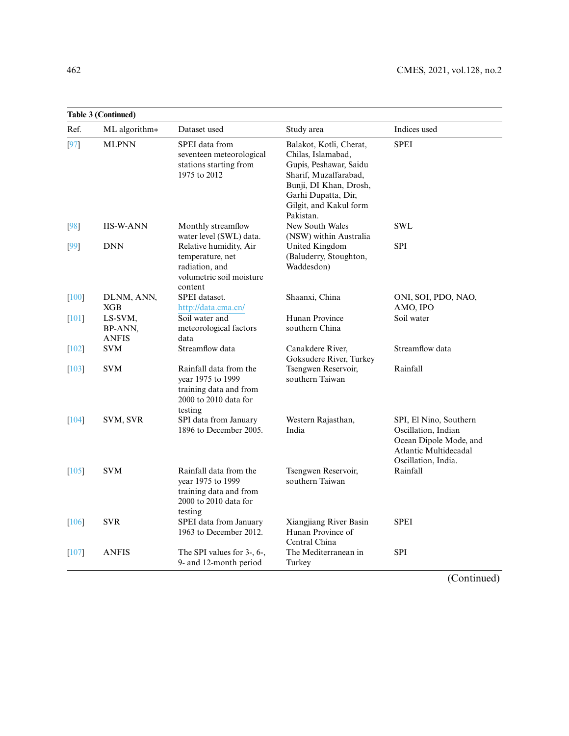**Table 3 (Continued)**

| Ref. | ML algorithm* | Dataset used | Study area | Indices used |
|---|---|---|---|---|
| [97] | MLPNN | SPEI data from seventeen meteorological stations starting from 1975 to 2012 | Balakot, Kotli, Cherat, Chilas, Islamabad, Gupis, Peshawar, Saidu Sharif, Muzaffarabad, Bunji, DI Khan, Drosh, Garhi Dupatta, Dir, Gilgit, and Kakul form Pakistan. | SPEI |
| [98] | IIS-W-ANN | Monthly streamflow water level (SWL) data. | New South Wales (NSW) within Australia | SWL |
| [99] | DNN | Relative humidity, Air temperature, net radiation, and volumetric soil moisture content | United Kingdom (Baluderry, Stoughton, Waddesdon) | SPI |
| [100] | DLNM, ANN, XGB | SPEI dataset. http://data.cma.cn/ | Shaanxi, China | ONI, SOI, PDO, NAO, AMO, IPO |
| [101] | LS-SVM, BP-ANN, ANFIS | Soil water and meteorological factors data | Hunan Province southern China | Soil water |
| [102] | SVM | Streamflow data | Canakdere River, Goksudere River, Turkey | Streamflow data |
| [103] | SVM | Rainfall data from the year 1975 to 1999 training data and from 2000 to 2010 data for testing | Tsengwen Reservoir, southern Taiwan | Rainfall |
| [104] | SVM, SVR | SPI data from January 1896 to December 2005. | Western Rajasthan, India | SPI, El Nino, Southern Oscillation, Indian Ocean Dipole Mode, and Atlantic Multidecadal Oscillation, India. |
| [105] | SVM | Rainfall data from the year 1975 to 1999 training data and from 2000 to 2010 data for testing | Tsengwen Reservoir, southern Taiwan | Rainfall |
| [106] | SVR | SPEI data from January 1963 to December 2012. | Xiangjiang River Basin Hunan Province of Central China | SPEI |
| [107] | ANFIS | The SPI values for 3-, 6-, 9- and 12-month period | The Mediterranean in Turkey | SPI |

(Continued)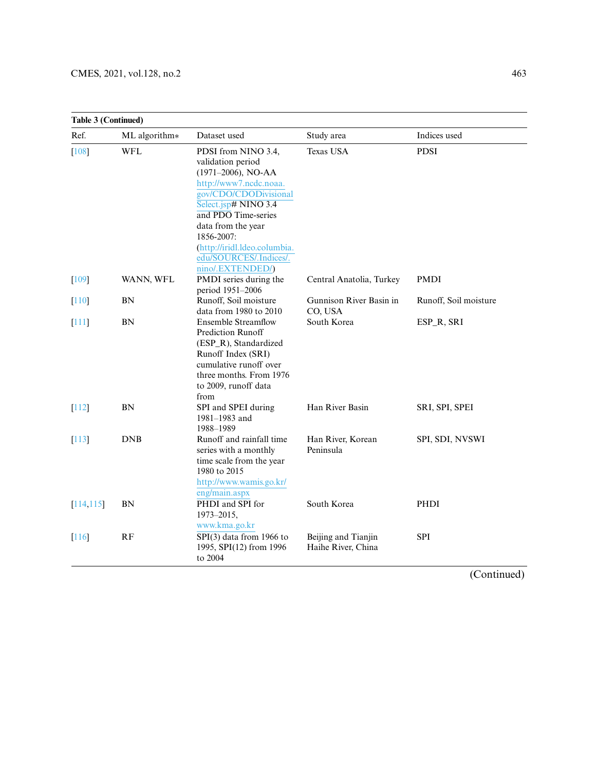**Table 3 (Continued)**

| Ref. | ML algorithm* | Dataset used | Study area | Indices used |
|---|---|---|---|---|
| [108] | WFL | PDSI from NINO 3.4, validation period (1971–2006), NO-AA http://www7.ncdc.noaa.gov/CDO/CDODivisionalSelect.jsp# NINO 3.4 and PDO Time-series data from the year 1856-2007: (http://iridl.ldeo.columbia.edu/SOURCES/.Indices/.nino/.EXTENDED/) | Texas USA | PDSI |
| [109] | WANN, WFL | PMDI series during the period 1951–2006 | Central Anatolia, Turkey | PMDI |
| [110] | BN | Runoff, Soil moisture data from 1980 to 2010 | Gunnison River Basin in CO, USA | Runoff, Soil moisture |
| [111] | BN | Ensemble Streamflow Prediction Runoff (ESP_R), Standardized Runoff Index (SRI) cumulative runoff over three months. From 1976 to 2009, runoff data from | South Korea | ESP_R, SRI |
| [112] | BN | SPI and SPEI during 1981–1983 and 1988–1989 | Han River Basin | SRI, SPI, SPEI |
| [113] | DNB | Runoff and rainfall time series with a monthly time scale from the year 1980 to 2015 http://www.wamis.go.kr/eng/main.aspx | Han River, Korean Peninsula | SPI, SDI, NVSWI |
| [114,115] | BN | PHDI and SPI for 1973–2015, www.kma.go.kr | South Korea | PHDI |
| [116] | RF | SPI(3) data from 1966 to 1995, SPI(12) from 1996 to 2004 | Beijing and Tianjin Haihe River, China | SPI |

(Continued)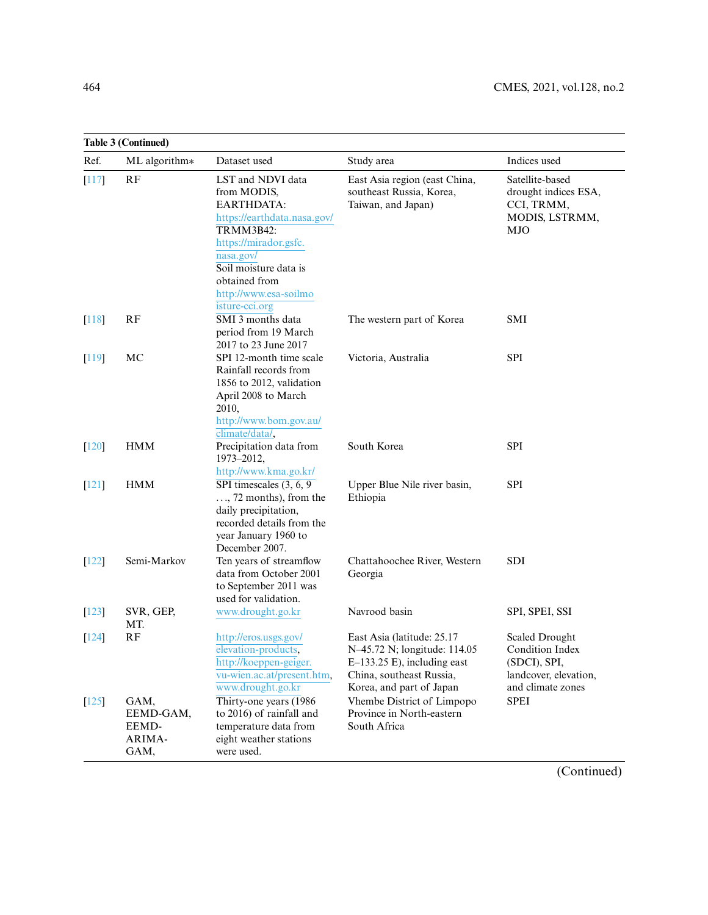**Table 3 (Continued)**

| Ref. | ML algorithm* | Dataset used | Study area | Indices used |
|---|---|---|---|---|
| [117] | RF | LST and NDVI data from MODIS, EARTHDATA: https://earthdata.nasa.gov/ TRMM3B42: https://mirador.gsfc.nasa.gov/ Soil moisture data is obtained from http://www.esa-soilmoisture-cci.org | East Asia region (east China, southeast Russia, Korea, Taiwan, and Japan) | Satellite-based drought indices ESA, CCI, TRMM, MODIS, LSTRMM, MJO |
| [118] | RF | SMI 3 months data period from 19 March 2017 to 23 June 2017 | The western part of Korea | SMI |
| [119] | MC | SPI 12-month time scale Rainfall records from 1856 to 2012, validation April 2008 to March 2010, http://www.bom.gov.au/climate/data/, | Victoria, Australia | SPI |
| [120] | HMM | Precipitation data from 1973–2012, http://www.kma.go.kr/ | South Korea | SPI |
| [121] | HMM | SPI timescales (3, 6, 9 ..., 72 months), from the daily precipitation, recorded details from the year January 1960 to December 2007. | Upper Blue Nile river basin, Ethiopia | SPI |
| [122] | Semi-Markov | Ten years of streamflow data from October 2001 to September 2011 was used for validation. | Chattahoochee River, Western Georgia | SDI |
| [123] | SVR, GEP, MT. | www.drought.go.kr | Navrood basin | SPI, SPEI, SSI |
| [124] | RF | http://eros.usgs.gov/elevation-products, http://koeppen-geiger.vu-wien.ac.at/present.htm, www.drought.go.kr | East Asia (latitude: 25.17 N–45.72 N; longitude: 114.05 E–133.25 E), including east China, southeast Russia, Korea, and part of Japan | Scaled Drought Condition Index (SDCI), SPI, landcover, elevation, and climate zones |
| [125] | GAM, EEMD-GAM, EEMD-ARIMA-GAM, | Thirty-one years (1986 to 2016) of rainfall and temperature data from eight weather stations were used. | Vhembe District of Limpopo Province in North-eastern South Africa | SPEI |

(Continued)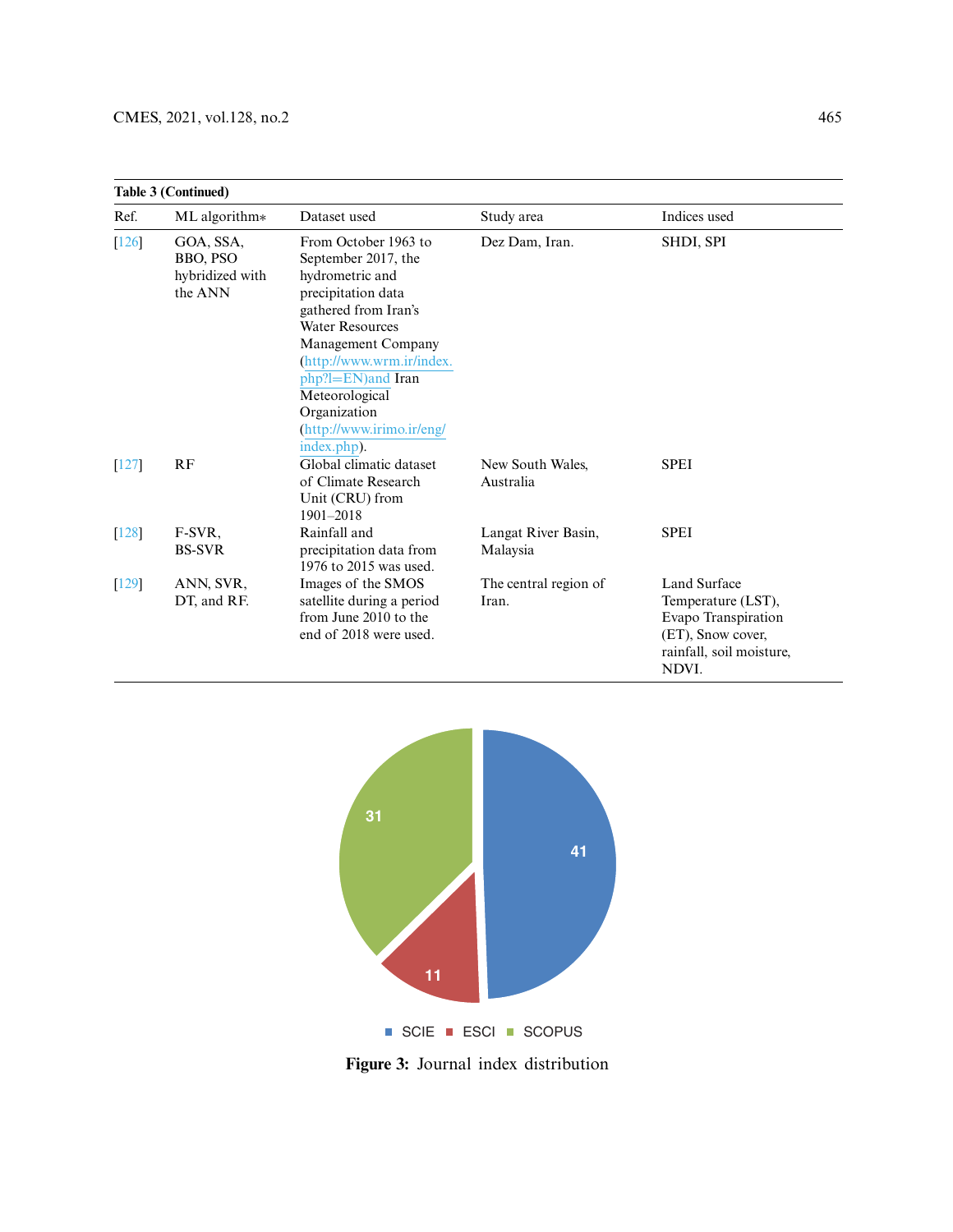**Table 3 (Continued)**

| Ref. | ML algorithm* | Dataset used | Study area | Indices used |
|---|---|---|---|---|
| [126] | GOA, SSA, BBO, PSO hybridized with the ANN | From October 1963 to September 2017, the hydrometric and precipitation data gathered from Iran's Water Resources Management Company (http://www.wrm.ir/index.php?l=EN)and Iran Meteorological Organization (http://www.irimo.ir/eng/index.php). | Dez Dam, Iran. | SHDI, SPI |
| [127] | RF | Global climatic dataset of Climate Research Unit (CRU) from 1901–2018 | New South Wales, Australia | SPEI |
| [128] | F-SVR, BS-SVR | Rainfall and precipitation data from 1976 to 2015 was used. | Langat River Basin, Malaysia | SPEI |
| [129] | ANN, SVR, DT, and RF. | Images of the SMOS satellite during a period from June 2010 to the end of 2018 were used. | The central region of Iran. | Land Surface Temperature (LST), Evapo Transpiration (ET), Snow cover, rainfall, soil moisture, NDVI. |

| Index | Count |
|---|---|
| SCIE | 41 |
| ESCI | 11 |
| SCOPUS | 31 |

**Figure 3:** Journal index distribution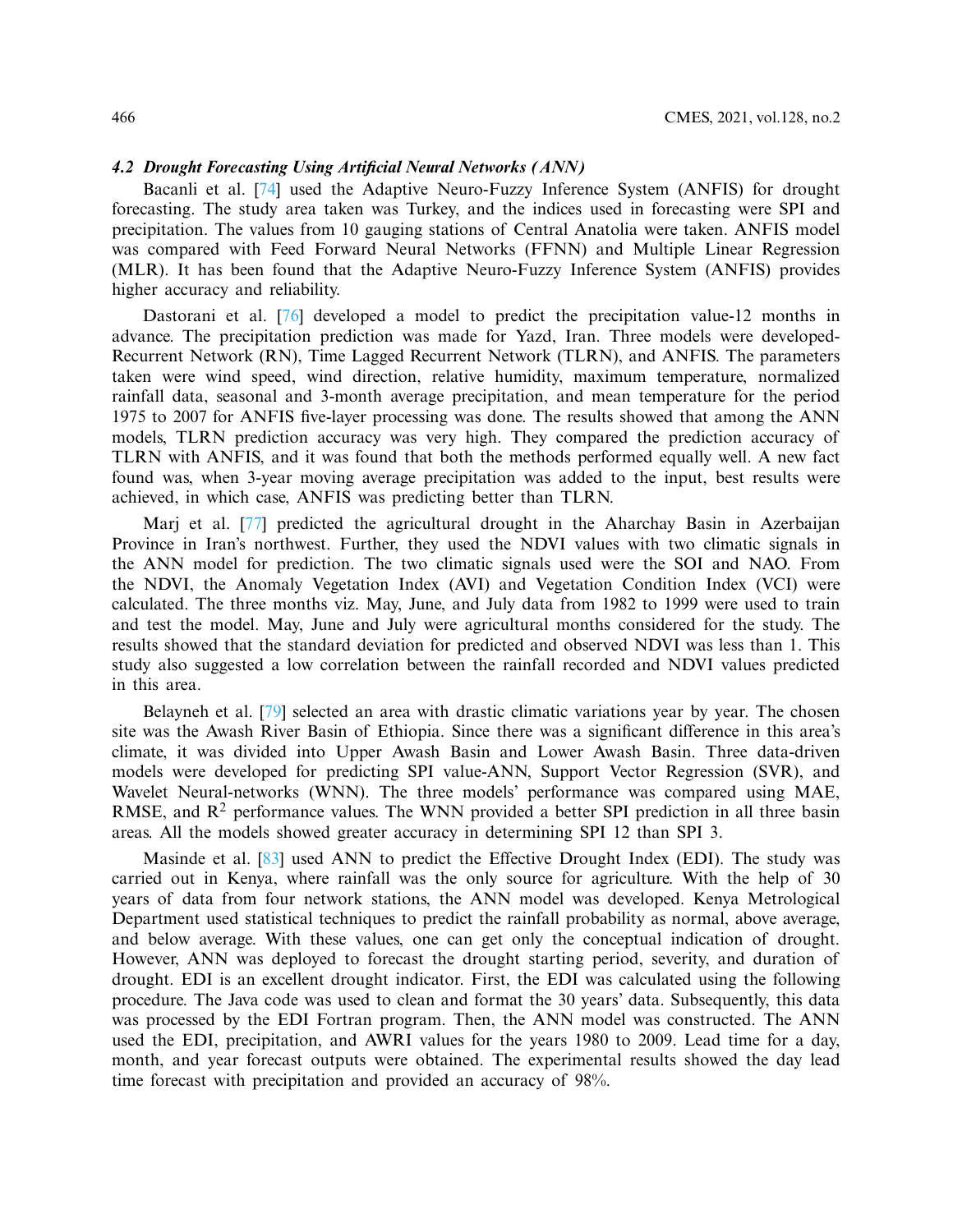### 4.2 Drought Forecasting Using Artificial Neural Networks (ANN)

Bacanli et al. [74] used the Adaptive Neuro-Fuzzy Inference System (ANFIS) for drought forecasting. The study area taken was Turkey, and the indices used in forecasting were SPI and precipitation. The values from 10 gauging stations of Central Anatolia were taken. ANFIS model was compared with Feed Forward Neural Networks (FFNN) and Multiple Linear Regression (MLR). It has been found that the Adaptive Neuro-Fuzzy Inference System (ANFIS) provides higher accuracy and reliability.

Dastorani et al. [76] developed a model to predict the precipitation value-12 months in advance. The precipitation prediction was made for Yazd, Iran. Three models were developed-Recurrent Network (RN), Time Lagged Recurrent Network (TLRN), and ANFIS. The parameters taken were wind speed, wind direction, relative humidity, maximum temperature, normalized rainfall data, seasonal and 3-month average precipitation, and mean temperature for the period 1975 to 2007 for ANFIS five-layer processing was done. The results showed that among the ANN models, TLRN prediction accuracy was very high. They compared the prediction accuracy of TLRN with ANFIS, and it was found that both the methods performed equally well. A new fact found was, when 3-year moving average precipitation was added to the input, best results were achieved, in which case, ANFIS was predicting better than TLRN.

Marj et al. [77] predicted the agricultural drought in the Aharchay Basin in Azerbaijan Province in Iran's northwest. Further, they used the NDVI values with two climatic signals in the ANN model for prediction. The two climatic signals used were the SOI and NAO. From the NDVI, the Anomaly Vegetation Index (AVI) and Vegetation Condition Index (VCI) were calculated. The three months viz. May, June, and July data from 1982 to 1999 were used to train and test the model. May, June and July were agricultural months considered for the study. The results showed that the standard deviation for predicted and observed NDVI was less than 1. This study also suggested a low correlation between the rainfall recorded and NDVI values predicted in this area.

Belayneh et al. [79] selected an area with drastic climatic variations year by year. The chosen site was the Awash River Basin of Ethiopia. Since there was a significant difference in this area's climate, it was divided into Upper Awash Basin and Lower Awash Basin. Three data-driven models were developed for predicting SPI value-ANN, Support Vector Regression (SVR), and Wavelet Neural-networks (WNN). The three models' performance was compared using MAE, RMSE, and $R^2$ performance values. The WNN provided a better SPI prediction in all three basin areas. All the models showed greater accuracy in determining SPI 12 than SPI 3.

Masinde et al. [83] used ANN to predict the Effective Drought Index (EDI). The study was carried out in Kenya, where rainfall was the only source for agriculture. With the help of 30 years of data from four network stations, the ANN model was developed. Kenya Metrological Department used statistical techniques to predict the rainfall probability as normal, above average, and below average. With these values, one can get only the conceptual indication of drought. However, ANN was deployed to forecast the drought starting period, severity, and duration of drought. EDI is an excellent drought indicator. First, the EDI was calculated using the following procedure. The Java code was used to clean and format the 30 years' data. Subsequently, this data was processed by the EDI Fortran program. Then, the ANN model was constructed. The ANN used the EDI, precipitation, and AWRI values for the years 1980 to 2009. Lead time for a day, month, and year forecast outputs were obtained. The experimental results showed the day lead time forecast with precipitation and provided an accuracy of 98%.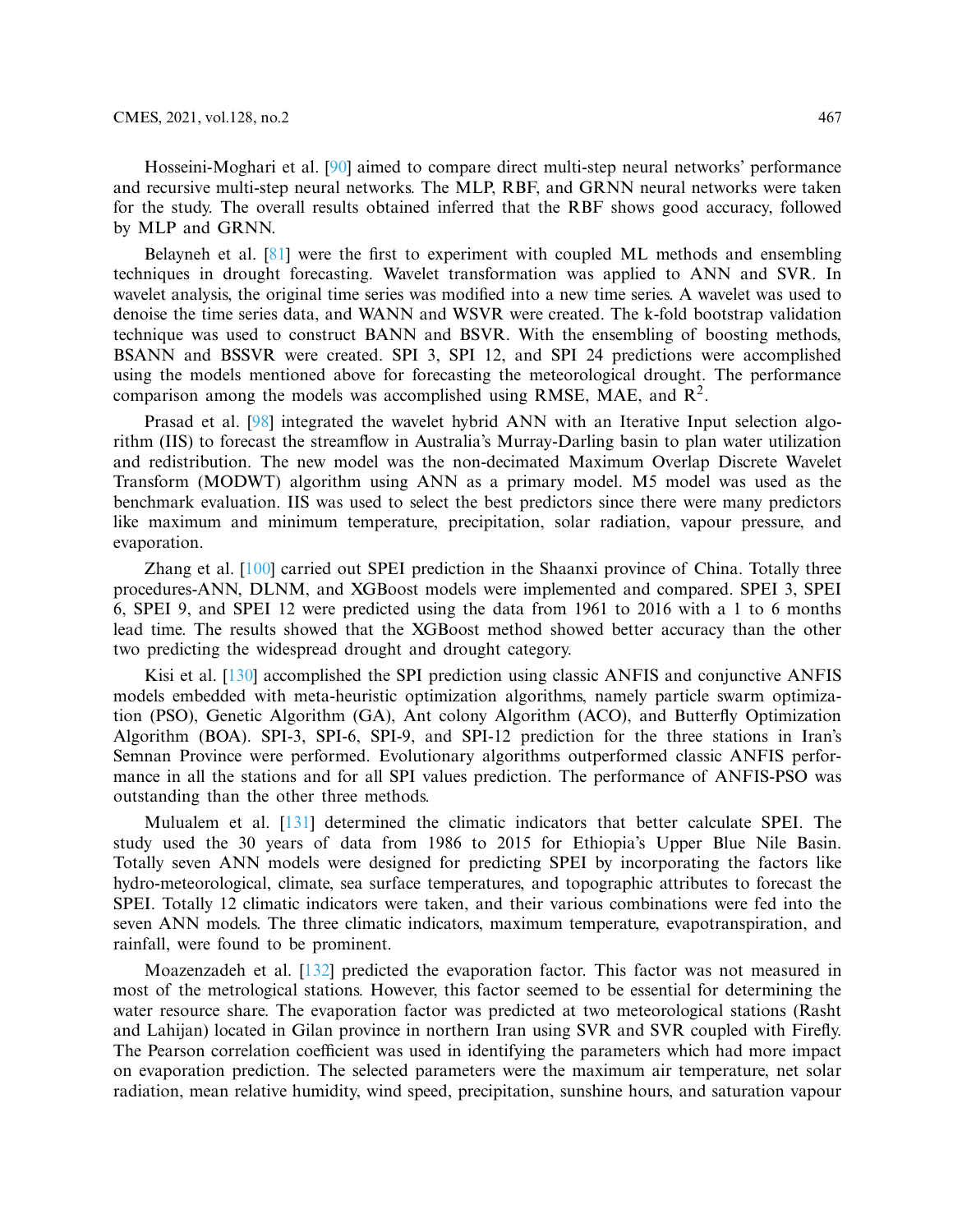Hosseini-Moghari et al. [90] aimed to compare direct multi-step neural networks' performance and recursive multi-step neural networks. The MLP, RBF, and GRNN neural networks were taken for the study. The overall results obtained inferred that the RBF shows good accuracy, followed by MLP and GRNN.

Belayneh et al. [81] were the first to experiment with coupled ML methods and ensembling techniques in drought forecasting. Wavelet transformation was applied to ANN and SVR. In wavelet analysis, the original time series was modified into a new time series. A wavelet was used to denoise the time series data, and WANN and WSVR were created. The k-fold bootstrap validation technique was used to construct BANN and BSVR. With the ensembling of boosting methods, BSANN and BSSVR were created. SPI 3, SPI 12, and SPI 24 predictions were accomplished using the models mentioned above for forecasting the meteorological drought. The performance comparison among the models was accomplished using RMSE, MAE, and $R^2$.

Prasad et al. [98] integrated the wavelet hybrid ANN with an Iterative Input selection algorithm (IIS) to forecast the streamflow in Australia's Murray-Darling basin to plan water utilization and redistribution. The new model was the non-decimated Maximum Overlap Discrete Wavelet Transform (MODWT) algorithm using ANN as a primary model. M5 model was used as the benchmark evaluation. IIS was used to select the best predictors since there were many predictors like maximum and minimum temperature, precipitation, solar radiation, vapour pressure, and evaporation.

Zhang et al. [100] carried out SPEI prediction in the Shaanxi province of China. Totally three procedures-ANN, DLNM, and XGBoost models were implemented and compared. SPEI 3, SPEI 6, SPEI 9, and SPEI 12 were predicted using the data from 1961 to 2016 with a 1 to 6 months lead time. The results showed that the XGBoost method showed better accuracy than the other two predicting the widespread drought and drought category.

Kisi et al. [130] accomplished the SPI prediction using classic ANFIS and conjunctive ANFIS models embedded with meta-heuristic optimization algorithms, namely particle swarm optimization (PSO), Genetic Algorithm (GA), Ant colony Algorithm (ACO), and Butterfly Optimization Algorithm (BOA). SPI-3, SPI-6, SPI-9, and SPI-12 prediction for the three stations in Iran's Semnan Province were performed. Evolutionary algorithms outperformed classic ANFIS performance in all the stations and for all SPI values prediction. The performance of ANFIS-PSO was outstanding than the other three methods.

Mulualem et al. [131] determined the climatic indicators that better calculate SPEI. The study used the 30 years of data from 1986 to 2015 for Ethiopia's Upper Blue Nile Basin. Totally seven ANN models were designed for predicting SPEI by incorporating the factors like hydro-meteorological, climate, sea surface temperatures, and topographic attributes to forecast the SPEI. Totally 12 climatic indicators were taken, and their various combinations were fed into the seven ANN models. The three climatic indicators, maximum temperature, evapotranspiration, and rainfall, were found to be prominent.

Moazenzadeh et al. [132] predicted the evaporation factor. This factor was not measured in most of the metrological stations. However, this factor seemed to be essential for determining the water resource share. The evaporation factor was predicted at two meteorological stations (Rasht and Lahijan) located in Gilan province in northern Iran using SVR and SVR coupled with Firefly. The Pearson correlation coefficient was used in identifying the parameters which had more impact on evaporation prediction. The selected parameters were the maximum air temperature, net solar radiation, mean relative humidity, wind speed, precipitation, sunshine hours, and saturation vapour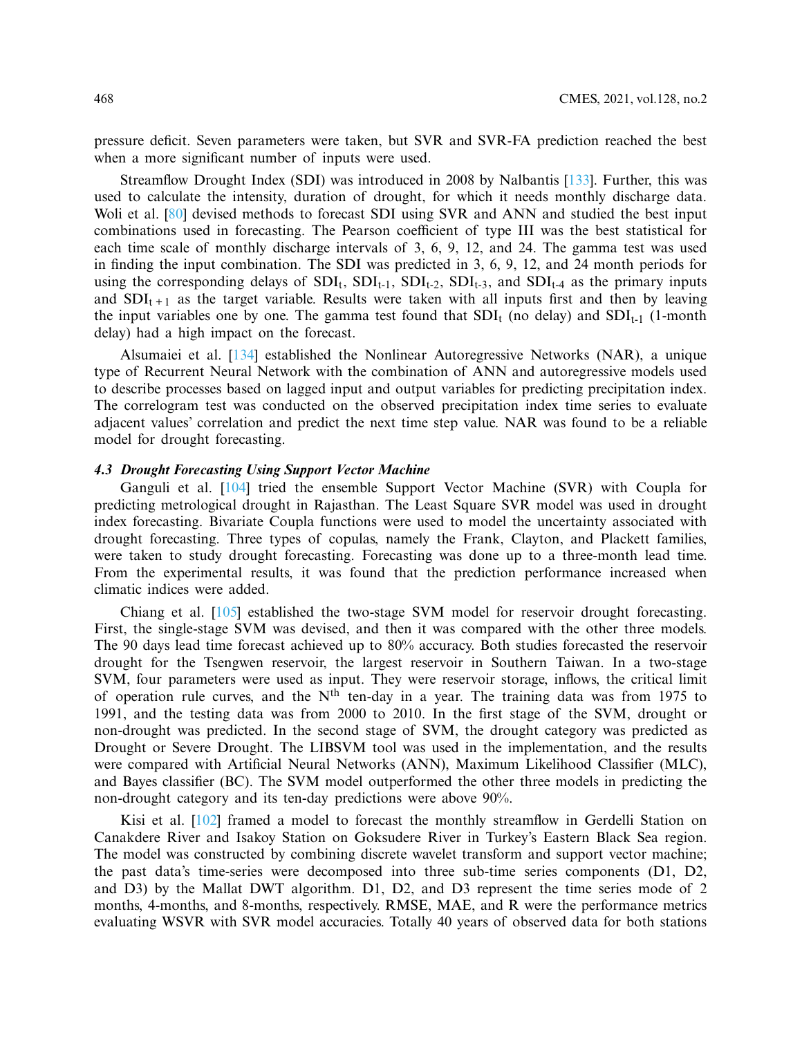pressure deficit. Seven parameters were taken, but SVR and SVR-FA prediction reached the best when a more significant number of inputs were used.

Streamflow Drought Index (SDI) was introduced in 2008 by Nalbantis [133]. Further, this was used to calculate the intensity, duration of drought, for which it needs monthly discharge data. Woli et al. [80] devised methods to forecast SDI using SVR and ANN and studied the best input combinations used in forecasting. The Pearson coefficient of type III was the best statistical for each time scale of monthly discharge intervals of 3, 6, 9, 12, and 24. The gamma test was used in finding the input combination. The SDI was predicted in 3, 6, 9, 12, and 24 month periods for using the corresponding delays of $SDI_t$, $SDI_{t-1}$, $SDI_{t-2}$, $SDI_{t-3}$, and $SDI_{t-4}$ as the primary inputs and $SDI_{t+1}$ as the target variable. Results were taken with all inputs first and then by leaving the input variables one by one. The gamma test found that $SDI_t$ (no delay) and $SDI_{t-1}$ (1-month delay) had a high impact on the forecast.

Alsumaiei et al. [134] established the Nonlinear Autoregressive Networks (NAR), a unique type of Recurrent Neural Network with the combination of ANN and autoregressive models used to describe processes based on lagged input and output variables for predicting precipitation index. The correlogram test was conducted on the observed precipitation index time series to evaluate adjacent values' correlation and predict the next time step value. NAR was found to be a reliable model for drought forecasting.

### *4.3 Drought Forecasting Using Support Vector Machine*

Ganguli et al. [104] tried the ensemble Support Vector Machine (SVR) with Coupla for predicting metrological drought in Rajasthan. The Least Square SVR model was used in drought index forecasting. Bivariate Coupla functions were used to model the uncertainty associated with drought forecasting. Three types of copulas, namely the Frank, Clayton, and Plackett families, were taken to study drought forecasting. Forecasting was done up to a three-month lead time. From the experimental results, it was found that the prediction performance increased when climatic indices were added.

Chiang et al. [105] established the two-stage SVM model for reservoir drought forecasting. First, the single-stage SVM was devised, and then it was compared with the other three models. The 90 days lead time forecast achieved up to 80% accuracy. Both studies forecasted the reservoir drought for the Tsengwen reservoir, the largest reservoir in Southern Taiwan. In a two-stage SVM, four parameters were used as input. They were reservoir storage, inflows, the critical limit of operation rule curves, and the $N^{th}$ ten-day in a year. The training data was from 1975 to 1991, and the testing data was from 2000 to 2010. In the first stage of the SVM, drought or non-drought was predicted. In the second stage of SVM, the drought category was predicted as Drought or Severe Drought. The LIBSVM tool was used in the implementation, and the results were compared with Artificial Neural Networks (ANN), Maximum Likelihood Classifier (MLC), and Bayes classifier (BC). The SVM model outperformed the other three models in predicting the non-drought category and its ten-day predictions were above 90%.

Kisi et al. [102] framed a model to forecast the monthly streamflow in Gerdelli Station on Canakdere River and Isakoy Station on Goksudere River in Turkey's Eastern Black Sea region. The model was constructed by combining discrete wavelet transform and support vector machine; the past data's time-series were decomposed into three sub-time series components (D1, D2, and D3) by the Mallat DWT algorithm. D1, D2, and D3 represent the time series mode of 2 months, 4-months, and 8-months, respectively. RMSE, MAE, and R were the performance metrics evaluating WSVR with SVR model accuracies. Totally 40 years of observed data for both stations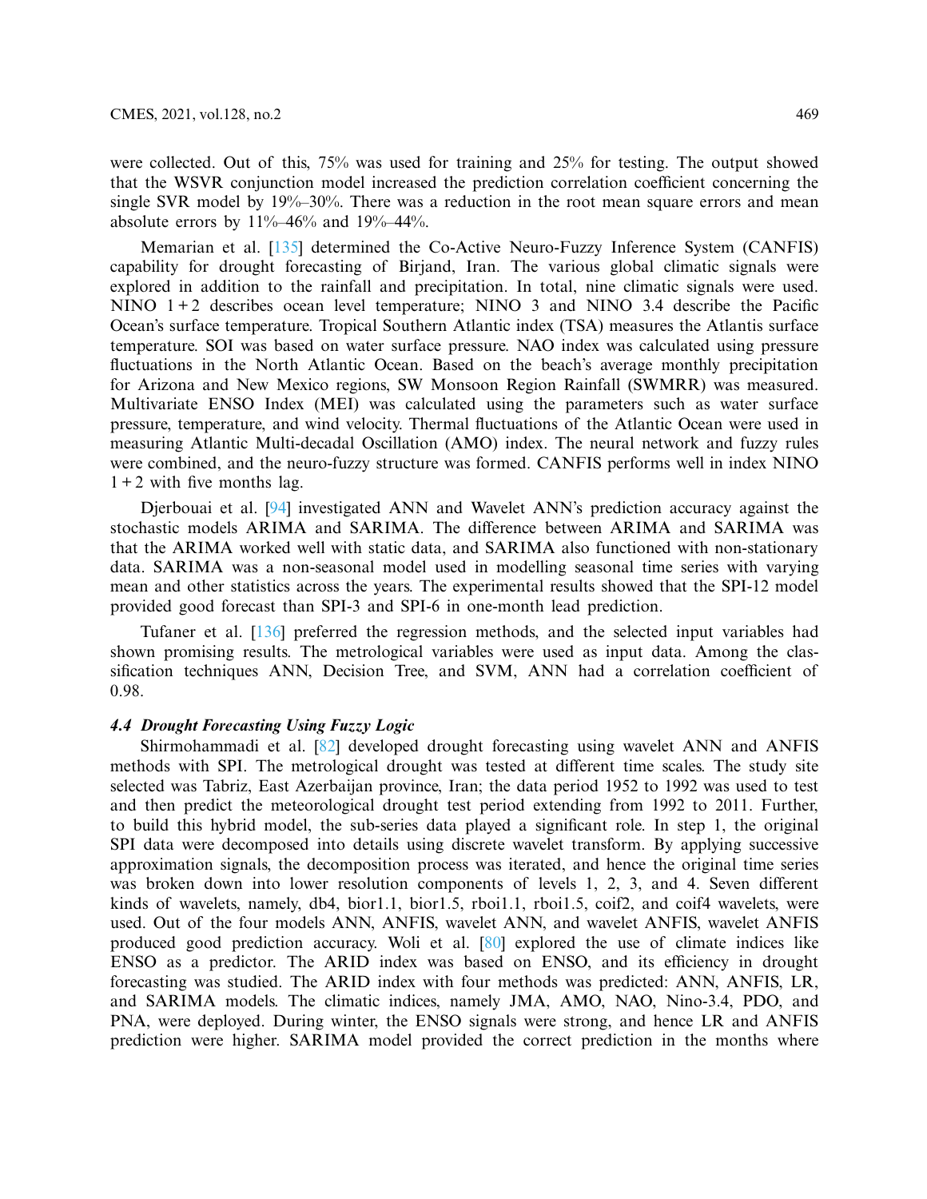were collected. Out of this, 75% was used for training and 25% for testing. The output showed that the WSVR conjunction model increased the prediction correlation coefficient concerning the single SVR model by 19%–30%. There was a reduction in the root mean square errors and mean absolute errors by 11%–46% and 19%–44%.

Memarian et al. [135] determined the Co-Active Neuro-Fuzzy Inference System (CANFIS) capability for drought forecasting of Birjand, Iran. The various global climatic signals were explored in addition to the rainfall and precipitation. In total, nine climatic signals were used. NINO 1 + 2 describes ocean level temperature; NINO 3 and NINO 3.4 describe the Pacific Ocean's surface temperature. Tropical Southern Atlantic index (TSA) measures the Atlantis surface temperature. SOI was based on water surface pressure. NAO index was calculated using pressure fluctuations in the North Atlantic Ocean. Based on the beach's average monthly precipitation for Arizona and New Mexico regions, SW Monsoon Region Rainfall (SWMRR) was measured. Multivariate ENSO Index (MEI) was calculated using the parameters such as water surface pressure, temperature, and wind velocity. Thermal fluctuations of the Atlantic Ocean were used in measuring Atlantic Multi-decadal Oscillation (AMO) index. The neural network and fuzzy rules were combined, and the neuro-fuzzy structure was formed. CANFIS performs well in index NINO 1 + 2 with five months lag.

Djerbouai et al. [94] investigated ANN and Wavelet ANN's prediction accuracy against the stochastic models ARIMA and SARIMA. The difference between ARIMA and SARIMA was that the ARIMA worked well with static data, and SARIMA also functioned with non-stationary data. SARIMA was a non-seasonal model used in modelling seasonal time series with varying mean and other statistics across the years. The experimental results showed that the SPI-12 model provided good forecast than SPI-3 and SPI-6 in one-month lead prediction.

Tufaner et al. [136] preferred the regression methods, and the selected input variables had shown promising results. The metrological variables were used as input data. Among the classification techniques ANN, Decision Tree, and SVM, ANN had a correlation coefficient of 0.98.

### *4.4 Drought Forecasting Using Fuzzy Logic*

Shirmohammadi et al. [82] developed drought forecasting using wavelet ANN and ANFIS methods with SPI. The metrological drought was tested at different time scales. The study site selected was Tabriz, East Azerbaijan province, Iran; the data period 1952 to 1992 was used to test and then predict the meteorological drought test period extending from 1992 to 2011. Further, to build this hybrid model, the sub-series data played a significant role. In step 1, the original SPI data were decomposed into details using discrete wavelet transform. By applying successive approximation signals, the decomposition process was iterated, and hence the original time series was broken down into lower resolution components of levels 1, 2, 3, and 4. Seven different kinds of wavelets, namely, db4, bior1.1, bior1.5, rboi1.1, rboi1.5, coif2, and coif4 wavelets, were used. Out of the four models ANN, ANFIS, wavelet ANN, and wavelet ANFIS, wavelet ANFIS produced good prediction accuracy. Woli et al. [80] explored the use of climate indices like ENSO as a predictor. The ARID index was based on ENSO, and its efficiency in drought forecasting was studied. The ARID index with four methods was predicted: ANN, ANFIS, LR, and SARIMA models. The climatic indices, namely JMA, AMO, NAO, Nino-3.4, PDO, and PNA, were deployed. During winter, the ENSO signals were strong, and hence LR and ANFIS prediction were higher. SARIMA model provided the correct prediction in the months where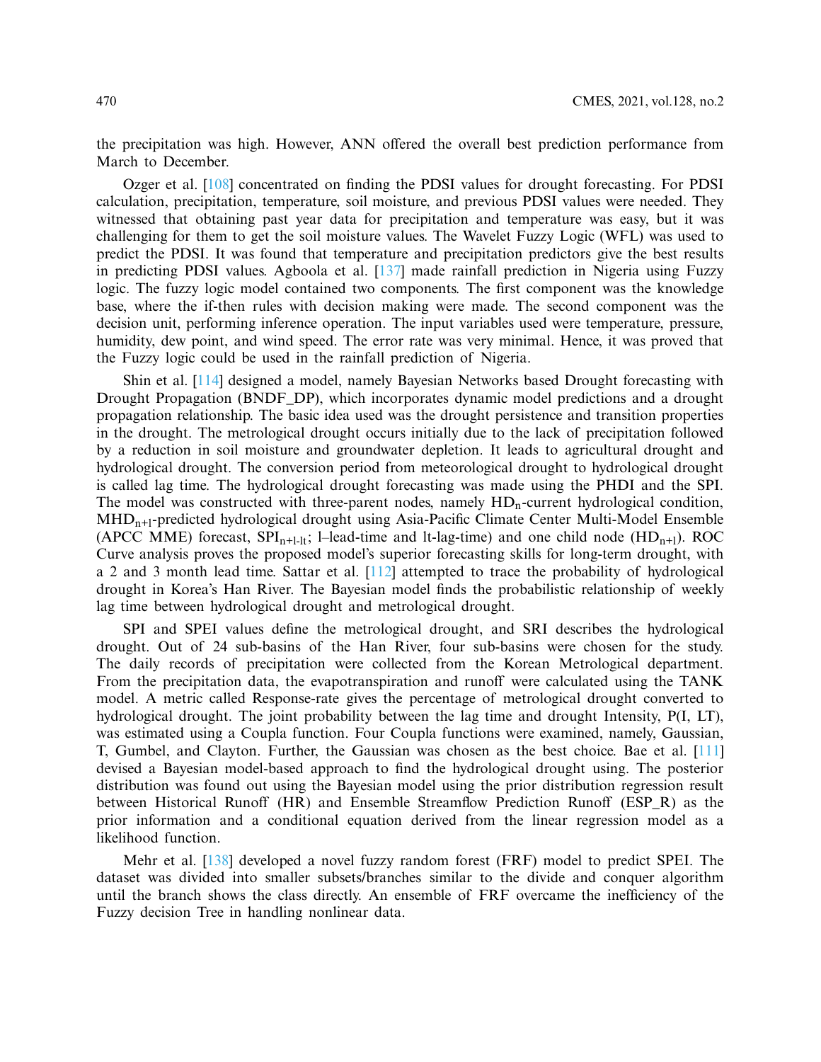the precipitation was high. However, ANN offered the overall best prediction performance from March to December.

Ozger et al. [108] concentrated on finding the PDSI values for drought forecasting. For PDSI calculation, precipitation, temperature, soil moisture, and previous PDSI values were needed. They witnessed that obtaining past year data for precipitation and temperature was easy, but it was challenging for them to get the soil moisture values. The Wavelet Fuzzy Logic (WFL) was used to predict the PDSI. It was found that temperature and precipitation predictors give the best results in predicting PDSI values. Agboola et al. [137] made rainfall prediction in Nigeria using Fuzzy logic. The fuzzy logic model contained two components. The first component was the knowledge base, where the if-then rules with decision making were made. The second component was the decision unit, performing inference operation. The input variables used were temperature, pressure, humidity, dew point, and wind speed. The error rate was very minimal. Hence, it was proved that the Fuzzy logic could be used in the rainfall prediction of Nigeria.

Shin et al. [114] designed a model, namely Bayesian Networks based Drought forecasting with Drought Propagation (BNDF_DP), which incorporates dynamic model predictions and a drought propagation relationship. The basic idea used was the drought persistence and transition properties in the drought. The metrological drought occurs initially due to the lack of precipitation followed by a reduction in soil moisture and groundwater depletion. It leads to agricultural drought and hydrological drought. The conversion period from meteorological drought to hydrological drought is called lag time. The hydrological drought forecasting was made using the PHDI and the SPI. The model was constructed with three-parent nodes, namely $HD_n$-current hydrological condition, $MHD_{n+l}$-predicted hydrological drought using Asia-Pacific Climate Center Multi-Model Ensemble (APCC MME) forecast, $SPI_{n+l-lt}$; l–lead-time and lt-lag-time) and one child node ($HD_{n+l}$). ROC Curve analysis proves the proposed model's superior forecasting skills for long-term drought, with a 2 and 3 month lead time. Sattar et al. [112] attempted to trace the probability of hydrological drought in Korea's Han River. The Bayesian model finds the probabilistic relationship of weekly lag time between hydrological drought and metrological drought.

SPI and SPEI values define the metrological drought, and SRI describes the hydrological drought. Out of 24 sub-basins of the Han River, four sub-basins were chosen for the study. The daily records of precipitation were collected from the Korean Metrological department. From the precipitation data, the evapotranspiration and runoff were calculated using the TANK model. A metric called Response-rate gives the percentage of metrological drought converted to hydrological drought. The joint probability between the lag time and drought Intensity, P(I, LT), was estimated using a Coupla function. Four Coupla functions were examined, namely, Gaussian, T, Gumbel, and Clayton. Further, the Gaussian was chosen as the best choice. Bae et al. [111] devised a Bayesian model-based approach to find the hydrological drought using. The posterior distribution was found out using the Bayesian model using the prior distribution regression result between Historical Runoff (HR) and Ensemble Streamflow Prediction Runoff (ESP_R) as the prior information and a conditional equation derived from the linear regression model as a likelihood function.

Mehr et al. [138] developed a novel fuzzy random forest (FRF) model to predict SPEI. The dataset was divided into smaller subsets/branches similar to the divide and conquer algorithm until the branch shows the class directly. An ensemble of FRF overcame the inefficiency of the Fuzzy decision Tree in handling nonlinear data.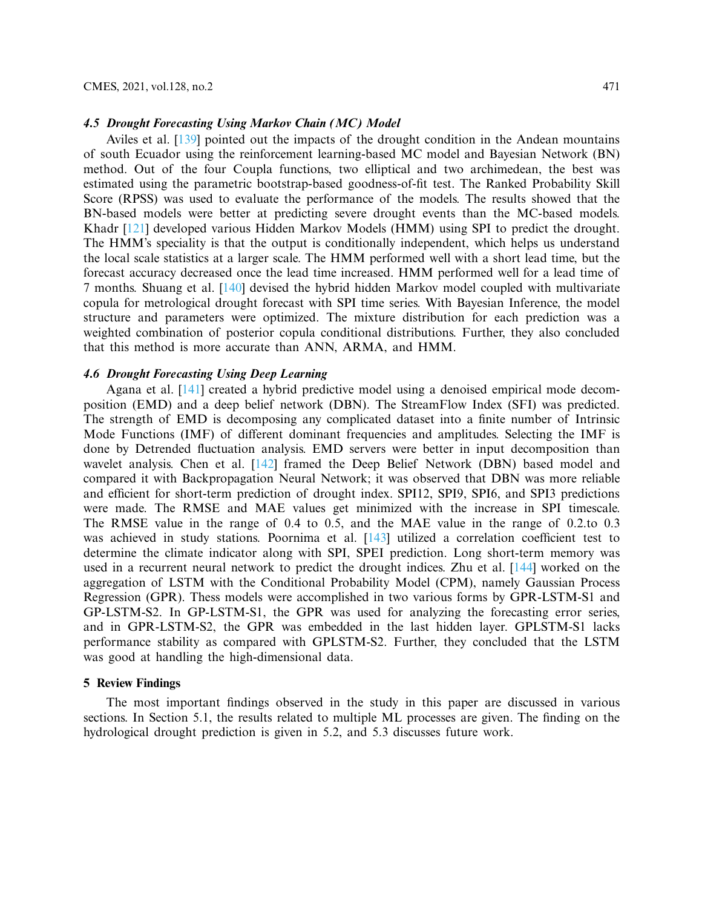### *4.5 Drought Forecasting Using Markov Chain (MC) Model*

Aviles et al. [139] pointed out the impacts of the drought condition in the Andean mountains of south Ecuador using the reinforcement learning-based MC model and Bayesian Network (BN) method. Out of the four Coupla functions, two elliptical and two archimedean, the best was estimated using the parametric bootstrap-based goodness-of-fit test. The Ranked Probability Skill Score (RPSS) was used to evaluate the performance of the models. The results showed that the BN-based models were better at predicting severe drought events than the MC-based models. Khadr [121] developed various Hidden Markov Models (HMM) using SPI to predict the drought. The HMM's speciality is that the output is conditionally independent, which helps us understand the local scale statistics at a larger scale. The HMM performed well with a short lead time, but the forecast accuracy decreased once the lead time increased. HMM performed well for a lead time of 7 months. Shuang et al. [140] devised the hybrid hidden Markov model coupled with multivariate copula for metrological drought forecast with SPI time series. With Bayesian Inference, the model structure and parameters were optimized. The mixture distribution for each prediction was a weighted combination of posterior copula conditional distributions. Further, they also concluded that this method is more accurate than ANN, ARMA, and HMM.

### *4.6 Drought Forecasting Using Deep Learning*

Agana et al. [141] created a hybrid predictive model using a denoised empirical mode decomposition (EMD) and a deep belief network (DBN). The StreamFlow Index (SFI) was predicted. The strength of EMD is decomposing any complicated dataset into a finite number of Intrinsic Mode Functions (IMF) of different dominant frequencies and amplitudes. Selecting the IMF is done by Detrended fluctuation analysis. EMD servers were better in input decomposition than wavelet analysis. Chen et al. [142] framed the Deep Belief Network (DBN) based model and compared it with Backpropagation Neural Network; it was observed that DBN was more reliable and efficient for short-term prediction of drought index. SPI12, SPI9, SPI6, and SPI3 predictions were made. The RMSE and MAE values get minimized with the increase in SPI timescale. The RMSE value in the range of 0.4 to 0.5, and the MAE value in the range of 0.2.to 0.3 was achieved in study stations. Poornima et al. [143] utilized a correlation coefficient test to determine the climate indicator along with SPI, SPEI prediction. Long short-term memory was used in a recurrent neural network to predict the drought indices. Zhu et al. [144] worked on the aggregation of LSTM with the Conditional Probability Model (CPM), namely Gaussian Process Regression (GPR). Thess models were accomplished in two various forms by GPR-LSTM-S1 and GP-LSTM-S2. In GP-LSTM-S1, the GPR was used for analyzing the forecasting error series, and in GPR-LSTM-S2, the GPR was embedded in the last hidden layer. GPLSTM-S1 lacks performance stability as compared with GPLSTM-S2. Further, they concluded that the LSTM was good at handling the high-dimensional data.

## 5 Review Findings

The most important findings observed in the study in this paper are discussed in various sections. In Section 5.1, the results related to multiple ML processes are given. The finding on the hydrological drought prediction is given in 5.2, and 5.3 discusses future work.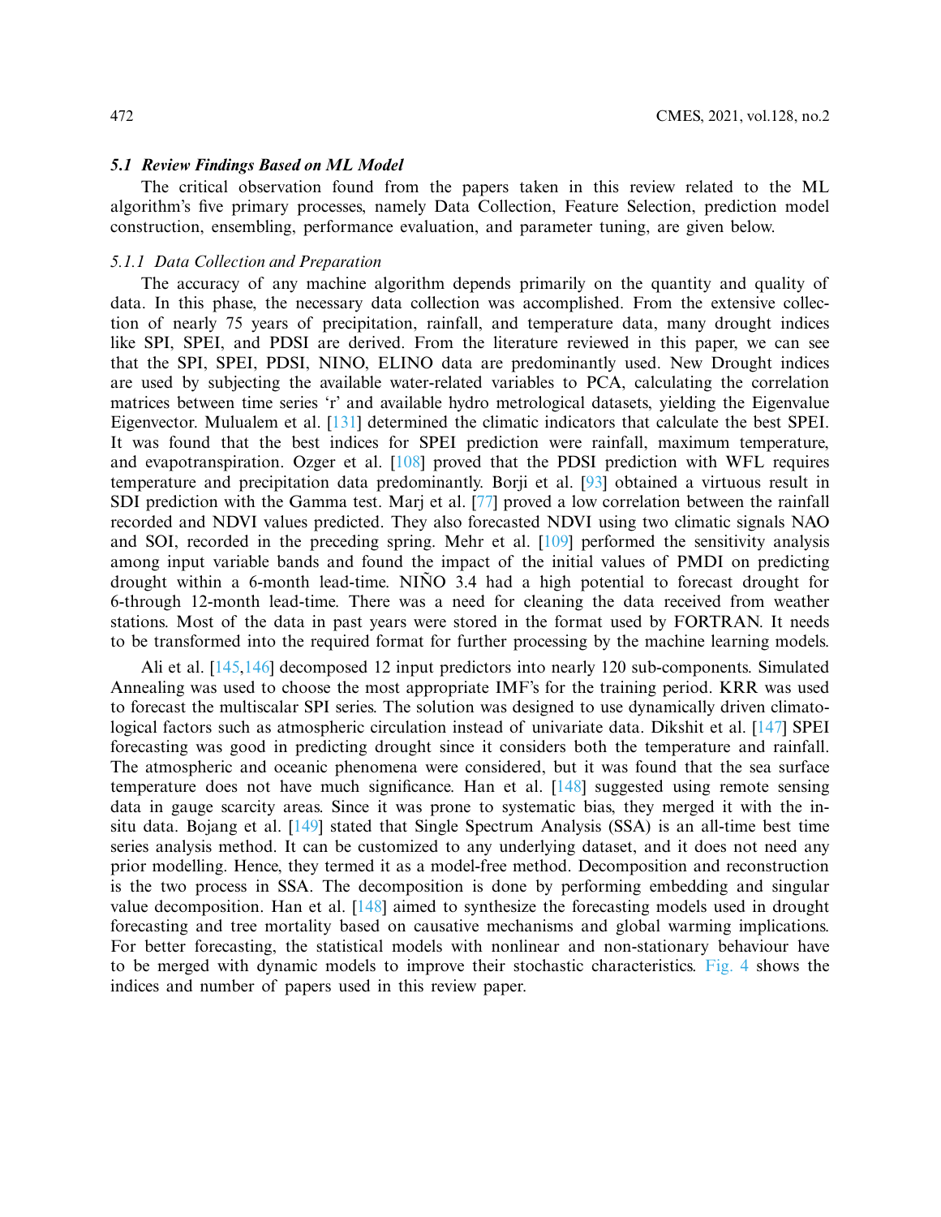### 5.1 Review Findings Based on ML Model

The critical observation found from the papers taken in this review related to the ML algorithm's five primary processes, namely Data Collection, Feature Selection, prediction model construction, ensembling, performance evaluation, and parameter tuning, are given below.

#### 5.1.1 Data Collection and Preparation

The accuracy of any machine algorithm depends primarily on the quantity and quality of data. In this phase, the necessary data collection was accomplished. From the extensive collection of nearly 75 years of precipitation, rainfall, and temperature data, many drought indices like SPI, SPEI, and PDSI are derived. From the literature reviewed in this paper, we can see that the SPI, SPEI, PDSI, NINO, ELINO data are predominantly used. New Drought indices are used by subjecting the available water-related variables to PCA, calculating the correlation matrices between time series 'r' and available hydro metrological datasets, yielding the Eigenvalue Eigenvector. Mulualem et al. [131] determined the climatic indicators that calculate the best SPEI. It was found that the best indices for SPEI prediction were rainfall, maximum temperature, and evapotranspiration. Ozger et al. [108] proved that the PDSI prediction with WFL requires temperature and precipitation data predominantly. Borji et al. [93] obtained a virtuous result in SDI prediction with the Gamma test. Marj et al. [77] proved a low correlation between the rainfall recorded and NDVI values predicted. They also forecasted NDVI using two climatic signals NAO and SOI, recorded in the preceding spring. Mehr et al. [109] performed the sensitivity analysis among input variable bands and found the impact of the initial values of PMDI on predicting drought within a 6-month lead-time. NIÑO 3.4 had a high potential to forecast drought for 6-through 12-month lead-time. There was a need for cleaning the data received from weather stations. Most of the data in past years were stored in the format used by FORTRAN. It needs to be transformed into the required format for further processing by the machine learning models.

Ali et al. [145,146] decomposed 12 input predictors into nearly 120 sub-components. Simulated Annealing was used to choose the most appropriate IMF's for the training period. KRR was used to forecast the multiscalar SPI series. The solution was designed to use dynamically driven climatological factors such as atmospheric circulation instead of univariate data. Dikshit et al. [147] SPEI forecasting was good in predicting drought since it considers both the temperature and rainfall. The atmospheric and oceanic phenomena were considered, but it was found that the sea surface temperature does not have much significance. Han et al. [148] suggested using remote sensing data in gauge scarcity areas. Since it was prone to systematic bias, they merged it with the in-situ data. Bojang et al. [149] stated that Single Spectrum Analysis (SSA) is an all-time best time series analysis method. It can be customized to any underlying dataset, and it does not need any prior modelling. Hence, they termed it as a model-free method. Decomposition and reconstruction is the two process in SSA. The decomposition is done by performing embedding and singular value decomposition. Han et al. [148] aimed to synthesize the forecasting models used in drought forecasting and tree mortality based on causative mechanisms and global warming implications. For better forecasting, the statistical models with nonlinear and non-stationary behaviour have to be merged with dynamic models to improve their stochastic characteristics. Fig. 4 shows the indices and number of papers used in this review paper.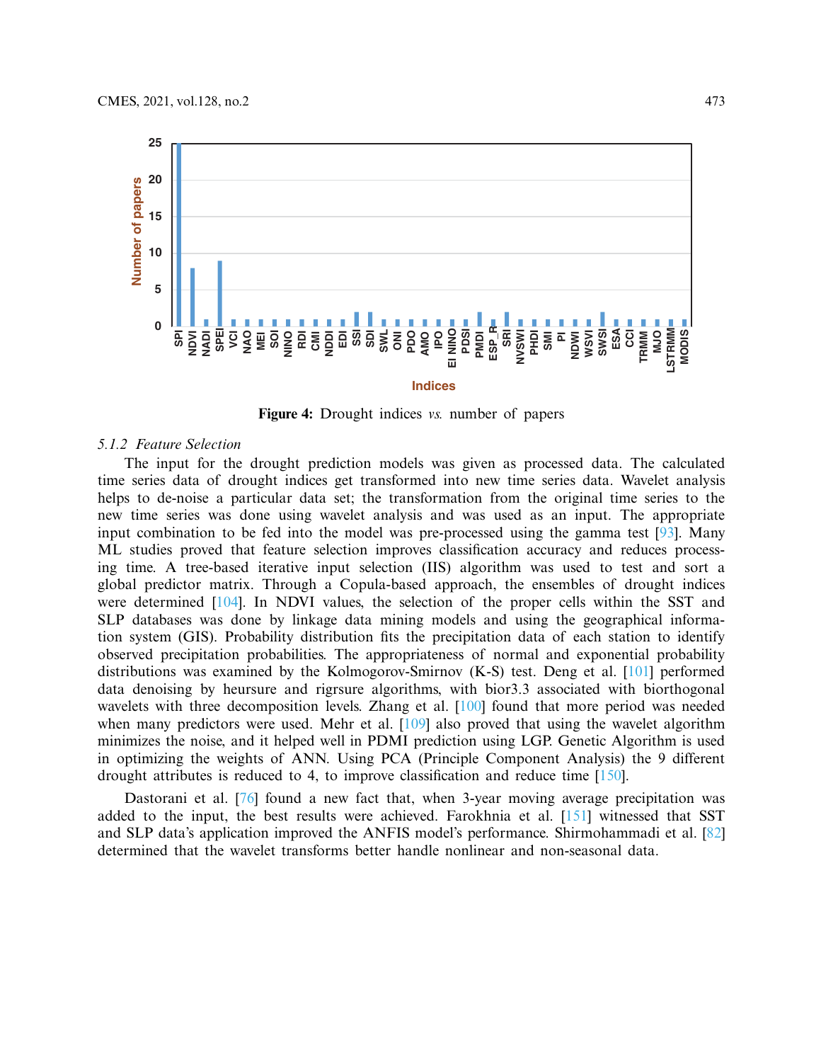Figure 4: Drought indices *vs.* number of papers

### 5.1.2 Feature Selection

The input for the drought prediction models was given as processed data. The calculated time series data of drought indices get transformed into new time series data. Wavelet analysis helps to de-noise a particular data set; the transformation from the original time series to the new time series was done using wavelet analysis and was used as an input. The appropriate input combination to be fed into the model was pre-processed using the gamma test [93]. Many ML studies proved that feature selection improves classification accuracy and reduces processing time. A tree-based iterative input selection (IIS) algorithm was used to test and sort a global predictor matrix. Through a Copula-based approach, the ensembles of drought indices were determined [104]. In NDVI values, the selection of the proper cells within the SST and SLP databases was done by linkage data mining models and using the geographical information system (GIS). Probability distribution fits the precipitation data of each station to identify observed precipitation probabilities. The appropriateness of normal and exponential probability distributions was examined by the Kolmogorov-Smirnov (K-S) test. Deng et al. [101] performed data denoising by heursure and rigrsure algorithms, with bior3.3 associated with biorthogonal wavelets with three decomposition levels. Zhang et al. [100] found that more period was needed when many predictors were used. Mehr et al. [109] also proved that using the wavelet algorithm minimizes the noise, and it helped well in PDMI prediction using LGP. Genetic Algorithm is used in optimizing the weights of ANN. Using PCA (Principle Component Analysis) the 9 different drought attributes is reduced to 4, to improve classification and reduce time [150].

Dastorani et al. [76] found a new fact that, when 3-year moving average precipitation was added to the input, the best results were achieved. Farokhnia et al. [151] witnessed that SST and SLP data's application improved the ANFIS model's performance. Shirmohammadi et al. [82] determined that the wavelet transforms better handle nonlinear and non-seasonal data.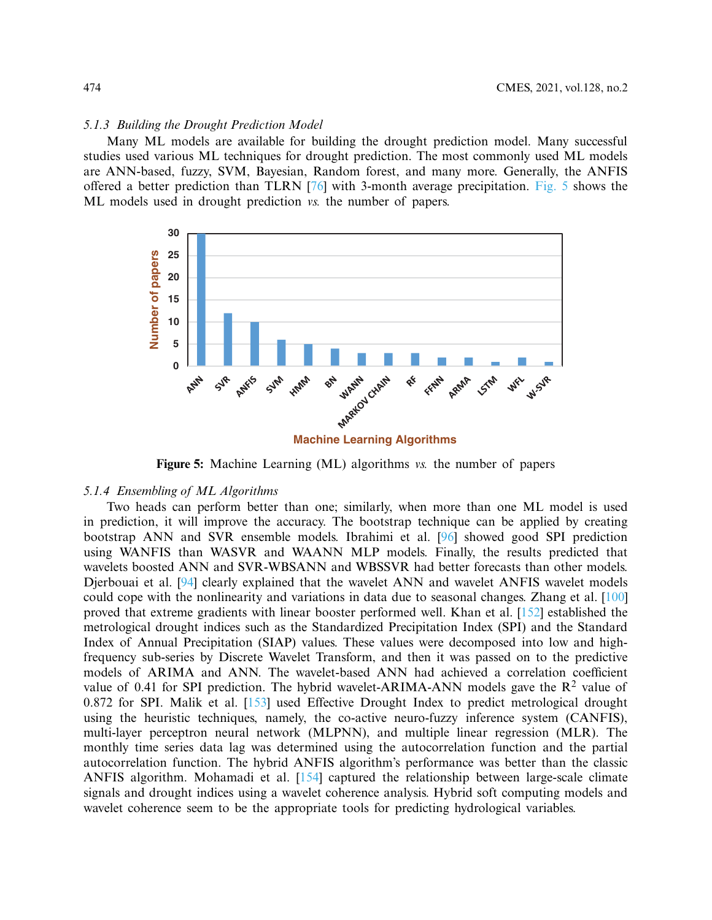### 5.1.3 Building the Drought Prediction Model

Many ML models are available for building the drought prediction model. Many successful studies used various ML techniques for drought prediction. The most commonly used ML models are ANN-based, fuzzy, SVM, Bayesian, Random forest, and many more. Generally, the ANFIS offered a better prediction than TLRN [76] with 3-month average precipitation. Fig. 5 shows the ML models used in drought prediction *vs.* the number of papers.

**Figure 5:** Machine Learning (ML) algorithms *vs.* the number of papers

### 5.1.4 Ensembling of ML Algorithms

Two heads can perform better than one; similarly, when more than one ML model is used in prediction, it will improve the accuracy. The bootstrap technique can be applied by creating bootstrap ANN and SVR ensemble models. Ibrahimi et al. [96] showed good SPI prediction using WANFIS than WASVR and WAANN MLP models. Finally, the results predicted that wavelets boosted ANN and SVR-WBSANN and WBSSVR had better forecasts than other models. Djerbouai et al. [94] clearly explained that the wavelet ANN and wavelet ANFIS wavelet models could cope with the nonlinearity and variations in data due to seasonal changes. Zhang et al. [100] proved that extreme gradients with linear booster performed well. Khan et al. [152] established the metrological drought indices such as the Standardized Precipitation Index (SPI) and the Standard Index of Annual Precipitation (SIAP) values. These values were decomposed into low and high-frequency sub-series by Discrete Wavelet Transform, and then it was passed on to the predictive models of ARIMA and ANN. The wavelet-based ANN had achieved a correlation coefficient value of 0.41 for SPI prediction. The hybrid wavelet-ARIMA-ANN models gave the $R^2$ value of 0.872 for SPI. Malik et al. [153] used Effective Drought Index to predict metrological drought using the heuristic techniques, namely, the co-active neuro-fuzzy inference system (CANFIS), multi-layer perceptron neural network (MLPNN), and multiple linear regression (MLR). The monthly time series data lag was determined using the autocorrelation function and the partial autocorrelation function. The hybrid ANFIS algorithm's performance was better than the classic ANFIS algorithm. Mohamadi et al. [154] captured the relationship between large-scale climate signals and drought indices using a wavelet coherence analysis. Hybrid soft computing models and wavelet coherence seem to be the appropriate tools for predicting hydrological variables.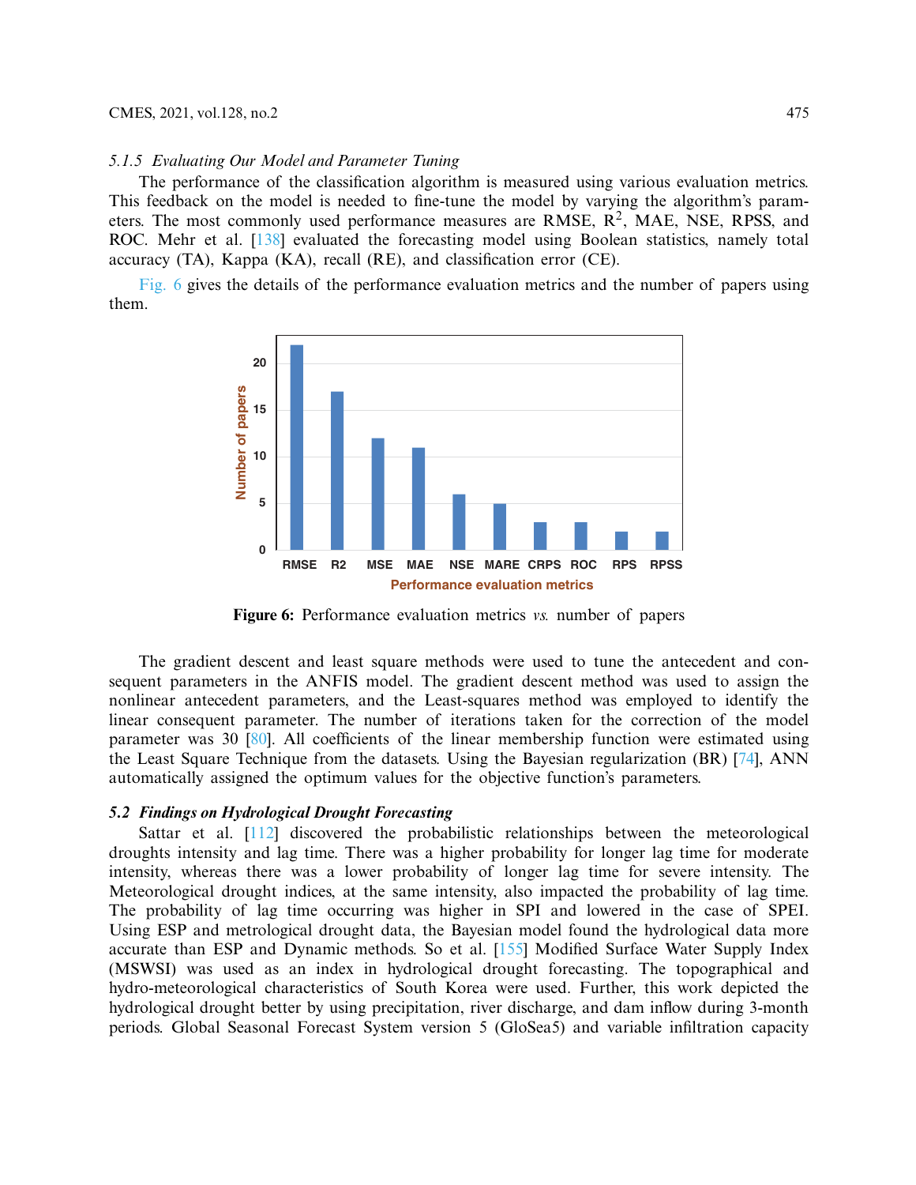#### 5.1.5 Evaluating Our Model and Parameter Tuning

The performance of the classification algorithm is measured using various evaluation metrics. This feedback on the model is needed to fine-tune the model by varying the algorithm's parameters. The most commonly used performance measures are RMSE, $R^2$, MAE, NSE, RPSS, and ROC. Mehr et al. [138] evaluated the forecasting model using Boolean statistics, namely total accuracy (TA), Kappa (KA), recall (RE), and classification error (CE).

Fig. 6 gives the details of the performance evaluation metrics and the number of papers using them.

Figure 6: Performance evaluation metrics *vs.* number of papers

The gradient descent and least square methods were used to tune the antecedent and consequent parameters in the ANFIS model. The gradient descent method was used to assign the nonlinear antecedent parameters, and the Least-squares method was employed to identify the linear consequent parameter. The number of iterations taken for the correction of the model parameter was 30 [80]. All coefficients of the linear membership function were estimated using the Least Square Technique from the datasets. Using the Bayesian regularization (BR) [74], ANN automatically assigned the optimum values for the objective function's parameters.

### 5.2 Findings on Hydrological Drought Forecasting

Sattar et al. [112] discovered the probabilistic relationships between the meteorological droughts intensity and lag time. There was a higher probability for longer lag time for moderate intensity, whereas there was a lower probability of longer lag time for severe intensity. The Meteorological drought indices, at the same intensity, also impacted the probability of lag time. The probability of lag time occurring was higher in SPI and lowered in the case of SPEI. Using ESP and metrological drought data, the Bayesian model found the hydrological data more accurate than ESP and Dynamic methods. So et al. [155] Modified Surface Water Supply Index (MSWSI) was used as an index in hydrological drought forecasting. The topographical and hydro-meteorological characteristics of South Korea were used. Further, this work depicted the hydrological drought better by using precipitation, river discharge, and dam inflow during 3-month periods. Global Seasonal Forecast System version 5 (GloSea5) and variable infiltration capacity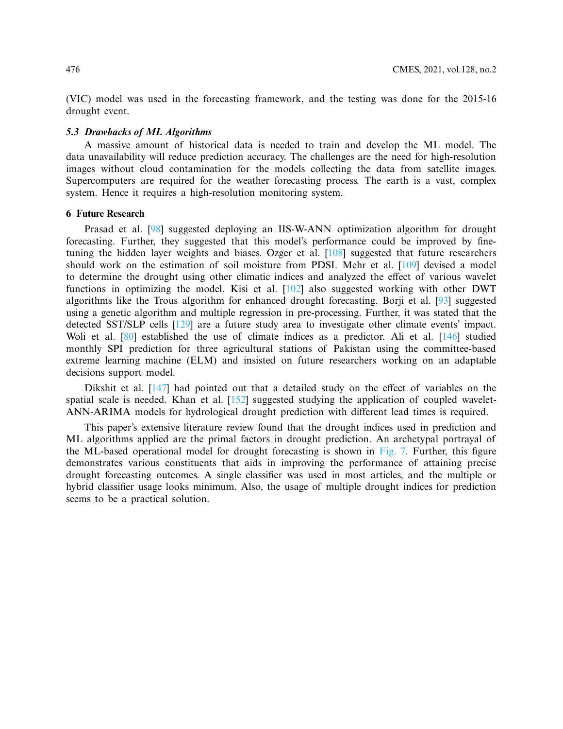(VIC) model was used in the forecasting framework, and the testing was done for the 2015-16 drought event.

### *5.3 Drawbacks of ML Algorithms*

A massive amount of historical data is needed to train and develop the ML model. The data unavailability will reduce prediction accuracy. The challenges are the need for high-resolution images without cloud contamination for the models collecting the data from satellite images. Supercomputers are required for the weather forecasting process. The earth is a vast, complex system. Hence it requires a high-resolution monitoring system.

## 6 Future Research

Prasad et al. [98] suggested deploying an IIS-W-ANN optimization algorithm for drought forecasting. Further, they suggested that this model's performance could be improved by fine-tuning the hidden layer weights and biases. Ozger et al. [108] suggested that future researchers should work on the estimation of soil moisture from PDSI. Mehr et al. [109] devised a model to determine the drought using other climatic indices and analyzed the effect of various wavelet functions in optimizing the model. Kisi et al. [102] also suggested working with other DWT algorithms like the Trous algorithm for enhanced drought forecasting. Borji et al. [93] suggested using a genetic algorithm and multiple regression in pre-processing. Further, it was stated that the detected SST/SLP cells [129] are a future study area to investigate other climate events' impact. Woli et al. [80] established the use of climate indices as a predictor. Ali et al. [146] studied monthly SPI prediction for three agricultural stations of Pakistan using the committee-based extreme learning machine (ELM) and insisted on future researchers working on an adaptable decisions support model.

Dikshit et al. [147] had pointed out that a detailed study on the effect of variables on the spatial scale is needed. Khan et al. [152] suggested studying the application of coupled wavelet-ANN-ARIMA models for hydrological drought prediction with different lead times is required.

This paper's extensive literature review found that the drought indices used in prediction and ML algorithms applied are the primal factors in drought prediction. An archetypal portrayal of the ML-based operational model for drought forecasting is shown in Fig. 7. Further, this figure demonstrates various constituents that aids in improving the performance of attaining precise drought forecasting outcomes. A single classifier was used in most articles, and the multiple or hybrid classifier usage looks minimum. Also, the usage of multiple drought indices for prediction seems to be a practical solution.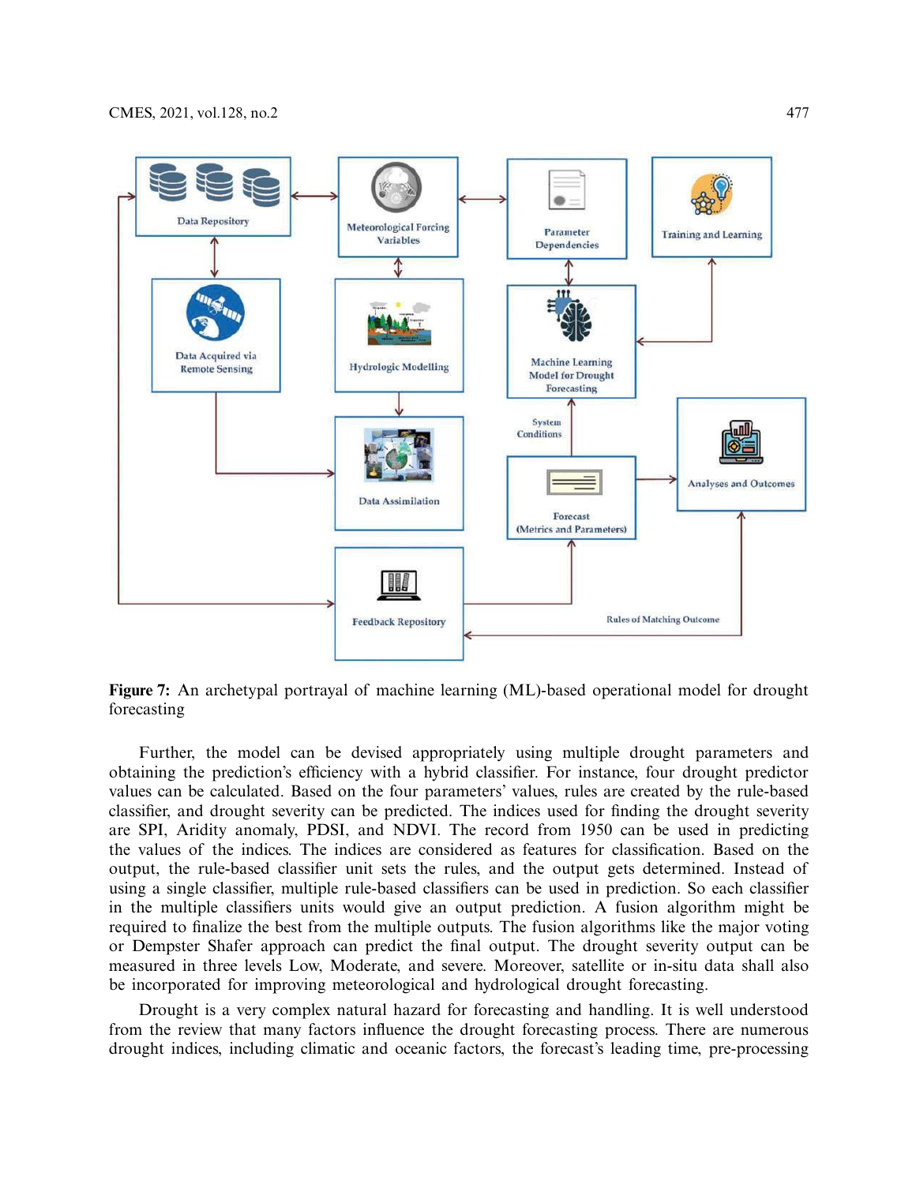**Figure 7:** An archetypal portrayal of machine learning (ML)-based operational model for drought forecasting

Further, the model can be devised appropriately using multiple drought parameters and obtaining the prediction's efficiency with a hybrid classifier. For instance, four drought predictor values can be calculated. Based on the four parameters' values, rules are created by the rule-based classifier, and drought severity can be predicted. The indices used for finding the drought severity are SPI, Aridity anomaly, PDSI, and NDVI. The record from 1950 can be used in predicting the values of the indices. The indices are considered as features for classification. Based on the output, the rule-based classifier unit sets the rules, and the output gets determined. Instead of using a single classifier, multiple rule-based classifiers can be used in prediction. So each classifier in the multiple classifiers units would give an output prediction. A fusion algorithm might be required to finalize the best from the multiple outputs. The fusion algorithms like the major voting or Dempster Shafer approach can predict the final output. The drought severity output can be measured in three levels Low, Moderate, and severe. Moreover, satellite or in-situ data shall also be incorporated for improving meteorological and hydrological drought forecasting.

Drought is a very complex natural hazard for forecasting and handling. It is well understood from the review that many factors influence the drought forecasting process. There are numerous drought indices, including climatic and oceanic factors, the forecast's leading time, pre-processing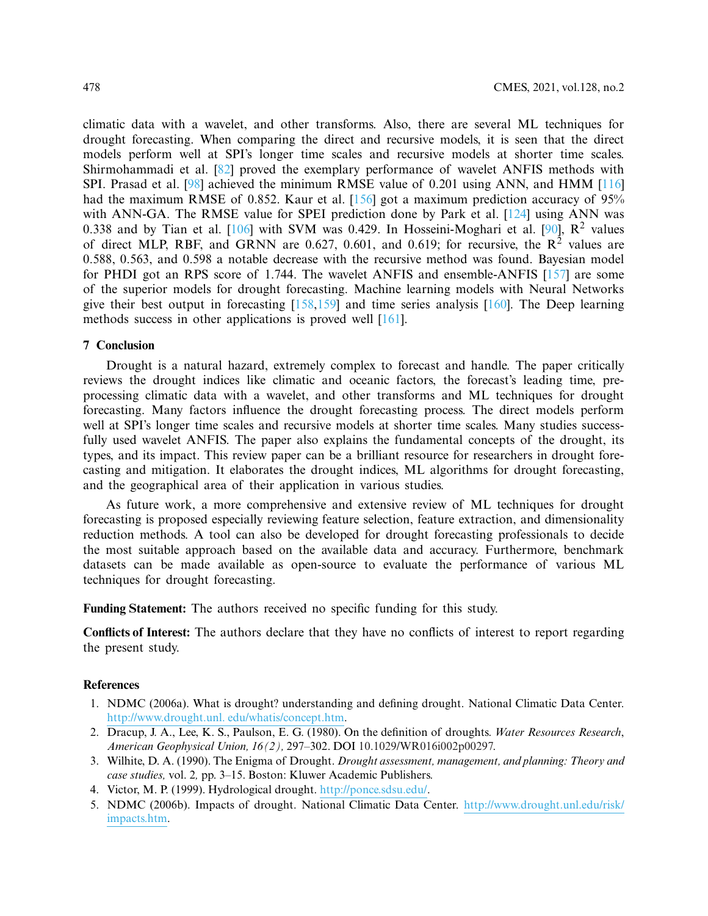climatic data with a wavelet, and other transforms. Also, there are several ML techniques for drought forecasting. When comparing the direct and recursive models, it is seen that the direct models perform well at SPI's longer time scales and recursive models at shorter time scales. Shirmohammadi et al. [82] proved the exemplary performance of wavelet ANFIS methods with SPI. Prasad et al. [98] achieved the minimum RMSE value of 0.201 using ANN, and HMM [116] had the maximum RMSE of 0.852. Kaur et al. [156] got a maximum prediction accuracy of 95% with ANN-GA. The RMSE value for SPEI prediction done by Park et al. [124] using ANN was 0.338 and by Tian et al. [106] with SVM was 0.429. In Hosseini-Moghari et al. [90], $R^2$ values of direct MLP, RBF, and GRNN are 0.627, 0.601, and 0.619; for recursive, the $R^2$ values are 0.588, 0.563, and 0.598 a notable decrease with the recursive method was found. Bayesian model for PHDI got an RPS score of 1.744. The wavelet ANFIS and ensemble-ANFIS [157] are some of the superior models for drought forecasting. Machine learning models with Neural Networks give their best output in forecasting [158,159] and time series analysis [160]. The Deep learning methods success in other applications is proved well [161].

## 7 Conclusion

Drought is a natural hazard, extremely complex to forecast and handle. The paper critically reviews the drought indices like climatic and oceanic factors, the forecast's leading time, pre-processing climatic data with a wavelet, and other transforms and ML techniques for drought forecasting. Many factors influence the drought forecasting process. The direct models perform well at SPI's longer time scales and recursive models at shorter time scales. Many studies successfully used wavelet ANFIS. The paper also explains the fundamental concepts of the drought, its types, and its impact. This review paper can be a brilliant resource for researchers in drought forecasting and mitigation. It elaborates the drought indices, ML algorithms for drought forecasting, and the geographical area of their application in various studies.

As future work, a more comprehensive and extensive review of ML techniques for drought forecasting is proposed especially reviewing feature selection, feature extraction, and dimensionality reduction methods. A tool can also be developed for drought forecasting professionals to decide the most suitable approach based on the available data and accuracy. Furthermore, benchmark datasets can be made available as open-source to evaluate the performance of various ML techniques for drought forecasting.

**Funding Statement:** The authors received no specific funding for this study.

**Conflicts of Interest:** The authors declare that they have no conflicts of interest to report regarding the present study.

## References

1. NDMC (2006a). What is drought? understanding and defining drought. National Climatic Data Center. http://www.drought.unl. edu/whatis/concept.htm.
2. Dracup, J. A., Lee, K. S., Paulson, E. G. (1980). On the definition of droughts. *Water Resources Research, American Geophysical Union, 16(2),* 297–302. DOI 10.1029/WR016i002p00297.
3. Wilhite, D. A. (1990). The Enigma of Drought. *Drought assessment, management, and planning: Theory and case studies,* vol. 2, pp. 3–15. Boston: Kluwer Academic Publishers.
4. Victor, M. P. (1999). Hydrological drought. http://ponce.sdsu.edu/.
5. NDMC (2006b). Impacts of drought. National Climatic Data Center. http://www.drought.unl.edu/risk/impacts.htm.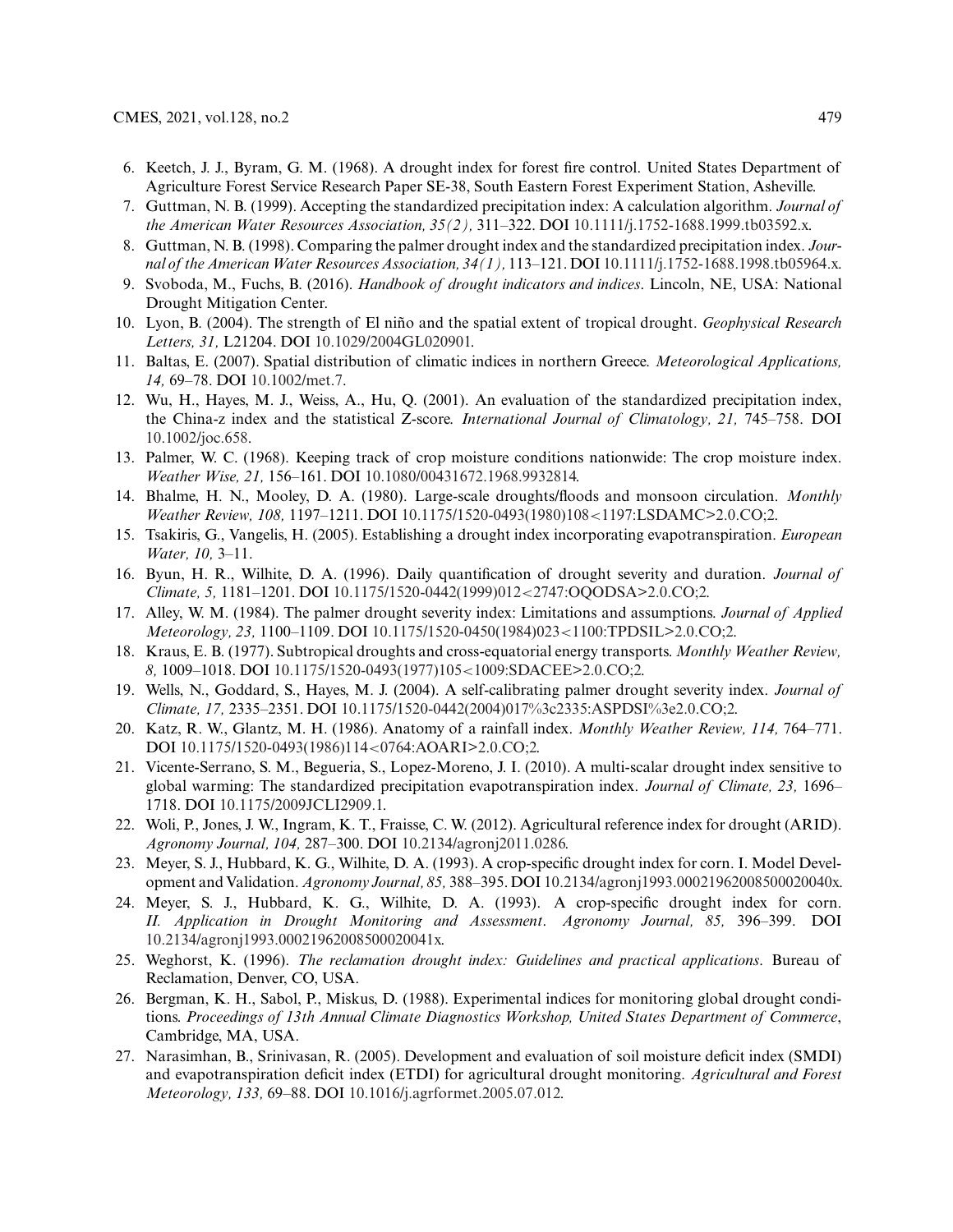6. Keetch, J. J., Byram, G. M. (1968). A drought index for forest fire control. United States Department of Agriculture Forest Service Research Paper SE-38, South Eastern Forest Experiment Station, Asheville.
7. Guttman, N. B. (1999). Accepting the standardized precipitation index: A calculation algorithm. *Journal of the American Water Resources Association, 35(2),* 311–322. DOI 10.1111/j.1752-1688.1999.tb03592.x.
8. Guttman, N. B. (1998). Comparing the palmer drought index and the standardized precipitation index. *Journal of the American Water Resources Association, 34(1),* 113–121. DOI 10.1111/j.1752-1688.1998.tb05964.x.
9. Svoboda, M., Fuchs, B. (2016). *Handbook of drought indicators and indices*. Lincoln, NE, USA: National Drought Mitigation Center.
10. Lyon, B. (2004). The strength of El niño and the spatial extent of tropical drought. *Geophysical Research Letters, 31,* L21204. DOI 10.1029/2004GL020901.
11. Baltas, E. (2007). Spatial distribution of climatic indices in northern Greece. *Meteorological Applications, 14,* 69–78. DOI 10.1002/met.7.
12. Wu, H., Hayes, M. J., Weiss, A., Hu, Q. (2001). An evaluation of the standardized precipitation index, the China-z index and the statistical Z-score. *International Journal of Climatology, 21,* 745–758. DOI 10.1002/joc.658.
13. Palmer, W. C. (1968). Keeping track of crop moisture conditions nationwide: The crop moisture index. *Weather Wise, 21,* 156–161. DOI 10.1080/00431672.1968.9932814.
14. Bhalme, H. N., Mooley, D. A. (1980). Large-scale droughts/floods and monsoon circulation. *Monthly Weather Review, 108,* 1197–1211. DOI 10.1175/1520-0493(1980)108<1197:LSDAMC>2.0.CO;2.
15. Tsakiris, G., Vangelis, H. (2005). Establishing a drought index incorporating evapotranspiration. *European Water, 10,* 3–11.
16. Byun, H. R., Wilhite, D. A. (1996). Daily quantification of drought severity and duration. *Journal of Climate, 5,* 1181–1201. DOI 10.1175/1520-0442(1999)012<2747:OQODSA>2.0.CO;2.
17. Alley, W. M. (1984). The palmer drought severity index: Limitations and assumptions. *Journal of Applied Meteorology, 23,* 1100–1109. DOI 10.1175/1520-0450(1984)023<1100:TPDSIL>2.0.CO;2.
18. Kraus, E. B. (1977). Subtropical droughts and cross-equatorial energy transports. *Monthly Weather Review, 8,* 1009–1018. DOI 10.1175/1520-0493(1977)105<1009:SDACEE>2.0.CO;2.
19. Wells, N., Goddard, S., Hayes, M. J. (2004). A self-calibrating palmer drought severity index. *Journal of Climate, 17,* 2335–2351. DOI 10.1175/1520-0442(2004)017%3c2335:ASPDSI%3e2.0.CO;2.
20. Katz, R. W., Glantz, M. H. (1986). Anatomy of a rainfall index. *Monthly Weather Review, 114,* 764–771. DOI 10.1175/1520-0493(1986)114<0764:AOARI>2.0.CO;2.
21. Vicente-Serrano, S. M., Begueria, S., Lopez-Moreno, J. I. (2010). A multi-scalar drought index sensitive to global warming: The standardized precipitation evapotranspiration index. *Journal of Climate, 23,* 1696–1718. DOI 10.1175/2009JCLI2909.1.
22. Woli, P., Jones, J. W., Ingram, K. T., Fraisse, C. W. (2012). Agricultural reference index for drought (ARID). *Agronomy Journal, 104,* 287–300. DOI 10.2134/agronj2011.0286.
23. Meyer, S. J., Hubbard, K. G., Wilhite, D. A. (1993). A crop-specific drought index for corn. I. Model Development and Validation. *Agronomy Journal, 85,* 388–395. DOI 10.2134/agronj1993.00021962008500020040x.
24. Meyer, S. J., Hubbard, K. G., Wilhite, D. A. (1993). A crop-specific drought index for corn. *II. Application in Drought Monitoring and Assessment*. *Agronomy Journal, 85,* 396–399. DOI 10.2134/agronj1993.00021962008500020041x.
25. Weghorst, K. (1996). *The reclamation drought index: Guidelines and practical applications*. Bureau of Reclamation, Denver, CO, USA.
26. Bergman, K. H., Sabol, P., Miskus, D. (1988). Experimental indices for monitoring global drought conditions. *Proceedings of 13th Annual Climate Diagnostics Workshop, United States Department of Commerce*, Cambridge, MA, USA.
27. Narasimhan, B., Srinivasan, R. (2005). Development and evaluation of soil moisture deficit index (SMDI) and evapotranspiration deficit index (ETDI) for agricultural drought monitoring. *Agricultural and Forest Meteorology, 133,* 69–88. DOI 10.1016/j.agrformet.2005.07.012.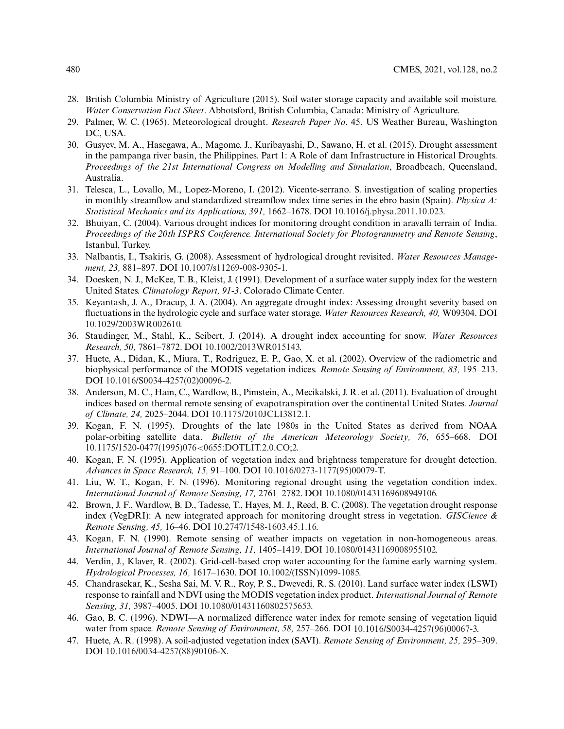28. British Columbia Ministry of Agriculture (2015). Soil water storage capacity and available soil moisture. *Water Conservation Fact Sheet*. Abbotsford, British Columbia, Canada: Ministry of Agriculture.
29. Palmer, W. C. (1965). Meteorological drought. *Research Paper No*. 45. US Weather Bureau, Washington DC, USA.
30. Gusyev, M. A., Hasegawa, A., Magome, J., Kuribayashi, D., Sawano, H. et al. (2015). Drought assessment in the pampanga river basin, the Philippines. Part 1: A Role of dam Infrastructure in Historical Droughts. *Proceedings of the 21st International Congress on Modelling and Simulation*, Broadbeach, Queensland, Australia.
31. Telesca, L., Lovallo, M., Lopez-Moreno, I. (2012). Vicente-serrano. S. investigation of scaling properties in monthly streamflow and standardized streamflow index time series in the ebro basin (Spain). *Physica A: Statistical Mechanics and its Applications, 391,* 1662–1678. DOI 10.1016/j.physa.2011.10.023.
32. Bhuiyan, C. (2004). Various drought indices for monitoring drought condition in aravalli terrain of India. *Proceedings of the 20th ISPRS Conference. International Society for Photogrammetry and Remote Sensing*, Istanbul, Turkey.
33. Nalbantis, I., Tsakiris, G. (2008). Assessment of hydrological drought revisited. *Water Resources Management, 23,* 881–897. DOI 10.1007/s11269-008-9305-1.
34. Doesken, N. J., McKee, T. B., Kleist, J. (1991). Development of a surface water supply index for the western United States. *Climatology Report, 91-3*. Colorado Climate Center.
35. Keyantash, J. A., Dracup, J. A. (2004). An aggregate drought index: Assessing drought severity based on fluctuations in the hydrologic cycle and surface water storage. *Water Resources Research, 40,* W09304. DOI 10.1029/2003WR002610.
36. Staudinger, M., Stahl, K., Seibert, J. (2014). A drought index accounting for snow. *Water Resources Research, 50,* 7861–7872. DOI 10.1002/2013WR015143.
37. Huete, A., Didan, K., Miura, T., Rodriguez, E. P., Gao, X. et al. (2002). Overview of the radiometric and biophysical performance of the MODIS vegetation indices. *Remote Sensing of Environment, 83,* 195–213. DOI 10.1016/S0034-4257(02)00096-2.
38. Anderson, M. C., Hain, C., Wardlow, B., Pimstein, A., Mecikalski, J. R. et al. (2011). Evaluation of drought indices based on thermal remote sensing of evapotranspiration over the continental United States. *Journal of Climate, 24,* 2025–2044. DOI 10.1175/2010JCLI3812.1.
39. Kogan, F. N. (1995). Droughts of the late 1980s in the United States as derived from NOAA polar-orbiting satellite data. *Bulletin of the American Meteorology Society, 76,* 655–668. DOI 10.1175/1520-0477(1995)076<0655:DOTLIT.2.0.CO;2.
40. Kogan, F. N. (1995). Application of vegetation index and brightness temperature for drought detection. *Advances in Space Research, 15,* 91–100. DOI 10.1016/0273-1177(95)00079-T.
41. Liu, W. T., Kogan, F. N. (1996). Monitoring regional drought using the vegetation condition index. *International Journal of Remote Sensing, 17,* 2761–2782. DOI 10.1080/01431169608949106.
42. Brown, J. F., Wardlow, B. D., Tadesse, T., Hayes, M. J., Reed, B. C. (2008). The vegetation drought response index (VegDRI): A new integrated approach for monitoring drought stress in vegetation. *GIScience & Remote Sensing, 45,* 16–46. DOI 10.2747/1548-1603.45.1.16.
43. Kogan, F. N. (1990). Remote sensing of weather impacts on vegetation in non-homogeneous areas. *International Journal of Remote Sensing, 11,* 1405–1419. DOI 10.1080/01431169008955102.
44. Verdin, J., Klaver, R. (2002). Grid-cell-based crop water accounting for the famine early warning system. *Hydrological Processes, 16,* 1617–1630. DOI 10.1002/(ISSN)1099-1085.
45. Chandrasekar, K., Sesha Sai, M. V. R., Roy, P. S., Dwevedi, R. S. (2010). Land surface water index (LSWI) response to rainfall and NDVI using the MODIS vegetation index product. *International Journal of Remote Sensing, 31,* 3987–4005. DOI 10.1080/01431160802575653.
46. Gao, B. C. (1996). NDWI—A normalized difference water index for remote sensing of vegetation liquid water from space. *Remote Sensing of Environment, 58,* 257–266. DOI 10.1016/S0034-4257(96)00067-3.
47. Huete, A. R. (1998). A soil-adjusted vegetation index (SAVI). *Remote Sensing of Environment, 25,* 295–309. DOI 10.1016/0034-4257(88)90106-X.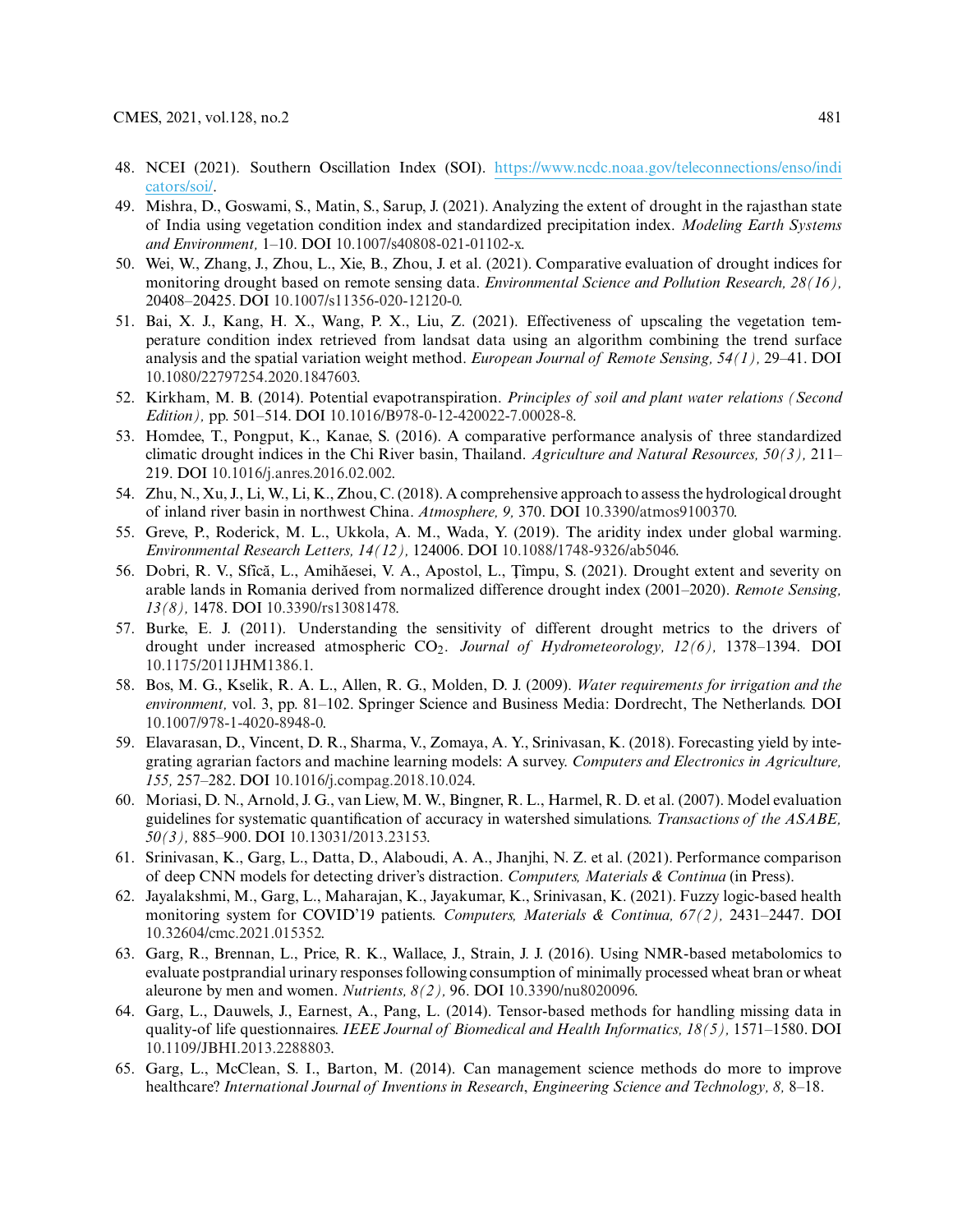48. NCEI (2021). Southern Oscillation Index (SOI). https://www.ncdc.noaa.gov/teleconnections/enso/indicators/soi/.
49. Mishra, D., Goswami, S., Matin, S., Sarup, J. (2021). Analyzing the extent of drought in the rajasthan state of India using vegetation condition index and standardized precipitation index. *Modeling Earth Systems and Environment,* 1–10. DOI 10.1007/s40808-021-01102-x.
50. Wei, W., Zhang, J., Zhou, L., Xie, B., Zhou, J. et al. (2021). Comparative evaluation of drought indices for monitoring drought based on remote sensing data. *Environmental Science and Pollution Research, 28(16),* 20408–20425. DOI 10.1007/s11356-020-12120-0.
51. Bai, X. J., Kang, H. X., Wang, P. X., Liu, Z. (2021). Effectiveness of upscaling the vegetation temperature condition index retrieved from landsat data using an algorithm combining the trend surface analysis and the spatial variation weight method. *European Journal of Remote Sensing, 54(1),* 29–41. DOI 10.1080/22797254.2020.1847603.
52. Kirkham, M. B. (2014). Potential evapotranspiration. *Principles of soil and plant water relations (Second Edition),* pp. 501–514. DOI 10.1016/B978-0-12-420022-7.00028-8.
53. Homdee, T., Pongput, K., Kanae, S. (2016). A comparative performance analysis of three standardized climatic drought indices in the Chi River basin, Thailand. *Agriculture and Natural Resources, 50(3),* 211–219. DOI 10.1016/j.anres.2016.02.002.
54. Zhu, N., Xu, J., Li, W., Li, K., Zhou, C. (2018). A comprehensive approach to assess the hydrological drought of inland river basin in northwest China. *Atmosphere, 9,* 370. DOI 10.3390/atmos9100370.
55. Greve, P., Roderick, M. L., Ukkola, A. M., Wada, Y. (2019). The aridity index under global warming. *Environmental Research Letters, 14(12),* 124006. DOI 10.1088/1748-9326/ab5046.
56. Dobri, R. V., Sfîcă, L., Amihăesei, V. A., Apostol, L., Ţîmpu, S. (2021). Drought extent and severity on arable lands in Romania derived from normalized difference drought index (2001–2020). *Remote Sensing, 13(8),* 1478. DOI 10.3390/rs13081478.
57. Burke, E. J. (2011). Understanding the sensitivity of different drought metrics to the drivers of drought under increased atmospheric $CO_2$. *Journal of Hydrometeorology, 12(6),* 1378–1394. DOI 10.1175/2011JHM1386.1.
58. Bos, M. G., Kselik, R. A. L., Allen, R. G., Molden, D. J. (2009). *Water requirements for irrigation and the environment,* vol. 3, pp. 81–102. Springer Science and Business Media: Dordrecht, The Netherlands. DOI 10.1007/978-1-4020-8948-0.
59. Elavarasan, D., Vincent, D. R., Sharma, V., Zomaya, A. Y., Srinivasan, K. (2018). Forecasting yield by integrating agrarian factors and machine learning models: A survey. *Computers and Electronics in Agriculture, 155,* 257–282. DOI 10.1016/j.compag.2018.10.024.
60. Moriasi, D. N., Arnold, J. G., van Liew, M. W., Bingner, R. L., Harmel, R. D. et al. (2007). Model evaluation guidelines for systematic quantification of accuracy in watershed simulations. *Transactions of the ASABE, 50(3),* 885–900. DOI 10.13031/2013.23153.
61. Srinivasan, K., Garg, L., Datta, D., Alaboudi, A. A., Jhanjhi, N. Z. et al. (2021). Performance comparison of deep CNN models for detecting driver's distraction. *Computers, Materials & Continua* (in Press).
62. Jayalakshmi, M., Garg, L., Maharajan, K., Jayakumar, K., Srinivasan, K. (2021). Fuzzy logic-based health monitoring system for COVID'19 patients. *Computers, Materials & Continua, 67(2),* 2431–2447. DOI 10.32604/cmc.2021.015352.
63. Garg, R., Brennan, L., Price, R. K., Wallace, J., Strain, J. J. (2016). Using NMR-based metabolomics to evaluate postprandial urinary responses following consumption of minimally processed wheat bran or wheat aleurone by men and women. *Nutrients, 8(2),* 96. DOI 10.3390/nu8020096.
64. Garg, L., Dauwels, J., Earnest, A., Pang, L. (2014). Tensor-based methods for handling missing data in quality-of life questionnaires. *IEEE Journal of Biomedical and Health Informatics, 18(5),* 1571–1580. DOI 10.1109/JBHI.2013.2288803.
65. Garg, L., McClean, S. I., Barton, M. (2014). Can management science methods do more to improve healthcare? *International Journal of Inventions in Research*, *Engineering Science and Technology, 8,* 8–18.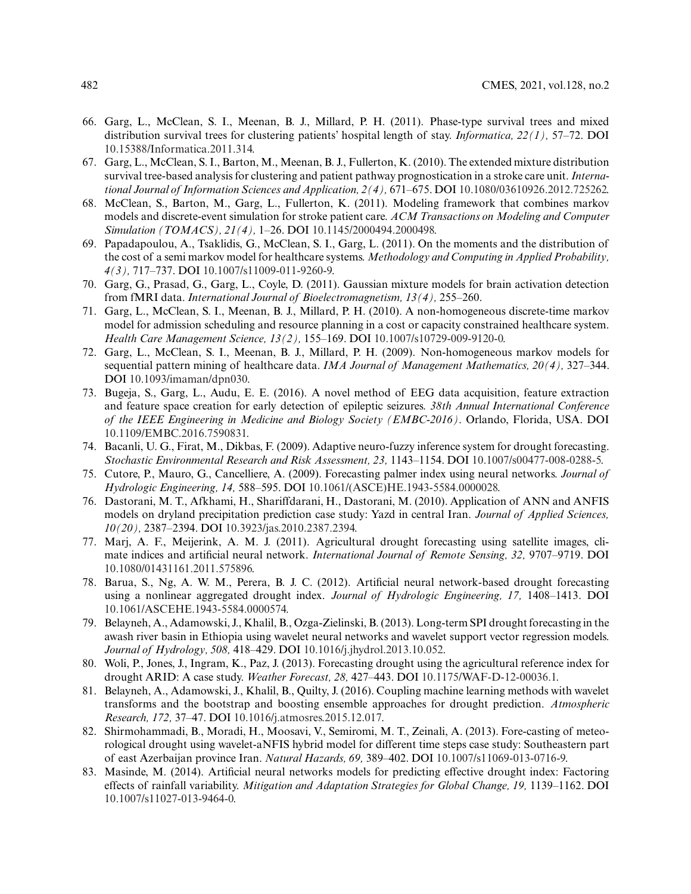66. Garg, L., McClean, S. I., Meenan, B. J., Millard, P. H. (2011). Phase-type survival trees and mixed distribution survival trees for clustering patients' hospital length of stay. *Informatica, 22(1),* 57–72. DOI 10.15388/Informatica.2011.314.
67. Garg, L., McClean, S. I., Barton, M., Meenan, B. J., Fullerton, K. (2010). The extended mixture distribution survival tree-based analysis for clustering and patient pathway prognostication in a stroke care unit. *International Journal of Information Sciences and Application, 2(4),* 671–675. DOI 10.1080/03610926.2012.725262.
68. McClean, S., Barton, M., Garg, L., Fullerton, K. (2011). Modeling framework that combines markov models and discrete-event simulation for stroke patient care. *ACM Transactions on Modeling and Computer Simulation (TOMACS), 21(4),* 1–26. DOI 10.1145/2000494.2000498.
69. Papadapoulou, A., Tsaklidis, G., McClean, S. I., Garg, L. (2011). On the moments and the distribution of the cost of a semi markov model for healthcare systems. *Methodology and Computing in Applied Probability, 4(3),* 717–737. DOI 10.1007/s11009-011-9260-9.
70. Garg, G., Prasad, G., Garg, L., Coyle, D. (2011). Gaussian mixture models for brain activation detection from fMRI data. *International Journal of Bioelectromagnetism, 13(4),* 255–260.
71. Garg, L., McClean, S. I., Meenan, B. J., Millard, P. H. (2010). A non-homogeneous discrete-time markov model for admission scheduling and resource planning in a cost or capacity constrained healthcare system. *Health Care Management Science, 13(2),* 155–169. DOI 10.1007/s10729-009-9120-0.
72. Garg, L., McClean, S. I., Meenan, B. J., Millard, P. H. (2009). Non-homogeneous markov models for sequential pattern mining of healthcare data. *IMA Journal of Management Mathematics, 20(4),* 327–344. DOI 10.1093/imaman/dpn030.
73. Bugeja, S., Garg, L., Audu, E. E. (2016). A novel method of EEG data acquisition, feature extraction and feature space creation for early detection of epileptic seizures. *38th Annual International Conference of the IEEE Engineering in Medicine and Biology Society (EMBC-2016)*. Orlando, Florida, USA. DOI 10.1109/EMBC.2016.7590831.
74. Bacanli, U. G., Firat, M., Dikbas, F. (2009). Adaptive neuro-fuzzy inference system for drought forecasting. *Stochastic Environmental Research and Risk Assessment, 23,* 1143–1154. DOI 10.1007/s00477-008-0288-5.
75. Cutore, P., Mauro, G., Cancelliere, A. (2009). Forecasting palmer index using neural networks. *Journal of Hydrologic Engineering, 14,* 588–595. DOI 10.1061/(ASCE)HE.1943-5584.0000028.
76. Dastorani, M. T., Afkhami, H., Shariffdarani, H., Dastorani, M. (2010). Application of ANN and ANFIS models on dryland precipitation prediction case study: Yazd in central Iran. *Journal of Applied Sciences, 10(20),* 2387–2394. DOI 10.3923/jas.2010.2387.2394.
77. Marj, A. F., Meijerink, A. M. J. (2011). Agricultural drought forecasting using satellite images, climate indices and artificial neural network. *International Journal of Remote Sensing, 32,* 9707–9719. DOI 10.1080/01431161.2011.575896.
78. Barua, S., Ng, A. W. M., Perera, B. J. C. (2012). Artificial neural network-based drought forecasting using a nonlinear aggregated drought index. *Journal of Hydrologic Engineering, 17,* 1408–1413. DOI 10.1061/ASCEHE.1943-5584.0000574.
79. Belayneh, A., Adamowski, J., Khalil, B., Ozga-Zielinski, B. (2013). Long-term SPI drought forecasting in the awash river basin in Ethiopia using wavelet neural networks and wavelet support vector regression models. *Journal of Hydrology, 508,* 418–429. DOI 10.1016/j.jhydrol.2013.10.052.
80. Woli, P., Jones, J., Ingram, K., Paz, J. (2013). Forecasting drought using the agricultural reference index for drought ARID: A case study. *Weather Forecast, 28,* 427–443. DOI 10.1175/WAF-D-12-00036.1.
81. Belayneh, A., Adamowski, J., Khalil, B., Quilty, J. (2016). Coupling machine learning methods with wavelet transforms and the bootstrap and boosting ensemble approaches for drought prediction. *Atmospheric Research, 172,* 37–47. DOI 10.1016/j.atmosres.2015.12.017.
82. Shirmohammadi, B., Moradi, H., Moosavi, V., Semiromi, M. T., Zeinali, A. (2013). Fore-casting of meteorological drought using wavelet-aNFIS hybrid model for different time steps case study: Southeastern part of east Azerbaijan province Iran. *Natural Hazards, 69,* 389–402. DOI 10.1007/s11069-013-0716-9.
83. Masinde, M. (2014). Artificial neural networks models for predicting effective drought index: Factoring effects of rainfall variability. *Mitigation and Adaptation Strategies for Global Change, 19,* 1139–1162. DOI 10.1007/s11027-013-9464-0.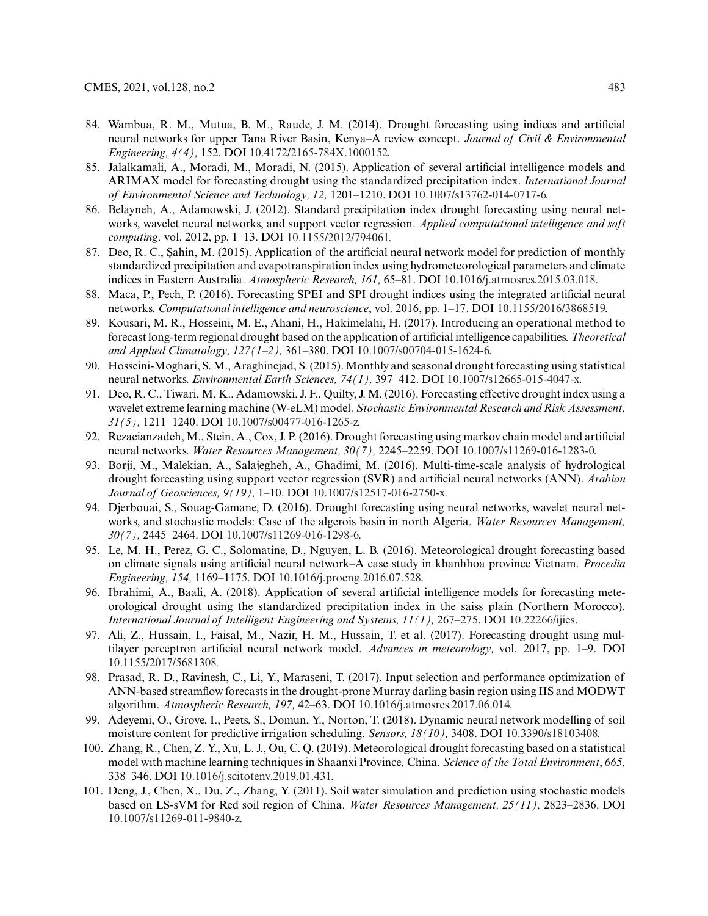84. Wambua, R. M., Mutua, B. M., Raude, J. M. (2014). Drought forecasting using indices and artificial neural networks for upper Tana River Basin, Kenya–A review concept. *Journal of Civil & Environmental Engineering, 4(4),* 152. DOI 10.4172/2165-784X.1000152.
85. Jalalkamali, A., Moradi, M., Moradi, N. (2015). Application of several artificial intelligence models and ARIMAX model for forecasting drought using the standardized precipitation index. *International Journal of Environmental Science and Technology, 12,* 1201–1210. DOI 10.1007/s13762-014-0717-6.
86. Belayneh, A., Adamowski, J. (2012). Standard precipitation index drought forecasting using neural networks, wavelet neural networks, and support vector regression. *Applied computational intelligence and soft computing,* vol. 2012, pp. 1–13. DOI 10.1155/2012/794061.
87. Deo, R. C., Şahin, M. (2015). Application of the artificial neural network model for prediction of monthly standardized precipitation and evapotranspiration index using hydrometeorological parameters and climate indices in Eastern Australia. *Atmospheric Research, 161,* 65–81. DOI 10.1016/j.atmosres.2015.03.018.
88. Maca, P., Pech, P. (2016). Forecasting SPEI and SPI drought indices using the integrated artificial neural networks. *Computational intelligence and neuroscience*, vol. 2016, pp. 1–17. DOI 10.1155/2016/3868519.
89. Kousari, M. R., Hosseini, M. E., Ahani, H., Hakimelahi, H. (2017). Introducing an operational method to forecast long-term regional drought based on the application of artificial intelligence capabilities. *Theoretical and Applied Climatology, 127(1–2),* 361–380. DOI 10.1007/s00704-015-1624-6.
90. Hosseini-Moghari, S. M., Araghinejad, S. (2015). Monthly and seasonal drought forecasting using statistical neural networks. *Environmental Earth Sciences, 74(1),* 397–412. DOI 10.1007/s12665-015-4047-x.
91. Deo, R. C., Tiwari, M. K., Adamowski, J. F., Quilty, J. M. (2016). Forecasting effective drought index using a wavelet extreme learning machine (W-eLM) model. *Stochastic Environmental Research and Risk Assessment, 31(5),* 1211–1240. DOI 10.1007/s00477-016-1265-z.
92. Rezaeianzadeh, M., Stein, A., Cox, J. P. (2016). Drought forecasting using markov chain model and artificial neural networks. *Water Resources Management, 30(7),* 2245–2259. DOI 10.1007/s11269-016-1283-0.
93. Borji, M., Malekian, A., Salajegheh, A., Ghadimi, M. (2016). Multi-time-scale analysis of hydrological drought forecasting using support vector regression (SVR) and artificial neural networks (ANN). *Arabian Journal of Geosciences, 9(19),* 1–10. DOI 10.1007/s12517-016-2750-x.
94. Djerbouai, S., Souag-Gamane, D. (2016). Drought forecasting using neural networks, wavelet neural networks, and stochastic models: Case of the algerois basin in north Algeria. *Water Resources Management, 30(7),* 2445–2464. DOI 10.1007/s11269-016-1298-6.
95. Le, M. H., Perez, G. C., Solomatine, D., Nguyen, L. B. (2016). Meteorological drought forecasting based on climate signals using artificial neural network–A case study in khanhhoa province Vietnam. *Procedia Engineering, 154,* 1169–1175. DOI 10.1016/j.proeng.2016.07.528.
96. Ibrahimi, A., Baali, A. (2018). Application of several artificial intelligence models for forecasting meteorological drought using the standardized precipitation index in the saiss plain (Northern Morocco). *International Journal of Intelligent Engineering and Systems, 11(1),* 267–275. DOI 10.22266/ijies.
97. Ali, Z., Hussain, I., Faisal, M., Nazir, H. M., Hussain, T. et al. (2017). Forecasting drought using multilayer perceptron artificial neural network model. *Advances in meteorology,* vol. 2017, pp. 1–9. DOI 10.1155/2017/5681308.
98. Prasad, R. D., Ravinesh, C., Li, Y., Maraseni, T. (2017). Input selection and performance optimization of ANN-based streamflow forecasts in the drought-prone Murray darling basin region using IIS and MODWT algorithm. *Atmospheric Research, 197,* 42–63. DOI 10.1016/j.atmosres.2017.06.014.
99. Adeyemi, O., Grove, I., Peets, S., Domun, Y., Norton, T. (2018). Dynamic neural network modelling of soil moisture content for predictive irrigation scheduling. *Sensors, 18(10),* 3408. DOI 10.3390/s18103408.
100. Zhang, R., Chen, Z. Y., Xu, L. J., Ou, C. Q. (2019). Meteorological drought forecasting based on a statistical model with machine learning techniques in Shaanxi Province, China. *Science of the Total Environment*, *665,* 338–346. DOI 10.1016/j.scitotenv.2019.01.431.
101. Deng, J., Chen, X., Du, Z., Zhang, Y. (2011). Soil water simulation and prediction using stochastic models based on LS-sVM for Red soil region of China. *Water Resources Management, 25(11),* 2823–2836. DOI 10.1007/s11269-011-9840-z.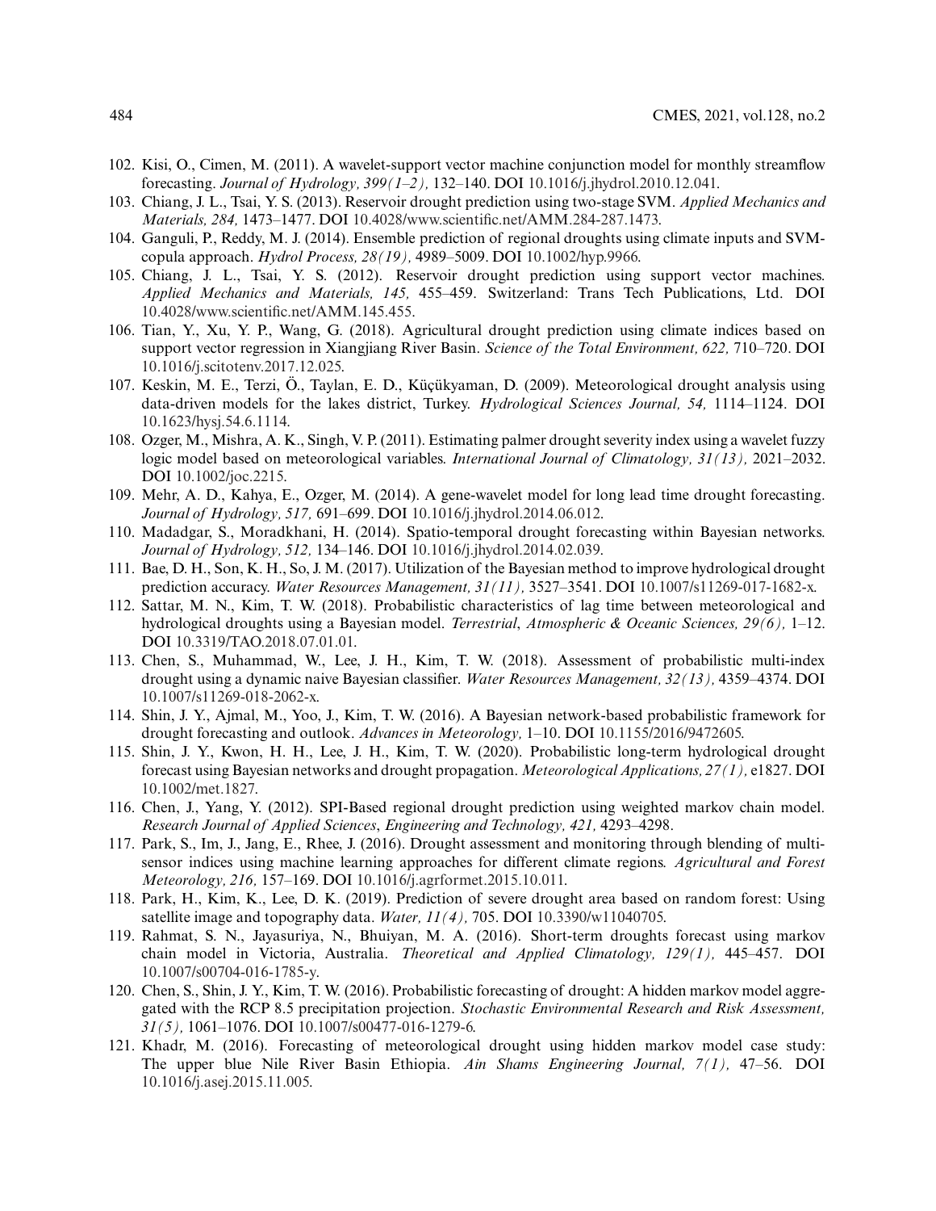102. Kisi, O., Cimen, M. (2011). A wavelet-support vector machine conjunction model for monthly streamflow forecasting. *Journal of Hydrology, 399(1–2),* 132–140. DOI 10.1016/j.jhydrol.2010.12.041.
103. Chiang, J. L., Tsai, Y. S. (2013). Reservoir drought prediction using two-stage SVM. *Applied Mechanics and Materials, 284,* 1473–1477. DOI 10.4028/www.scientific.net/AMM.284-287.1473.
104. Ganguli, P., Reddy, M. J. (2014). Ensemble prediction of regional droughts using climate inputs and SVM-copula approach. *Hydrol Process, 28(19),* 4989–5009. DOI 10.1002/hyp.9966.
105. Chiang, J. L., Tsai, Y. S. (2012). Reservoir drought prediction using support vector machines. *Applied Mechanics and Materials, 145,* 455–459. Switzerland: Trans Tech Publications, Ltd. DOI 10.4028/www.scientific.net/AMM.145.455.
106. Tian, Y., Xu, Y. P., Wang, G. (2018). Agricultural drought prediction using climate indices based on support vector regression in Xiangjiang River Basin. *Science of the Total Environment, 622,* 710–720. DOI 10.1016/j.scitotenv.2017.12.025.
107. Keskin, M. E., Terzi, Ö., Taylan, E. D., Küçükyaman, D. (2009). Meteorological drought analysis using data-driven models for the lakes district, Turkey. *Hydrological Sciences Journal, 54,* 1114–1124. DOI 10.1623/hysj.54.6.1114.
108. Ozger, M., Mishra, A. K., Singh, V. P. (2011). Estimating palmer drought severity index using a wavelet fuzzy logic model based on meteorological variables. *International Journal of Climatology, 31(13),* 2021–2032. DOI 10.1002/joc.2215.
109. Mehr, A. D., Kahya, E., Ozger, M. (2014). A gene-wavelet model for long lead time drought forecasting. *Journal of Hydrology, 517,* 691–699. DOI 10.1016/j.jhydrol.2014.06.012.
110. Madadgar, S., Moradkhani, H. (2014). Spatio-temporal drought forecasting within Bayesian networks. *Journal of Hydrology, 512,* 134–146. DOI 10.1016/j.jhydrol.2014.02.039.
111. Bae, D. H., Son, K. H., So, J. M. (2017). Utilization of the Bayesian method to improve hydrological drought prediction accuracy. *Water Resources Management, 31(11),* 3527–3541. DOI 10.1007/s11269-017-1682-x.
112. Sattar, M. N., Kim, T. W. (2018). Probabilistic characteristics of lag time between meteorological and hydrological droughts using a Bayesian model. *Terrestrial, Atmospheric & Oceanic Sciences, 29(6),* 1–12. DOI 10.3319/TAO.2018.07.01.01.
113. Chen, S., Muhammad, W., Lee, J. H., Kim, T. W. (2018). Assessment of probabilistic multi-index drought using a dynamic naive Bayesian classifier. *Water Resources Management, 32(13),* 4359–4374. DOI 10.1007/s11269-018-2062-x.
114. Shin, J. Y., Ajmal, M., Yoo, J., Kim, T. W. (2016). A Bayesian network-based probabilistic framework for drought forecasting and outlook. *Advances in Meteorology,* 1–10. DOI 10.1155/2016/9472605.
115. Shin, J. Y., Kwon, H. H., Lee, J. H., Kim, T. W. (2020). Probabilistic long-term hydrological drought forecast using Bayesian networks and drought propagation. *Meteorological Applications, 27(1),* e1827. DOI 10.1002/met.1827.
116. Chen, J., Yang, Y. (2012). SPI-Based regional drought prediction using weighted markov chain model. *Research Journal of Applied Sciences, Engineering and Technology, 421,* 4293–4298.
117. Park, S., Im, J., Jang, E., Rhee, J. (2016). Drought assessment and monitoring through blending of multi-sensor indices using machine learning approaches for different climate regions. *Agricultural and Forest Meteorology, 216,* 157–169. DOI 10.1016/j.agrformet.2015.10.011.
118. Park, H., Kim, K., Lee, D. K. (2019). Prediction of severe drought area based on random forest: Using satellite image and topography data. *Water, 11(4),* 705. DOI 10.3390/w11040705.
119. Rahmat, S. N., Jayasuriya, N., Bhuiyan, M. A. (2016). Short-term droughts forecast using markov chain model in Victoria, Australia. *Theoretical and Applied Climatology, 129(1),* 445–457. DOI 10.1007/s00704-016-1785-y.
120. Chen, S., Shin, J. Y., Kim, T. W. (2016). Probabilistic forecasting of drought: A hidden markov model aggregated with the RCP 8.5 precipitation projection. *Stochastic Environmental Research and Risk Assessment, 31(5),* 1061–1076. DOI 10.1007/s00477-016-1279-6.
121. Khadr, M. (2016). Forecasting of meteorological drought using hidden markov model case study: The upper blue Nile River Basin Ethiopia. *Ain Shams Engineering Journal, 7(1),* 47–56. DOI 10.1016/j.asej.2015.11.005.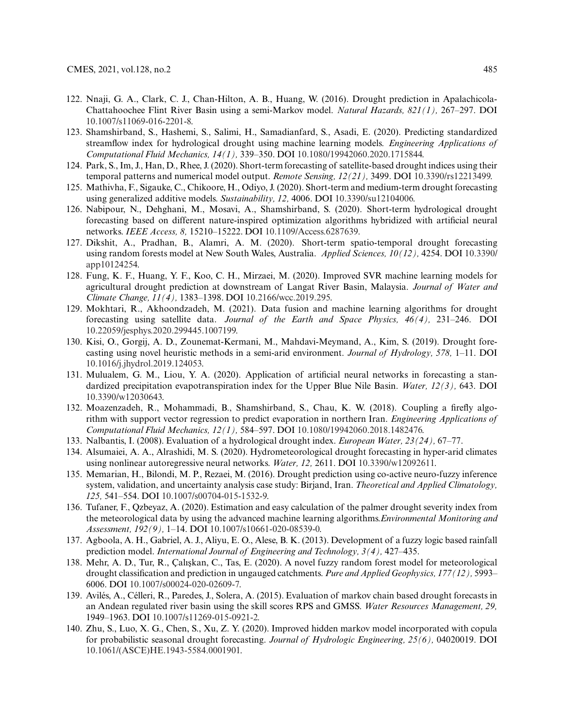122. Nnaji, G. A., Clark, C. J., Chan-Hilton, A. B., Huang, W. (2016). Drought prediction in Apalachicola-Chattahoochee Flint River Basin using a semi-Markov model. *Natural Hazards, 821(1),* 267–297. DOI 10.1007/s11069-016-2201-8.
123. Shamshirband, S., Hashemi, S., Salimi, H., Samadianfard, S., Asadi, E. (2020). Predicting standardized streamflow index for hydrological drought using machine learning models. *Engineering Applications of Computational Fluid Mechanics, 14(1),* 339–350. DOI 10.1080/19942060.2020.1715844.
124. Park, S., Im, J., Han, D., Rhee, J. (2020). Short-term forecasting of satellite-based drought indices using their temporal patterns and numerical model output. *Remote Sensing, 12(21),* 3499. DOI 10.3390/rs12213499.
125. Mathivha, F., Sigauke, C., Chikoore, H., Odiyo, J. (2020). Short-term and medium-term drought forecasting using generalized additive models. *Sustainability, 12,* 4006. DOI 10.3390/su12104006.
126. Nabipour, N., Dehghani, M., Mosavi, A., Shamshirband, S. (2020). Short-term hydrological drought forecasting based on different nature-inspired optimization algorithms hybridized with artificial neural networks. *IEEE Access, 8,* 15210–15222. DOI 10.1109/Access.6287639.
127. Dikshit, A., Pradhan, B., Alamri, A. M. (2020). Short-term spatio-temporal drought forecasting using random forests model at New South Wales, Australia. *Applied Sciences, 10(12),* 4254. DOI 10.3390/app10124254.
128. Fung, K. F., Huang, Y. F., Koo, C. H., Mirzaei, M. (2020). Improved SVR machine learning models for agricultural drought prediction at downstream of Langat River Basin, Malaysia. *Journal of Water and Climate Change, 11(4),* 1383–1398. DOI 10.2166/wcc.2019.295.
129. Mokhtari, R., Akhoondzadeh, M. (2021). Data fusion and machine learning algorithms for drought forecasting using satellite data. *Journal of the Earth and Space Physics, 46(4),* 231–246. DOI 10.22059/jesphys.2020.299445.1007199.
130. Kisi, O., Gorgij, A. D., Zounemat-Kermani, M., Mahdavi-Meymand, A., Kim, S. (2019). Drought forecasting using novel heuristic methods in a semi-arid environment. *Journal of Hydrology, 578,* 1–11. DOI 10.1016/j.jhydrol.2019.124053.
131. Mulualem, G. M., Liou, Y. A. (2020). Application of artificial neural networks in forecasting a standardized precipitation evapotranspiration index for the Upper Blue Nile Basin. *Water, 12(3),* 643. DOI 10.3390/w12030643.
132. Moazenzadeh, R., Mohammadi, B., Shamshirband, S., Chau, K. W. (2018). Coupling a firefly algorithm with support vector regression to predict evaporation in northern Iran. *Engineering Applications of Computational Fluid Mechanics, 12(1),* 584–597. DOI 10.1080/19942060.2018.1482476.
133. Nalbantis, I. (2008). Evaluation of a hydrological drought index. *European Water, 23(24),* 67–77.
134. Alsumaiei, A. A., Alrashidi, M. S. (2020). Hydrometeorological drought forecasting in hyper-arid climates using nonlinear autoregressive neural networks. *Water, 12,* 2611. DOI 10.3390/w12092611.
135. Memarian, H., Bilondi, M. P., Rezaei, M. (2016). Drought prediction using co-active neuro-fuzzy inference system, validation, and uncertainty analysis case study: Birjand, Iran. *Theoretical and Applied Climatology, 125,* 541–554. DOI 10.1007/s00704-015-1532-9.
136. Tufaner, F., Qzbeyaz, A. (2020). Estimation and easy calculation of the palmer drought severity index from the meteorological data by using the advanced machine learning algorithms.*Environmental Monitoring and Assessment, 192(9),* 1–14. DOI 10.1007/s10661-020-08539-0.
137. Agboola, A. H., Gabriel, A. J., Aliyu, E. O., Alese, B. K. (2013). Development of a fuzzy logic based rainfall prediction model. *International Journal of Engineering and Technology, 3(4),* 427–435.
138. Mehr, A. D., Tur, R., Çalışkan, C., Tas, E. (2020). A novel fuzzy random forest model for meteorological drought classification and prediction in ungauged catchments. *Pure and Applied Geophysics, 177(12),* 5993–6006. DOI 10.1007/s00024-020-02609-7.
139. Avilés, A., Célleri, R., Paredes, J., Solera, A. (2015). Evaluation of markov chain based drought forecasts in an Andean regulated river basin using the skill scores RPS and GMSS. *Water Resources Management, 29,* 1949–1963. DOI 10.1007/s11269-015-0921-2.
140. Zhu, S., Luo, X. G., Chen, S., Xu, Z. Y. (2020). Improved hidden markov model incorporated with copula for probabilistic seasonal drought forecasting. *Journal of Hydrologic Engineering, 25(6),* 04020019. DOI 10.1061/(ASCE)HE.1943-5584.0001901.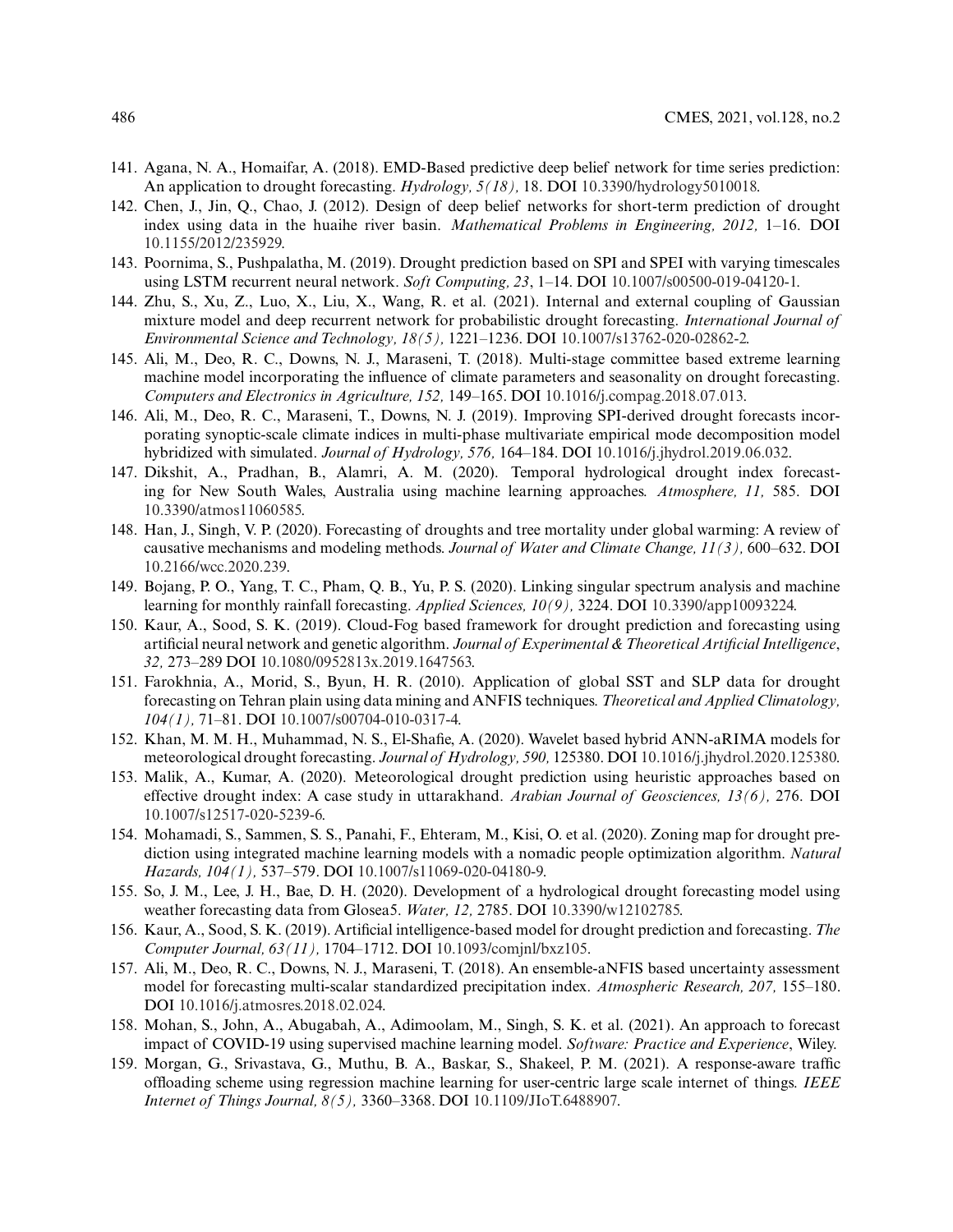141. Agana, N. A., Homaifar, A. (2018). EMD-Based predictive deep belief network for time series prediction: An application to drought forecasting. *Hydrology, 5(18),* 18. DOI 10.3390/hydrology5010018.
142. Chen, J., Jin, Q., Chao, J. (2012). Design of deep belief networks for short-term prediction of drought index using data in the huaihe river basin. *Mathematical Problems in Engineering, 2012,* 1–16. DOI 10.1155/2012/235929.
143. Poornima, S., Pushpalatha, M. (2019). Drought prediction based on SPI and SPEI with varying timescales using LSTM recurrent neural network. *Soft Computing, 23*, 1–14. DOI 10.1007/s00500-019-04120-1.
144. Zhu, S., Xu, Z., Luo, X., Liu, X., Wang, R. et al. (2021). Internal and external coupling of Gaussian mixture model and deep recurrent network for probabilistic drought forecasting. *International Journal of Environmental Science and Technology, 18(5),* 1221–1236. DOI 10.1007/s13762-020-02862-2.
145. Ali, M., Deo, R. C., Downs, N. J., Maraseni, T. (2018). Multi-stage committee based extreme learning machine model incorporating the influence of climate parameters and seasonality on drought forecasting. *Computers and Electronics in Agriculture, 152,* 149–165. DOI 10.1016/j.compag.2018.07.013.
146. Ali, M., Deo, R. C., Maraseni, T., Downs, N. J. (2019). Improving SPI-derived drought forecasts incorporating synoptic-scale climate indices in multi-phase multivariate empirical mode decomposition model hybridized with simulated. *Journal of Hydrology, 576,* 164–184. DOI 10.1016/j.jhydrol.2019.06.032.
147. Dikshit, A., Pradhan, B., Alamri, A. M. (2020). Temporal hydrological drought index forecasting for New South Wales, Australia using machine learning approaches. *Atmosphere, 11,* 585. DOI 10.3390/atmos11060585.
148. Han, J., Singh, V. P. (2020). Forecasting of droughts and tree mortality under global warming: A review of causative mechanisms and modeling methods. *Journal of Water and Climate Change, 11(3),* 600–632. DOI 10.2166/wcc.2020.239.
149. Bojang, P. O., Yang, T. C., Pham, Q. B., Yu, P. S. (2020). Linking singular spectrum analysis and machine learning for monthly rainfall forecasting. *Applied Sciences, 10(9),* 3224. DOI 10.3390/app10093224.
150. Kaur, A., Sood, S. K. (2019). Cloud-Fog based framework for drought prediction and forecasting using artificial neural network and genetic algorithm. *Journal of Experimental & Theoretical Artificial Intelligence*, *32,* 273–289 DOI 10.1080/0952813x.2019.1647563.
151. Farokhnia, A., Morid, S., Byun, H. R. (2010). Application of global SST and SLP data for drought forecasting on Tehran plain using data mining and ANFIS techniques. *Theoretical and Applied Climatology, 104(1),* 71–81. DOI 10.1007/s00704-010-0317-4.
152. Khan, M. M. H., Muhammad, N. S., El-Shafie, A. (2020). Wavelet based hybrid ANN-aRIMA models for meteorological drought forecasting. *Journal of Hydrology, 590,* 125380. DOI 10.1016/j.jhydrol.2020.125380.
153. Malik, A., Kumar, A. (2020). Meteorological drought prediction using heuristic approaches based on effective drought index: A case study in uttarakhand. *Arabian Journal of Geosciences, 13(6),* 276. DOI 10.1007/s12517-020-5239-6.
154. Mohamadi, S., Sammen, S. S., Panahi, F., Ehteram, M., Kisi, O. et al. (2020). Zoning map for drought prediction using integrated machine learning models with a nomadic people optimization algorithm. *Natural Hazards, 104(1),* 537–579. DOI 10.1007/s11069-020-04180-9.
155. So, J. M., Lee, J. H., Bae, D. H. (2020). Development of a hydrological drought forecasting model using weather forecasting data from Glosea5. *Water, 12,* 2785. DOI 10.3390/w12102785.
156. Kaur, A., Sood, S. K. (2019). Artificial intelligence-based model for drought prediction and forecasting. *The Computer Journal, 63(11),* 1704–1712. DOI 10.1093/comjnl/bxz105.
157. Ali, M., Deo, R. C., Downs, N. J., Maraseni, T. (2018). An ensemble-aNFIS based uncertainty assessment model for forecasting multi-scalar standardized precipitation index. *Atmospheric Research, 207,* 155–180. DOI 10.1016/j.atmosres.2018.02.024.
158. Mohan, S., John, A., Abugabah, A., Adimoolam, M., Singh, S. K. et al. (2021). An approach to forecast impact of COVID-19 using supervised machine learning model. *Software: Practice and Experience*, Wiley.
159. Morgan, G., Srivastava, G., Muthu, B. A., Baskar, S., Shakeel, P. M. (2021). A response-aware traffic offloading scheme using regression machine learning for user-centric large scale internet of things. *IEEE Internet of Things Journal, 8(5),* 3360–3368. DOI 10.1109/JIoT.6488907.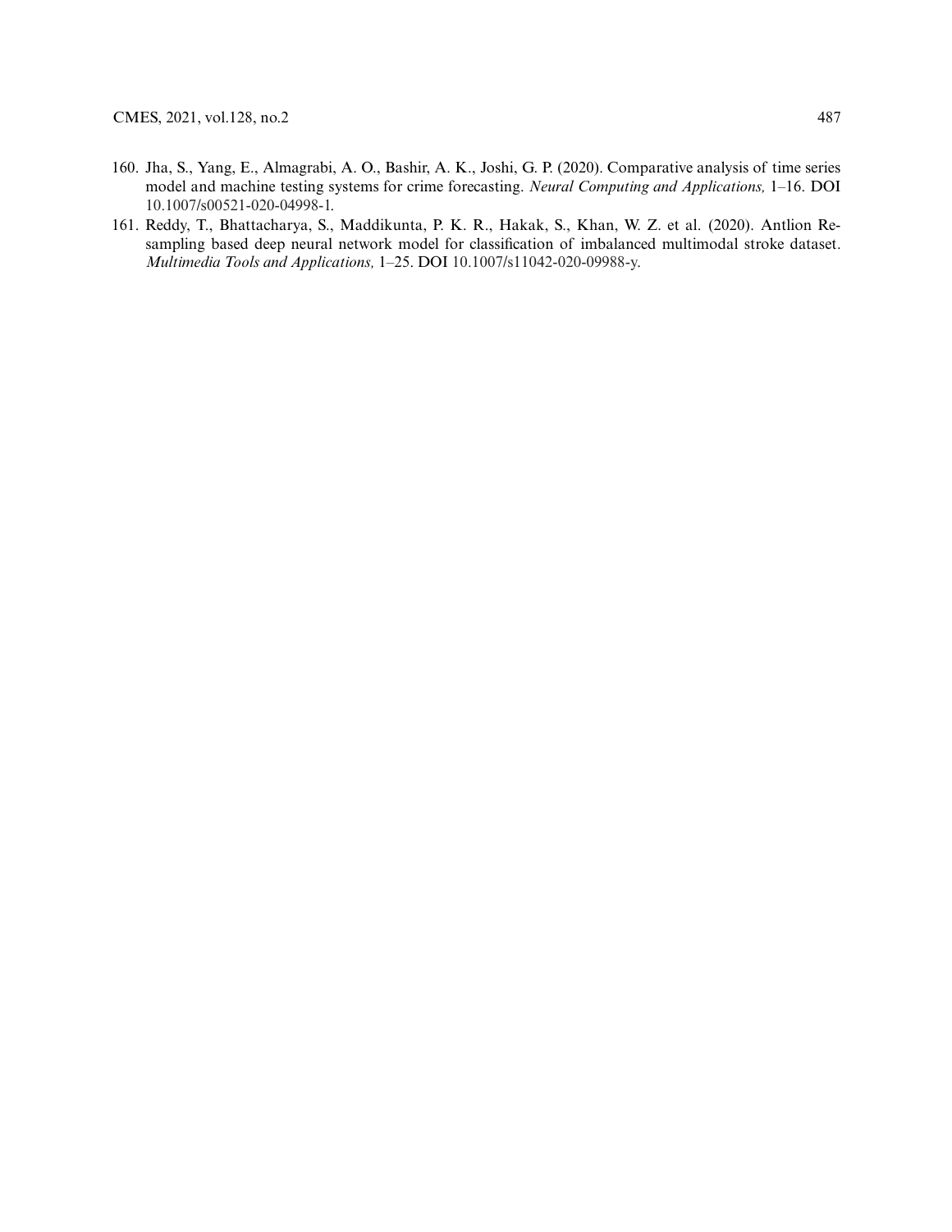160. Jha, S., Yang, E., Almagrabi, A. O., Bashir, A. K., Joshi, G. P. (2020). Comparative analysis of time series model and machine testing systems for crime forecasting. *Neural Computing and Applications,* 1–16. DOI 10.1007/s00521-020-04998-1.
161. Reddy, T., Bhattacharya, S., Maddikunta, P. K. R., Hakak, S., Khan, W. Z. et al. (2020). Antlion Re-sampling based deep neural network model for classification of imbalanced multimodal stroke dataset. *Multimedia Tools and Applications,* 1–25. DOI 10.1007/s11042-020-09988-y.